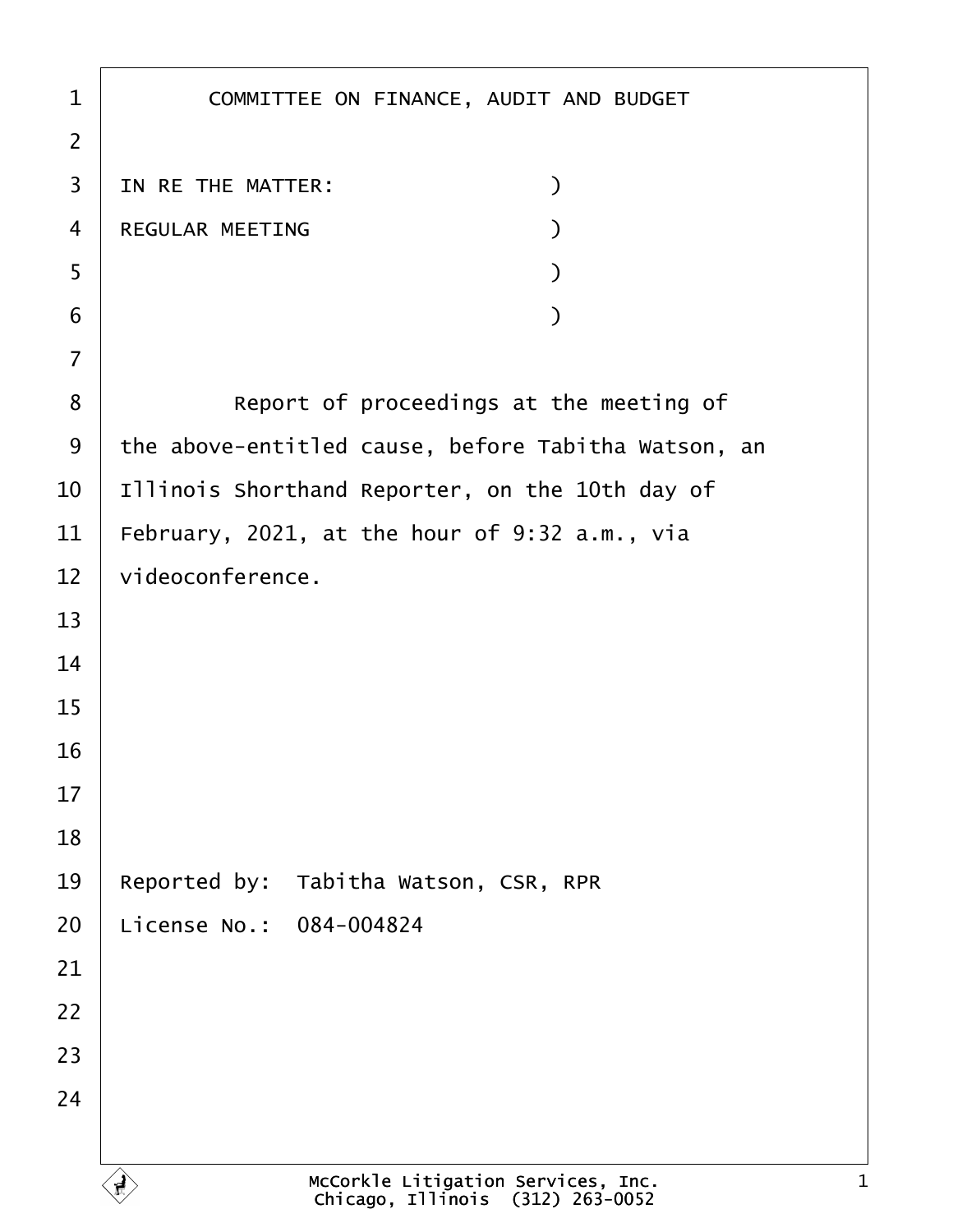# COMMITTEE ON FINANCE, AUDIT AND BUDGET

IN RE THE MATTER: )
REGULAR MEETING )
)
)

Report of proceedings at the meeting of the above-entitled cause, before Tabitha Watson, an Illinois Shorthand Reporter, on the 10th day of February, 2021, at the hour of 9:32 a.m., via videoconference.

Reported by: Tabitha Watson, CSR, RPR
License No.: 084-004824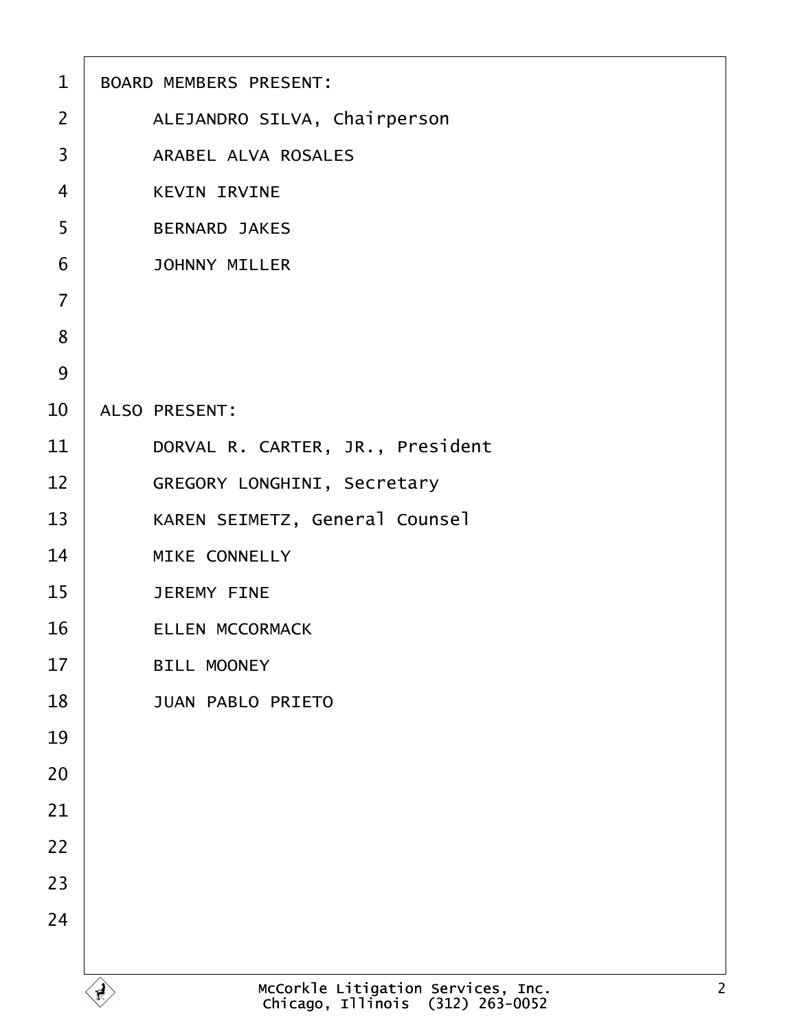BOARD MEMBERS PRESENT:

ALEJANDRO SILVA, Chairperson

ARABEL ALVA ROSALES

KEVIN IRVINE

BERNARD JAKES

JOHNNY MILLER

ALSO PRESENT:

DORVAL R. CARTER, JR., President

GREGORY LONGHINI, Secretary

KAREN SEIMETZ, General Counsel

MIKE CONNELLY

JEREMY FINE

ELLEN MCCORMACK

BILL MOONEY

JUAN PABLO PRIETO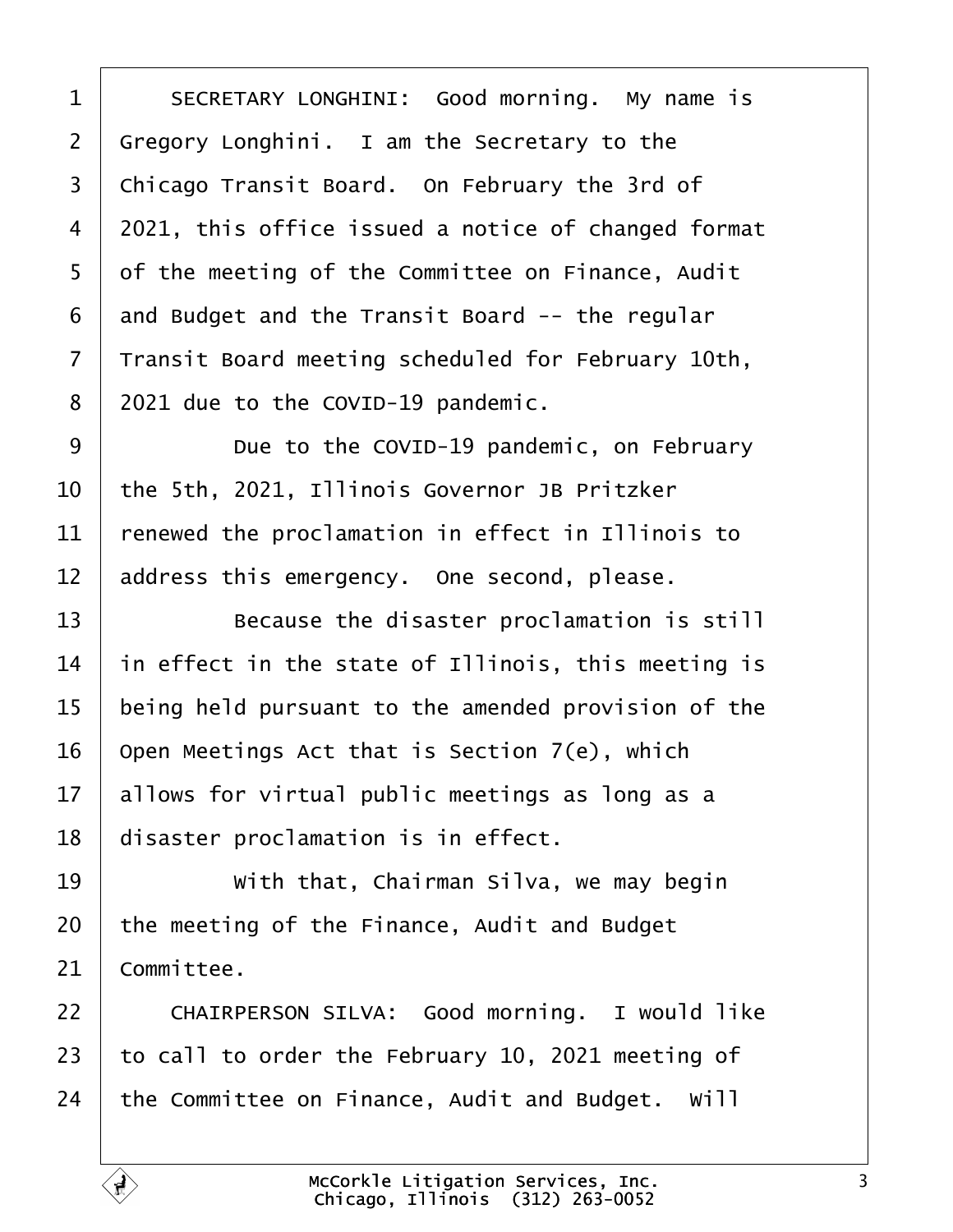SECRETARY LONGHINI: Good morning. My name is Gregory Longhini. I am the Secretary to the Chicago Transit Board. On February the 3rd of 2021, this office issued a notice of changed format of the meeting of the Committee on Finance, Audit and Budget and the Transit Board -- the regular Transit Board meeting scheduled for February 10th, 2021 due to the COVID-19 pandemic.

Due to the COVID-19 pandemic, on February the 5th, 2021, Illinois Governor JB Pritzker renewed the proclamation in effect in Illinois to address this emergency. One second, please.

Because the disaster proclamation is still in effect in the state of Illinois, this meeting is being held pursuant to the amended provision of the Open Meetings Act that is Section 7(e), which allows for virtual public meetings as long as a disaster proclamation is in effect.

With that, Chairman Silva, we may begin the meeting of the Finance, Audit and Budget Committee.

CHAIRPERSON SILVA: Good morning. I would like to call to order the February 10, 2021 meeting of the Committee on Finance, Audit and Budget. Will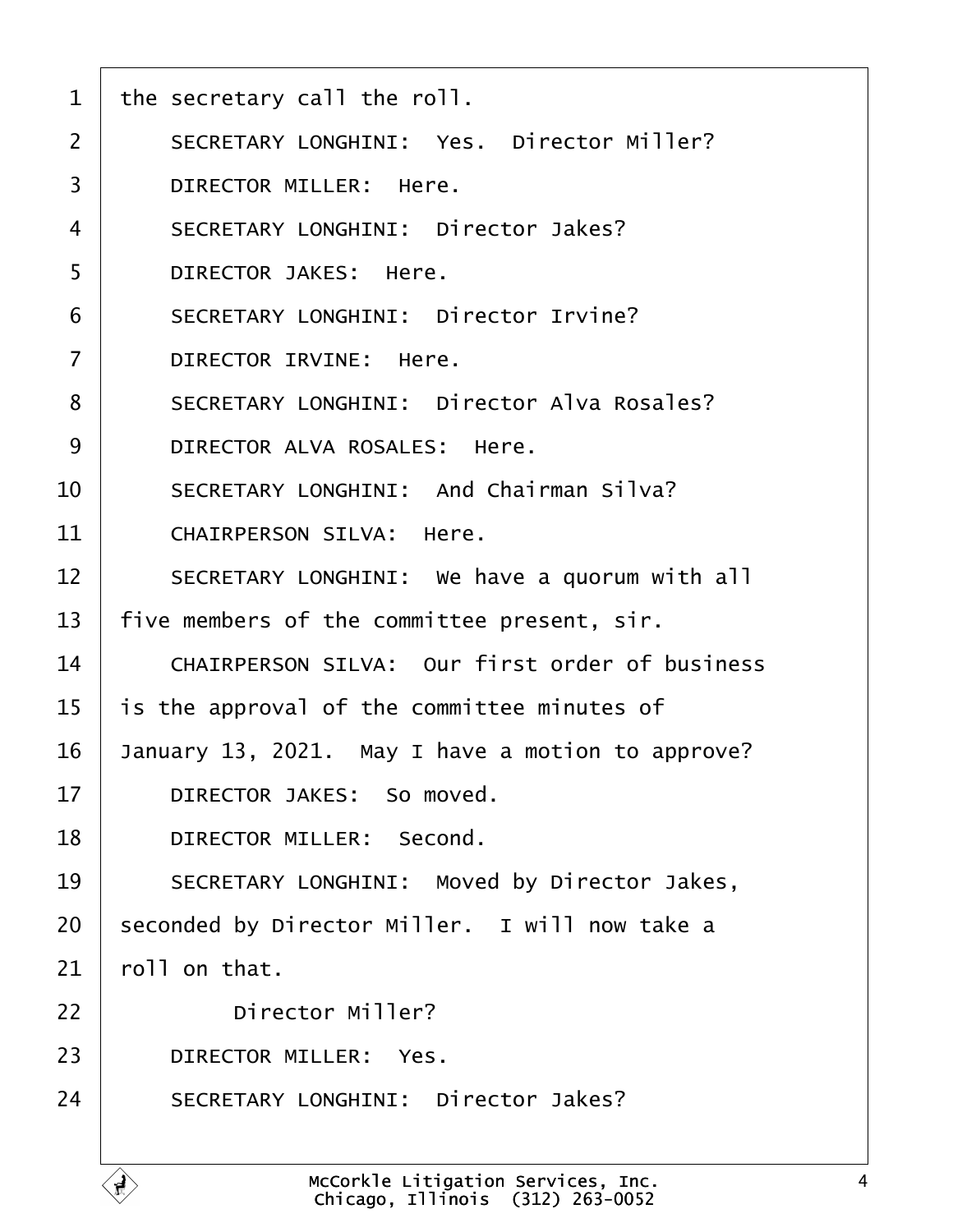the secretary call the roll.

SECRETARY LONGHINI: Yes. Director Miller?

DIRECTOR MILLER: Here.

SECRETARY LONGHINI: Director Jakes?

DIRECTOR JAKES: Here.

SECRETARY LONGHINI: Director Irvine?

DIRECTOR IRVINE: Here.

SECRETARY LONGHINI: Director Alva Rosales?

DIRECTOR ALVA ROSALES: Here.

SECRETARY LONGHINI: And Chairman Silva?

CHAIRPERSON SILVA: Here.

SECRETARY LONGHINI: We have a quorum with all five members of the committee present, sir.

CHAIRPERSON SILVA: Our first order of business is the approval of the committee minutes of January 13, 2021. May I have a motion to approve?

DIRECTOR JAKES: So moved.

DIRECTOR MILLER: Second.

SECRETARY LONGHINI: Moved by Director Jakes, seconded by Director Miller. I will now take a roll on that.

Director Miller?

DIRECTOR MILLER: Yes.

SECRETARY LONGHINI: Director Jakes?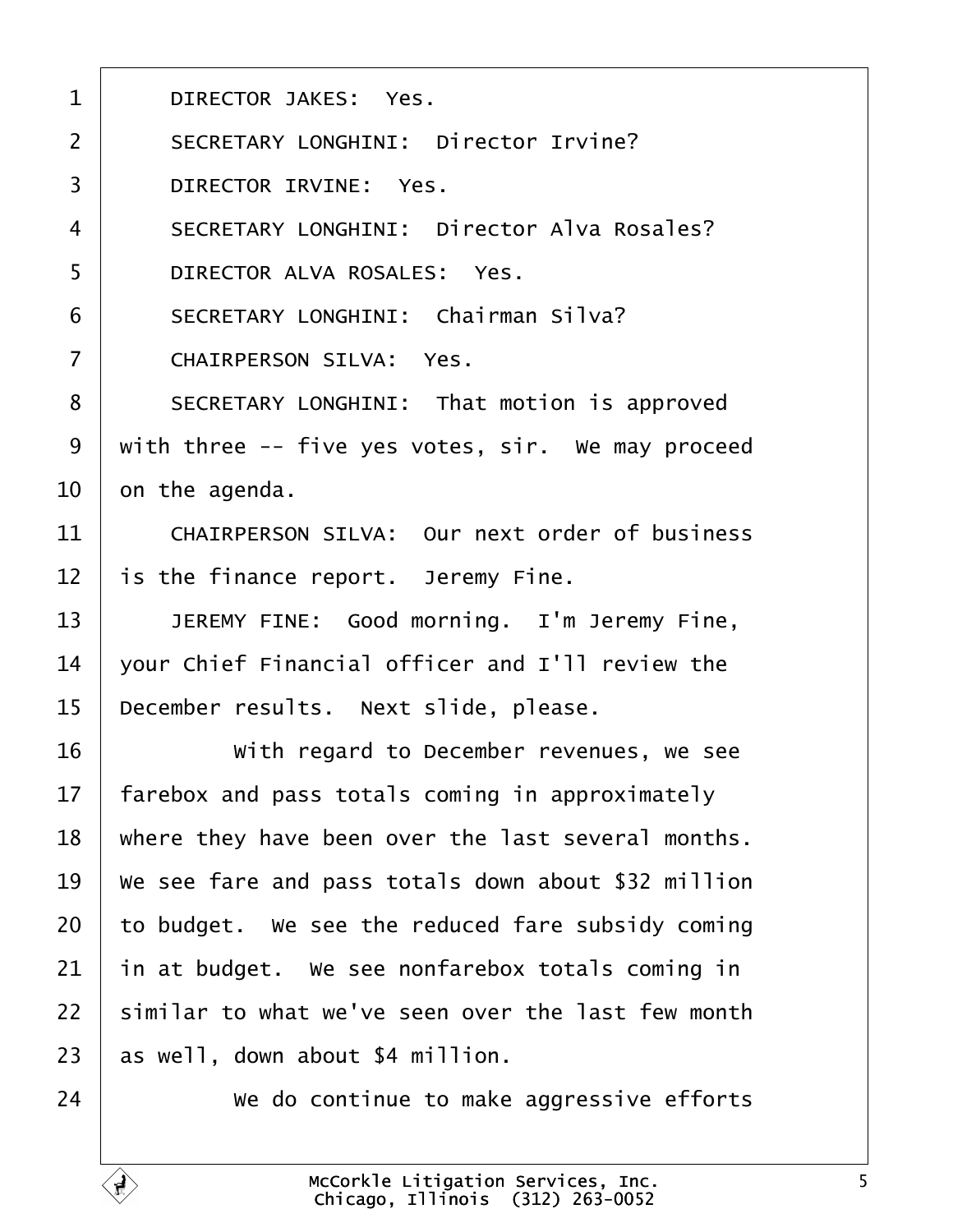DIRECTOR JAKES: Yes.

SECRETARY LONGHINI: Director Irvine?

DIRECTOR IRVINE: Yes.

SECRETARY LONGHINI: Director Alva Rosales?

DIRECTOR ALVA ROSALES: Yes.

SECRETARY LONGHINI: Chairman Silva?

CHAIRPERSON SILVA: Yes.

SECRETARY LONGHINI: That motion is approved with three -- five yes votes, sir. We may proceed on the agenda.

CHAIRPERSON SILVA: Our next order of business is the finance report. Jeremy Fine.

JEREMY FINE: Good morning. I'm Jeremy Fine, your Chief Financial officer and I'll review the December results. Next slide, please.

With regard to December revenues, we see farebox and pass totals coming in approximately where they have been over the last several months. We see fare and pass totals down about $32 million to budget. We see the reduced fare subsidy coming in at budget. We see nonfarebox totals coming in similar to what we've seen over the last few month as well, down about $4 million.

We do continue to make aggressive efforts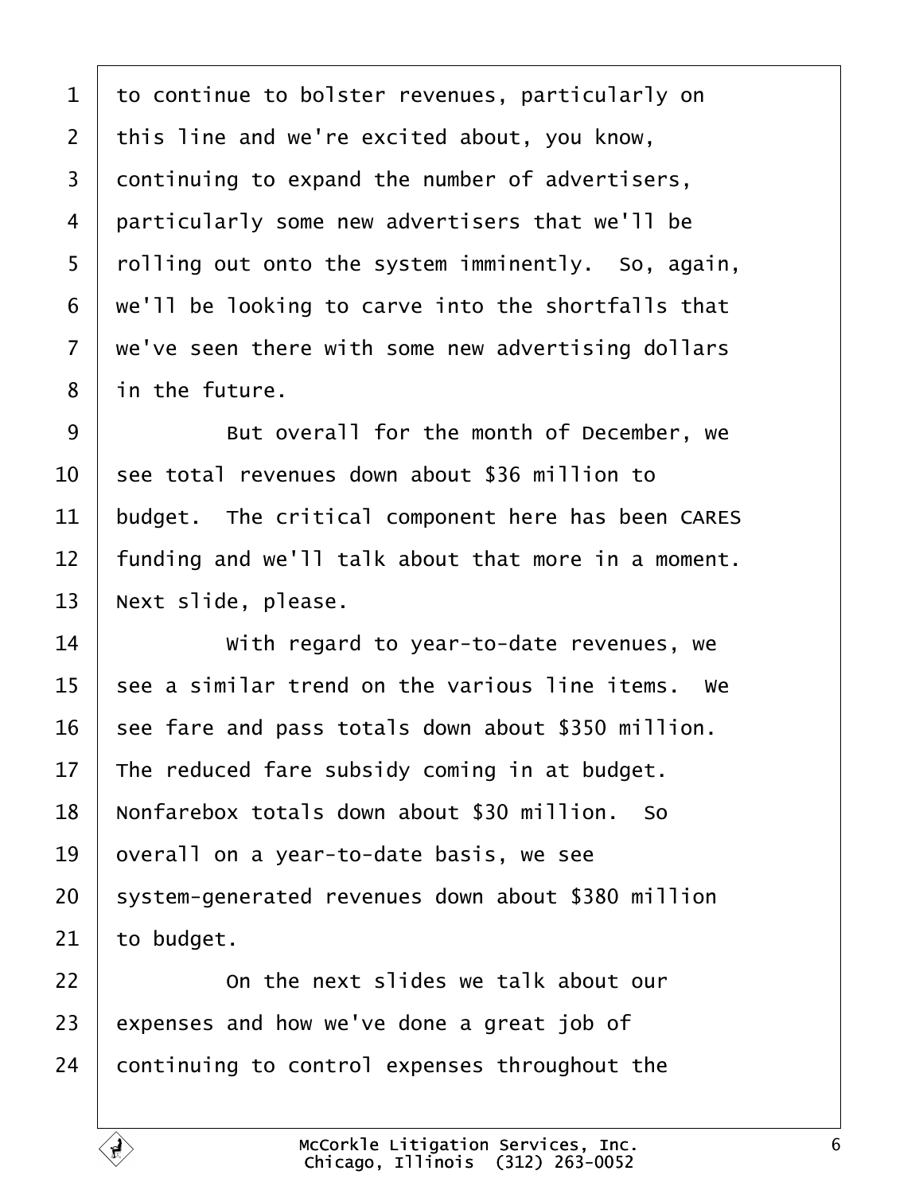to continue to bolster revenues, particularly on this line and we're excited about, you know, continuing to expand the number of advertisers, particularly some new advertisers that we'll be rolling out onto the system imminently. So, again, we'll be looking to carve into the shortfalls that we've seen there with some new advertising dollars in the future.

But overall for the month of December, we see total revenues down about $36 million to budget. The critical component here has been CARES funding and we'll talk about that more in a moment. Next slide, please.

With regard to year-to-date revenues, we see a similar trend on the various line items. We see fare and pass totals down about $350 million. The reduced fare subsidy coming in at budget. Nonfarebox totals down about $30 million. So overall on a year-to-date basis, we see system-generated revenues down about $380 million to budget.

On the next slides we talk about our expenses and how we've done a great job of continuing to control expenses throughout the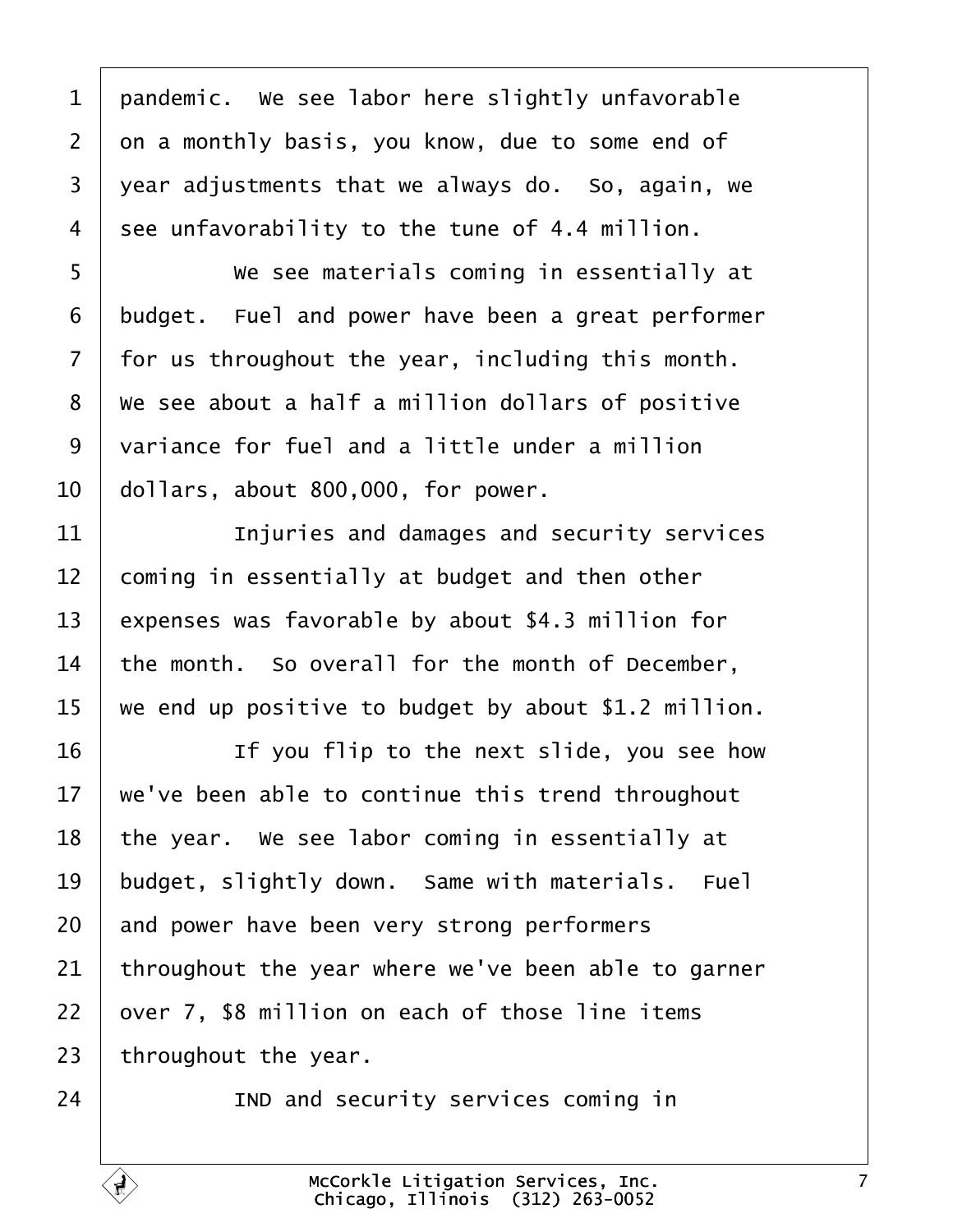pandemic. We see labor here slightly unfavorable on a monthly basis, you know, due to some end of year adjustments that we always do. So, again, we see unfavorability to the tune of 4.4 million.

We see materials coming in essentially at budget. Fuel and power have been a great performer for us throughout the year, including this month. We see about a half a million dollars of positive variance for fuel and a little under a million dollars, about 800,000, for power.

Injuries and damages and security services coming in essentially at budget and then other expenses was favorable by about $4.3 million for the month. So overall for the month of December, we end up positive to budget by about $1.2 million.

If you flip to the next slide, you see how we've been able to continue this trend throughout the year. We see labor coming in essentially at budget, slightly down. Same with materials. Fuel and power have been very strong performers throughout the year where we've been able to garner over 7, $8 million on each of those line items throughout the year.

IND and security services coming in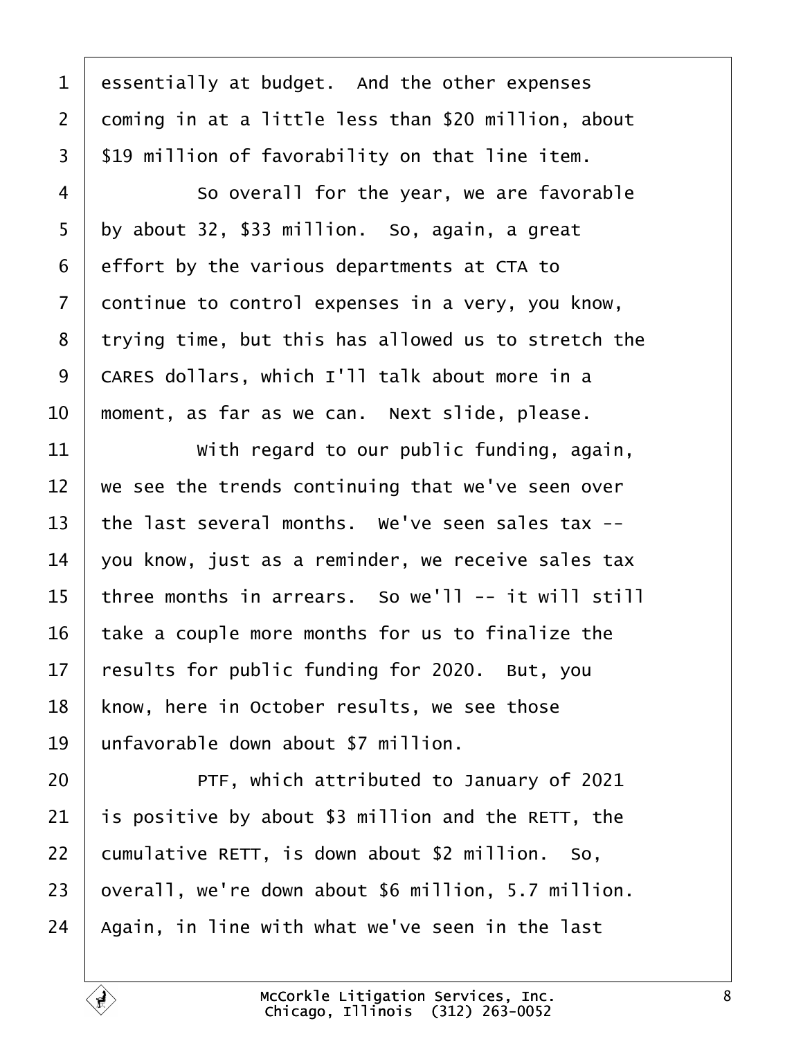essentially at budget. And the other expenses coming in at a little less than $20 million, about $19 million of favorability on that line item.

So overall for the year, we are favorable by about 32, $33 million. So, again, a great effort by the various departments at CTA to continue to control expenses in a very, you know, trying time, but this has allowed us to stretch the CARES dollars, which I'll talk about more in a moment, as far as we can. Next slide, please.

With regard to our public funding, again, we see the trends continuing that we've seen over the last several months. We've seen sales tax -- you know, just as a reminder, we receive sales tax three months in arrears. So we'll -- it will still take a couple more months for us to finalize the results for public funding for 2020. But, you know, here in October results, we see those unfavorable down about $7 million.

PTF, which attributed to January of 2021 is positive by about $3 million and the RETT, the cumulative RETT, is down about $2 million. So, overall, we're down about $6 million, 5.7 million. Again, in line with what we've seen in the last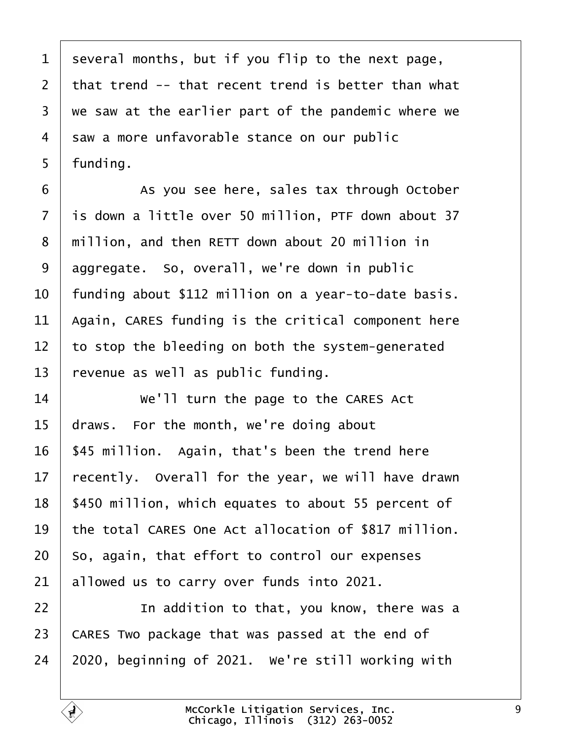several months, but if you flip to the next page, that trend -- that recent trend is better than what we saw at the earlier part of the pandemic where we saw a more unfavorable stance on our public funding.

As you see here, sales tax through October is down a little over 50 million, PTF down about 37 million, and then RETT down about 20 million in aggregate. So, overall, we're down in public funding about $112 million on a year-to-date basis. Again, CARES funding is the critical component here to stop the bleeding on both the system-generated revenue as well as public funding.

We'll turn the page to the CARES Act draws. For the month, we're doing about $45 million. Again, that's been the trend here recently. Overall for the year, we will have drawn $450 million, which equates to about 55 percent of the total CARES One Act allocation of $817 million. So, again, that effort to control our expenses allowed us to carry over funds into 2021.

In addition to that, you know, there was a CARES Two package that was passed at the end of 2020, beginning of 2021. We're still working with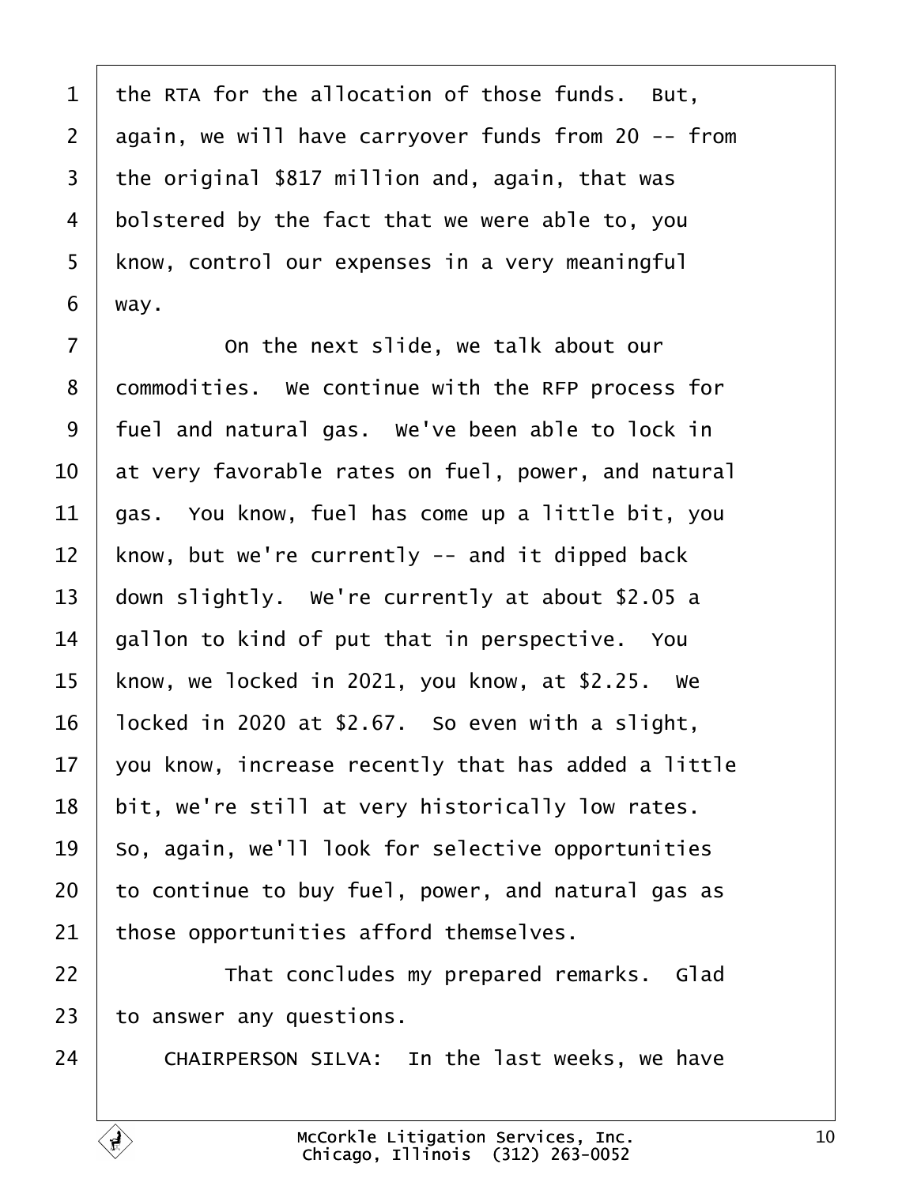the RTA for the allocation of those funds. But, again, we will have carryover funds from 20 -- from the original $817 million and, again, that was bolstered by the fact that we were able to, you know, control our expenses in a very meaningful way.

On the next slide, we talk about our commodities. We continue with the RFP process for fuel and natural gas. We've been able to lock in at very favorable rates on fuel, power, and natural gas. You know, fuel has come up a little bit, you know, but we're currently -- and it dipped back down slightly. We're currently at about $2.05 a gallon to kind of put that in perspective. You know, we locked in 2021, you know, at $2.25. We locked in 2020 at $2.67. So even with a slight, you know, increase recently that has added a little bit, we're still at very historically low rates. So, again, we'll look for selective opportunities to continue to buy fuel, power, and natural gas as those opportunities afford themselves.

That concludes my prepared remarks. Glad to answer any questions.

CHAIRPERSON SILVA: In the last weeks, we have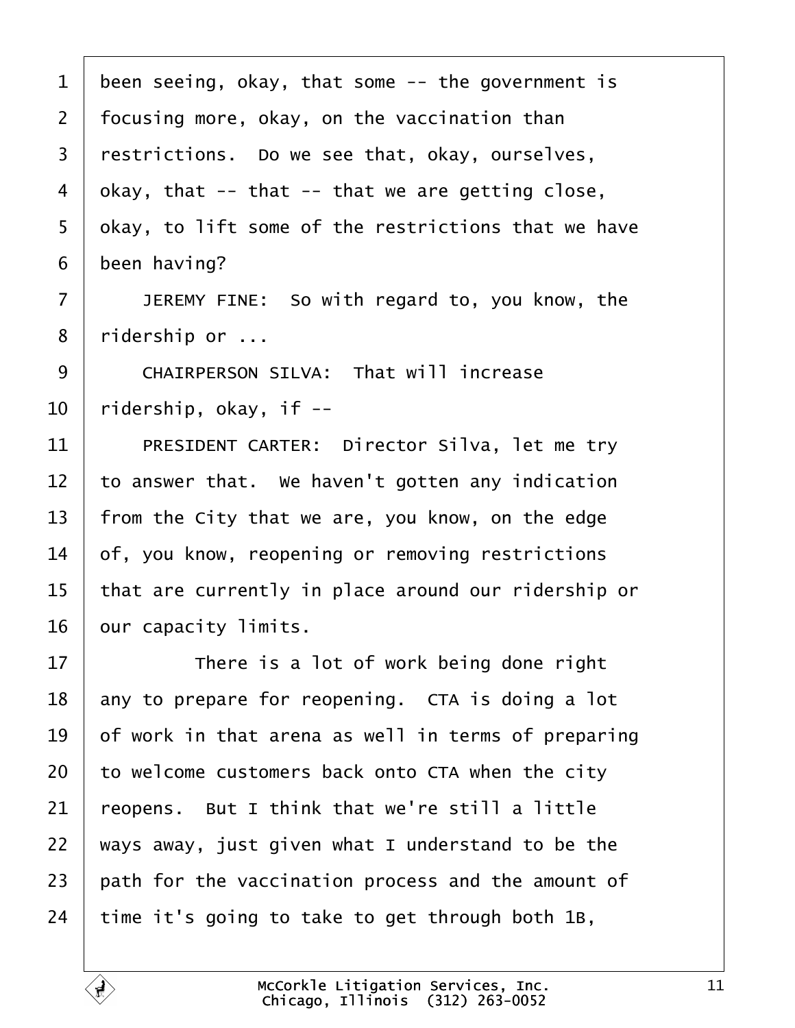1 been seeing, okay, that some -- the government is
2 focusing more, okay, on the vaccination than
3 restrictions. Do we see that, okay, ourselves,
4 okay, that -- that -- that we are getting close,
5 okay, to lift some of the restrictions that we have
6 been having?

7 JEREMY FINE: So with regard to, you know, the
8 ridership or ...

9 CHAIRPERSON SILVA: That will increase
10 ridership, okay, if --

11 PRESIDENT CARTER: Director Silva, let me try
12 to answer that. We haven't gotten any indication
13 from the City that we are, you know, on the edge
14 of, you know, reopening or removing restrictions
15 that are currently in place around our ridership or
16 our capacity limits.

17 There is a lot of work being done right
18 any to prepare for reopening. CTA is doing a lot
19 of work in that arena as well in terms of preparing
20 to welcome customers back onto CTA when the city
21 reopens. But I think that we're still a little
22 ways away, just given what I understand to be the
23 path for the vaccination process and the amount of
24 time it's going to take to get through both 1B,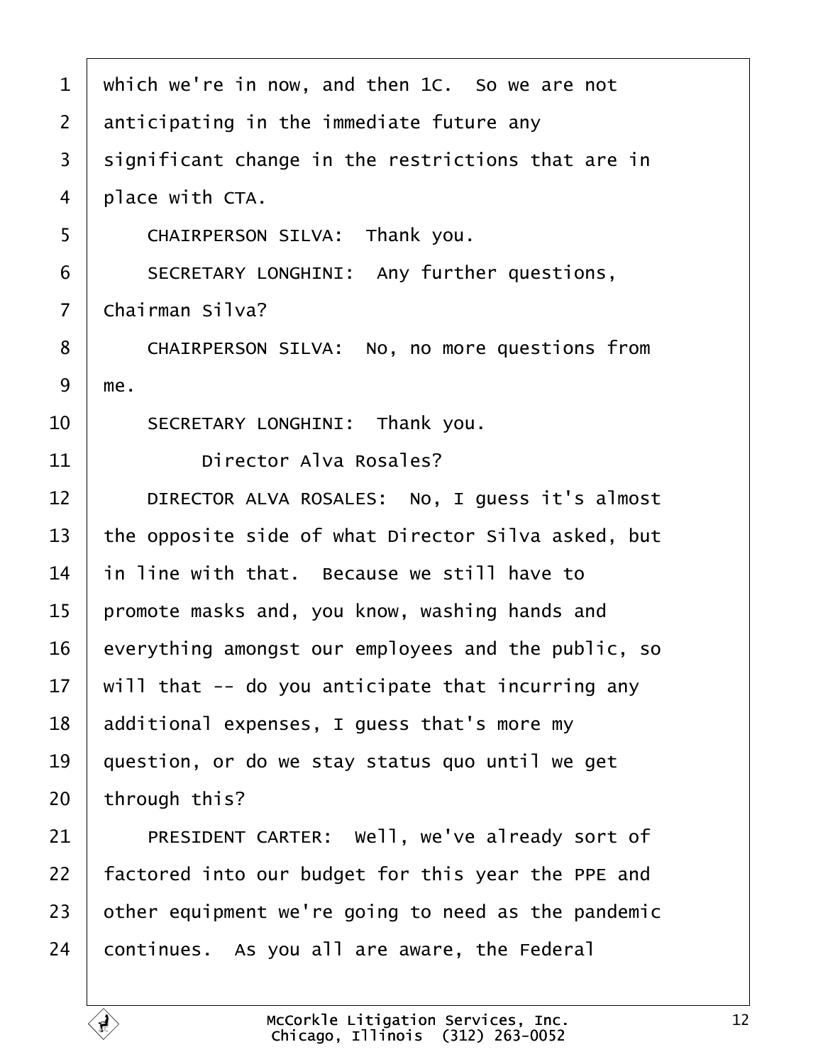which we're in now, and then 1C. So we are not anticipating in the immediate future any significant change in the restrictions that are in place with CTA.

CHAIRPERSON SILVA: Thank you.

SECRETARY LONGHINI: Any further questions, Chairman Silva?

CHAIRPERSON SILVA: No, no more questions from me.

SECRETARY LONGHINI: Thank you.

Director Alva Rosales?

DIRECTOR ALVA ROSALES: No, I guess it's almost the opposite side of what Director Silva asked, but in line with that. Because we still have to promote masks and, you know, washing hands and everything amongst our employees and the public, so will that -- do you anticipate that incurring any additional expenses, I guess that's more my question, or do we stay status quo until we get through this?

PRESIDENT CARTER: Well, we've already sort of factored into our budget for this year the PPE and other equipment we're going to need as the pandemic continues. As you all are aware, the Federal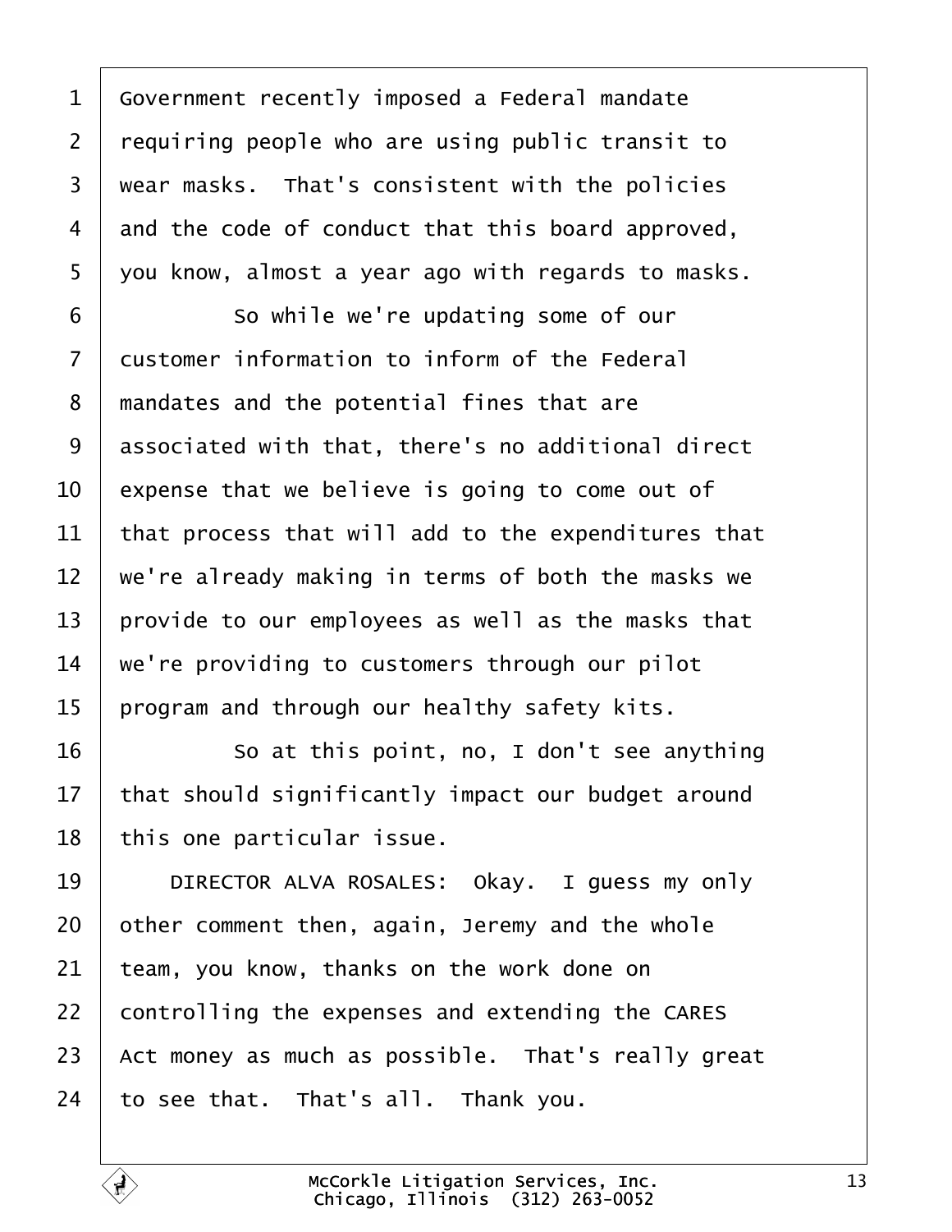Government recently imposed a Federal mandate requiring people who are using public transit to wear masks. That's consistent with the policies and the code of conduct that this board approved, you know, almost a year ago with regards to masks.

So while we're updating some of our customer information to inform of the Federal mandates and the potential fines that are associated with that, there's no additional direct expense that we believe is going to come out of that process that will add to the expenditures that we're already making in terms of both the masks we provide to our employees as well as the masks that we're providing to customers through our pilot program and through our healthy safety kits.

So at this point, no, I don't see anything that should significantly impact our budget around this one particular issue.

DIRECTOR ALVA ROSALES: Okay. I guess my only other comment then, again, Jeremy and the whole team, you know, thanks on the work done on controlling the expenses and extending the CARES Act money as much as possible. That's really great to see that. That's all. Thank you.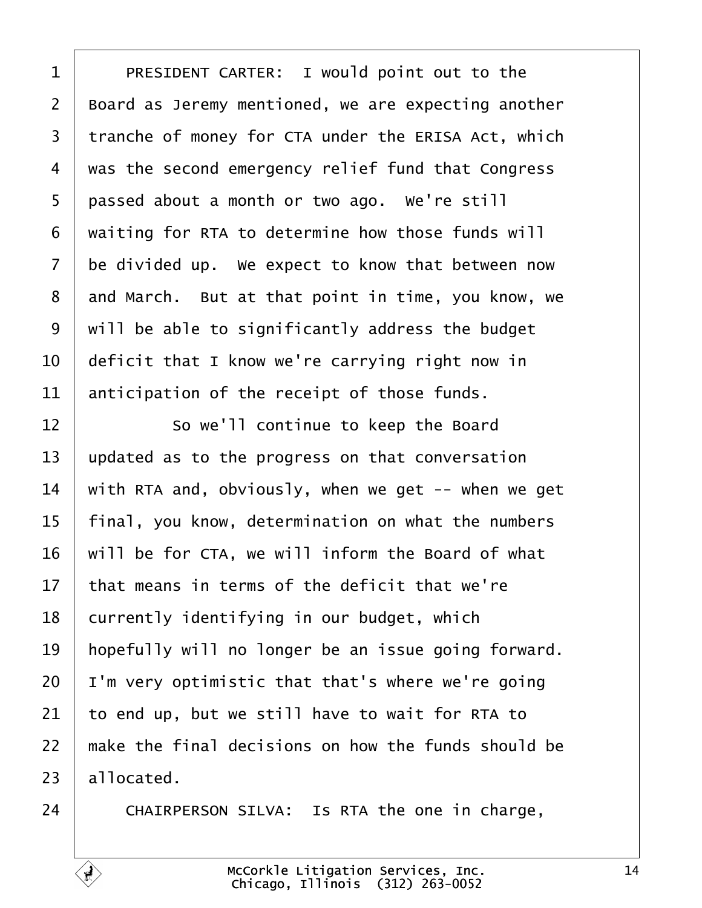PRESIDENT CARTER: I would point out to the Board as Jeremy mentioned, we are expecting another tranche of money for CTA under the ERISA Act, which was the second emergency relief fund that Congress passed about a month or two ago. We're still waiting for RTA to determine how those funds will be divided up. We expect to know that between now and March. But at that point in time, you know, we will be able to significantly address the budget deficit that I know we're carrying right now in anticipation of the receipt of those funds.

So we'll continue to keep the Board updated as to the progress on that conversation with RTA and, obviously, when we get -- when we get final, you know, determination on what the numbers will be for CTA, we will inform the Board of what that means in terms of the deficit that we're currently identifying in our budget, which hopefully will no longer be an issue going forward. I'm very optimistic that that's where we're going to end up, but we still have to wait for RTA to make the final decisions on how the funds should be allocated.

CHAIRPERSON SILVA: Is RTA the one in charge,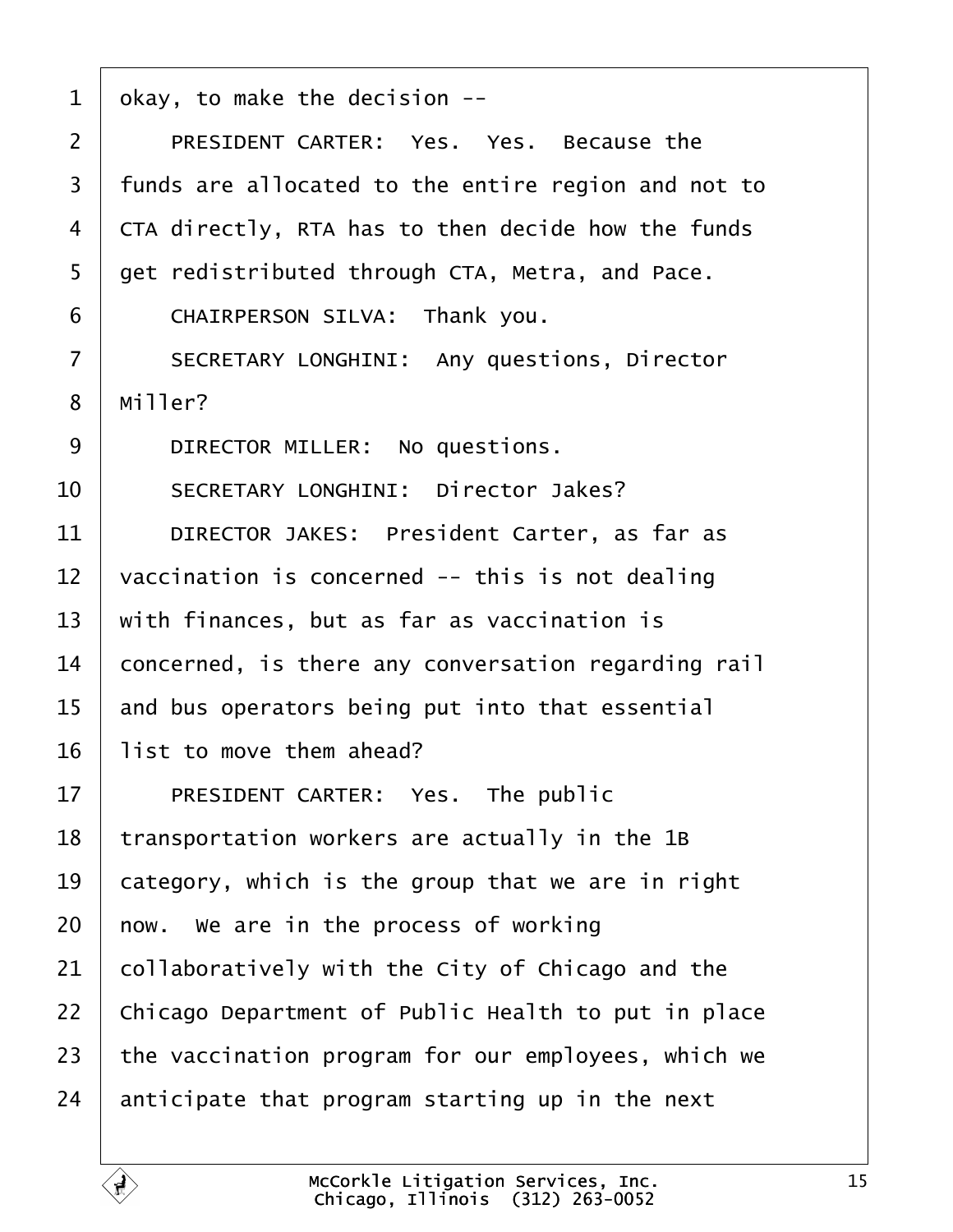okay, to make the decision --

PRESIDENT CARTER: Yes. Yes. Because the funds are allocated to the entire region and not to CTA directly, RTA has to then decide how the funds get redistributed through CTA, Metra, and Pace.

CHAIRPERSON SILVA: Thank you.

SECRETARY LONGHINI: Any questions, Director Miller?

DIRECTOR MILLER: No questions.

SECRETARY LONGHINI: Director Jakes?

DIRECTOR JAKES: President Carter, as far as vaccination is concerned -- this is not dealing with finances, but as far as vaccination is concerned, is there any conversation regarding rail and bus operators being put into that essential list to move them ahead?

PRESIDENT CARTER: Yes. The public transportation workers are actually in the 1B category, which is the group that we are in right now. We are in the process of working collaboratively with the City of Chicago and the Chicago Department of Public Health to put in place the vaccination program for our employees, which we anticipate that program starting up in the next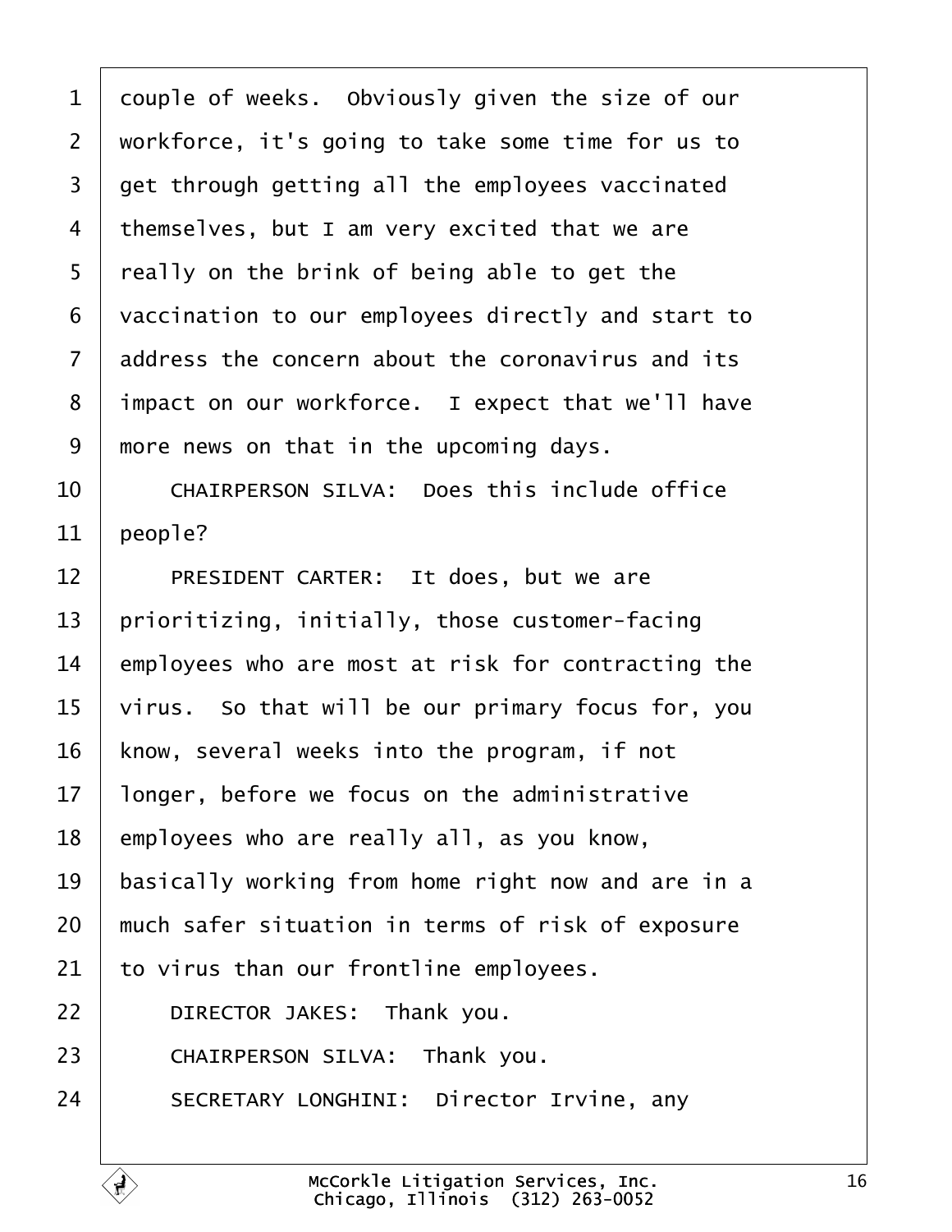couple of weeks. Obviously given the size of our workforce, it's going to take some time for us to get through getting all the employees vaccinated themselves, but I am very excited that we are really on the brink of being able to get the vaccination to our employees directly and start to address the concern about the coronavirus and its impact on our workforce. I expect that we'll have more news on that in the upcoming days.

CHAIRPERSON SILVA: Does this include office people?

PRESIDENT CARTER: It does, but we are prioritizing, initially, those customer-facing employees who are most at risk for contracting the virus. So that will be our primary focus for, you know, several weeks into the program, if not longer, before we focus on the administrative employees who are really all, as you know, basically working from home right now and are in a much safer situation in terms of risk of exposure to virus than our frontline employees.

DIRECTOR JAKES: Thank you.

CHAIRPERSON SILVA: Thank you.

SECRETARY LONGHINI: Director Irvine, any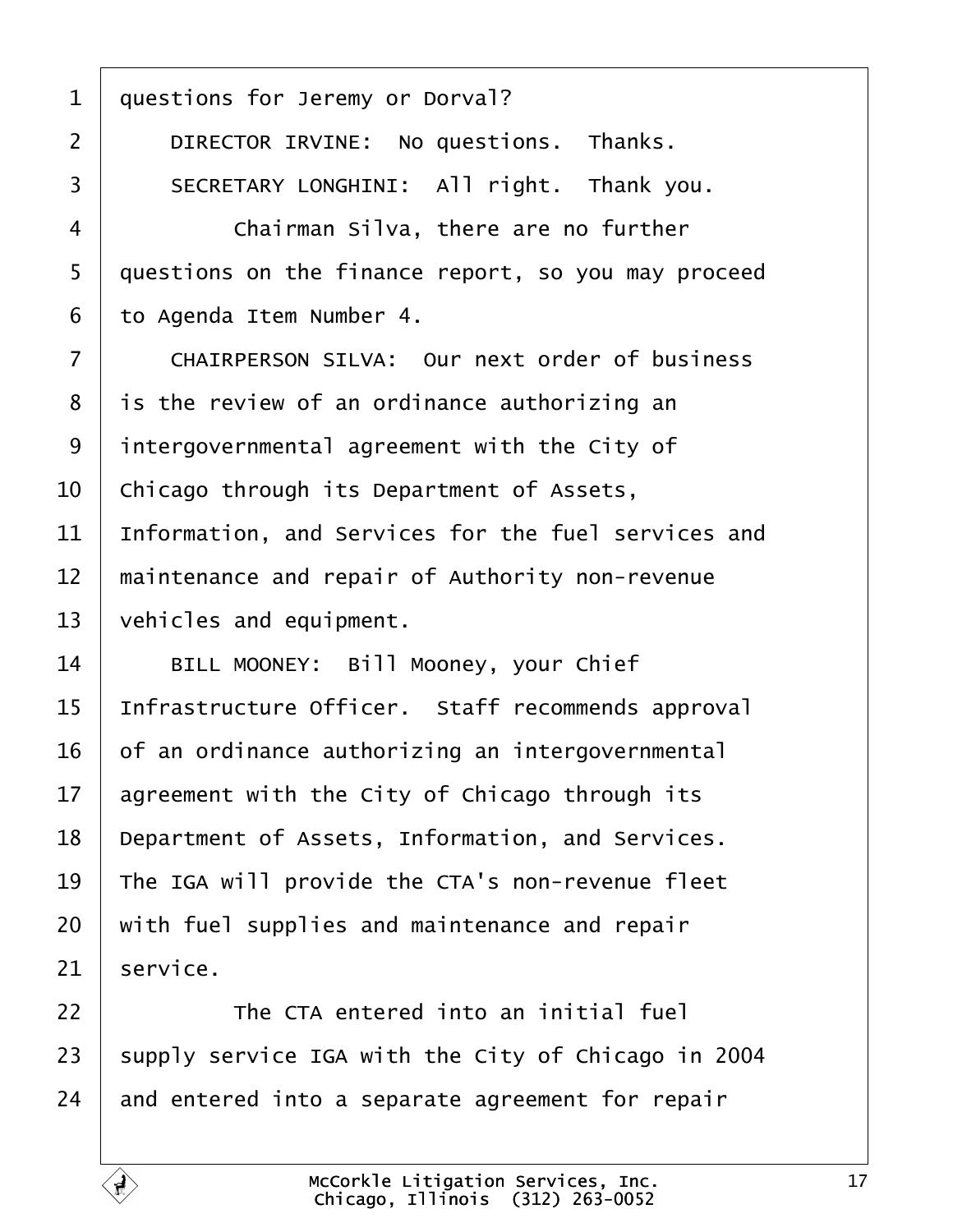1 questions for Jeremy or Dorval?

2 DIRECTOR IRVINE: No questions. Thanks.

3 SECRETARY LONGHINI: All right. Thank you.

4 Chairman Silva, there are no further

5 questions on the finance report, so you may proceed

6 to Agenda Item Number 4.

7 CHAIRPERSON SILVA: Our next order of business

8 is the review of an ordinance authorizing an

9 intergovernmental agreement with the City of

10 Chicago through its Department of Assets,

11 Information, and Services for the fuel services and

12 maintenance and repair of Authority non-revenue

13 vehicles and equipment.

14 BILL MOONEY: Bill Mooney, your Chief

15 Infrastructure Officer. Staff recommends approval

16 of an ordinance authorizing an intergovernmental

17 agreement with the City of Chicago through its

18 Department of Assets, Information, and Services.

19 The IGA will provide the CTA's non-revenue fleet

20 with fuel supplies and maintenance and repair

21 service.

22 The CTA entered into an initial fuel

23 supply service IGA with the City of Chicago in 2004

24 and entered into a separate agreement for repair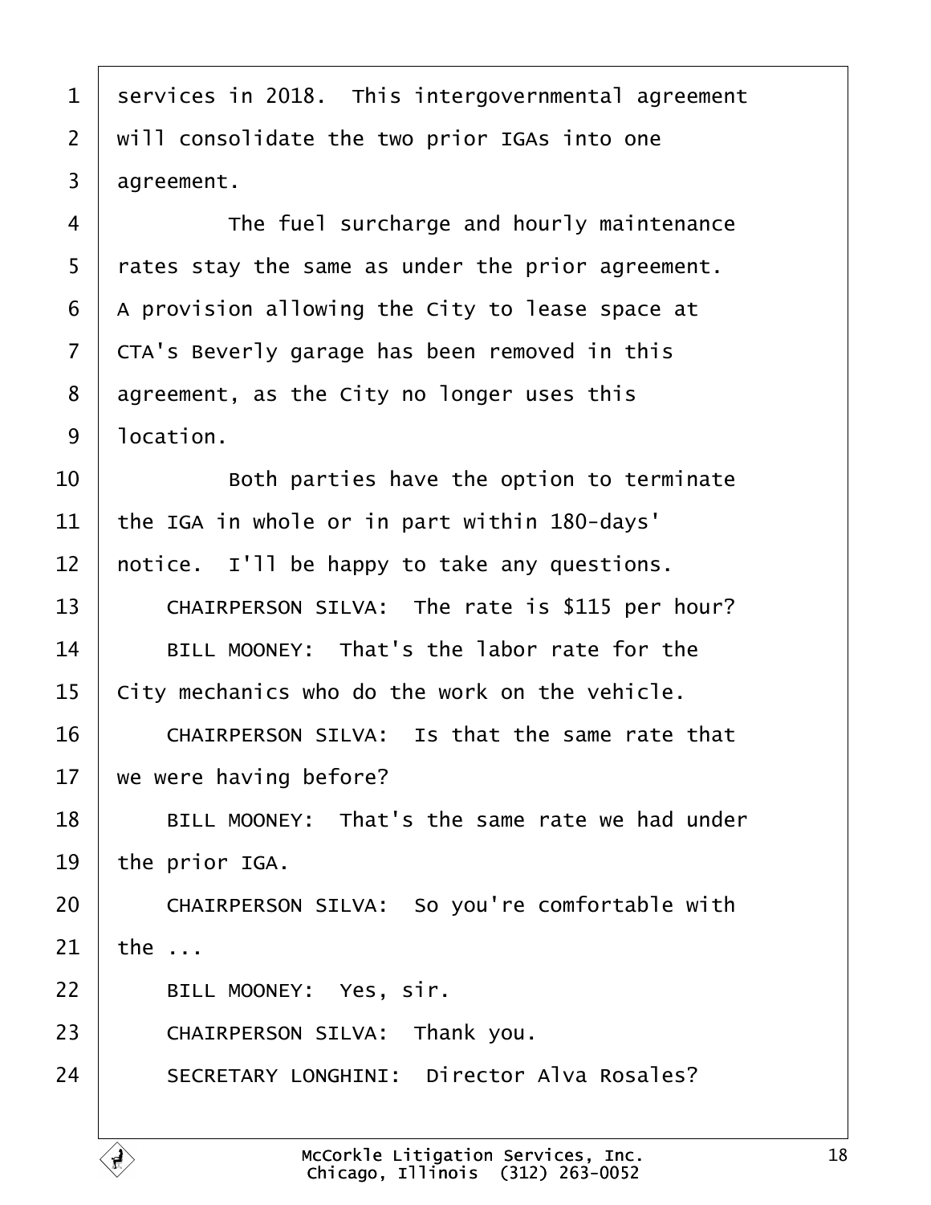services in 2018. This intergovernmental agreement will consolidate the two prior IGAs into one agreement.

The fuel surcharge and hourly maintenance rates stay the same as under the prior agreement. A provision allowing the City to lease space at CTA's Beverly garage has been removed in this agreement, as the City no longer uses this location.

Both parties have the option to terminate the IGA in whole or in part within 180-days' notice. I'll be happy to take any questions.

CHAIRPERSON SILVA: The rate is $115 per hour?

BILL MOONEY: That's the labor rate for the City mechanics who do the work on the vehicle.

CHAIRPERSON SILVA: Is that the same rate that we were having before?

BILL MOONEY: That's the same rate we had under the prior IGA.

CHAIRPERSON SILVA: So you're comfortable with the ...

BILL MOONEY: Yes, sir.

CHAIRPERSON SILVA: Thank you.

SECRETARY LONGHINI: Director Alva Rosales?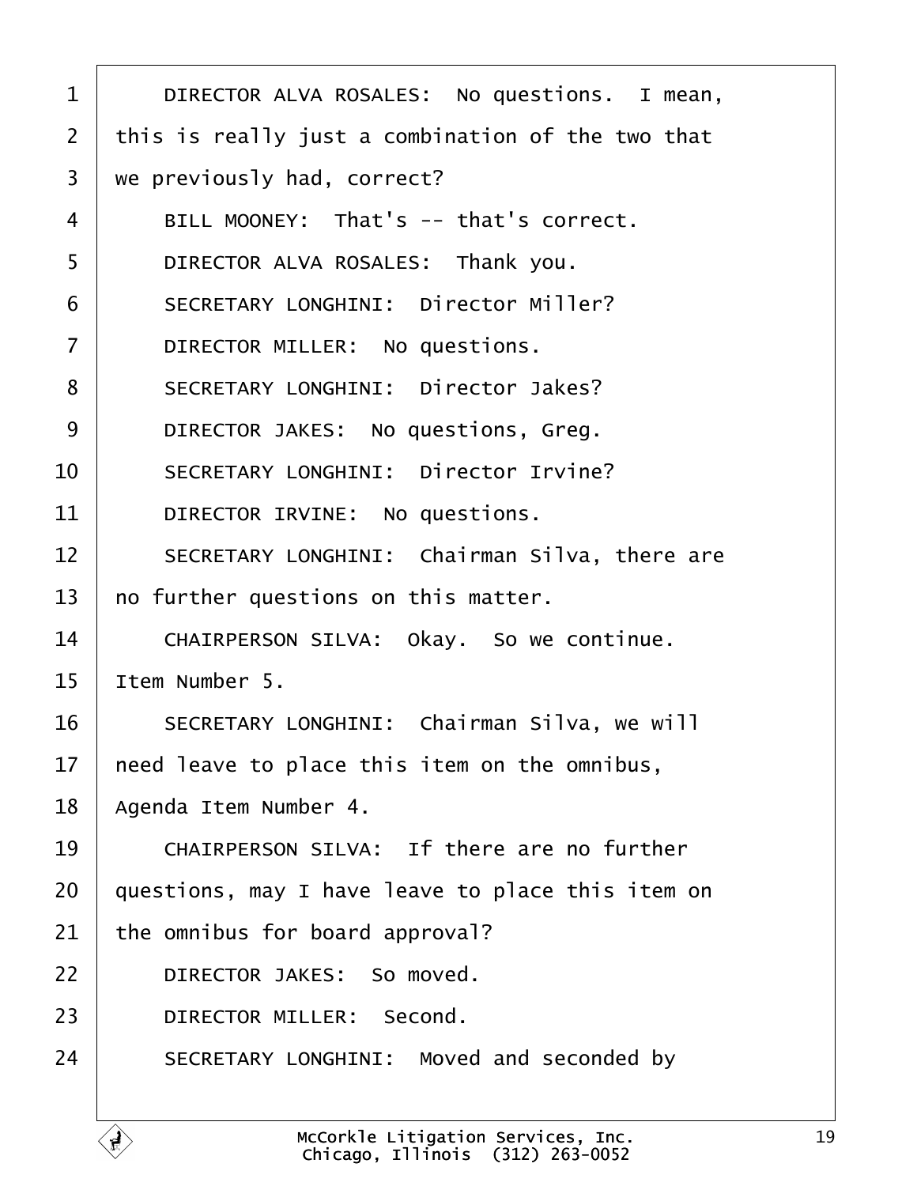DIRECTOR ALVA ROSALES: No questions. I mean, this is really just a combination of the two that we previously had, correct?

BILL MOONEY: That's -- that's correct.

DIRECTOR ALVA ROSALES: Thank you.

SECRETARY LONGHINI: Director Miller?

DIRECTOR MILLER: No questions.

SECRETARY LONGHINI: Director Jakes?

DIRECTOR JAKES: No questions, Greg.

SECRETARY LONGHINI: Director Irvine?

DIRECTOR IRVINE: No questions.

SECRETARY LONGHINI: Chairman Silva, there are no further questions on this matter.

CHAIRPERSON SILVA: Okay. So we continue. Item Number 5.

SECRETARY LONGHINI: Chairman Silva, we will need leave to place this item on the omnibus, Agenda Item Number 4.

CHAIRPERSON SILVA: If there are no further questions, may I have leave to place this item on the omnibus for board approval?

DIRECTOR JAKES: So moved.

DIRECTOR MILLER: Second.

SECRETARY LONGHINI: Moved and seconded by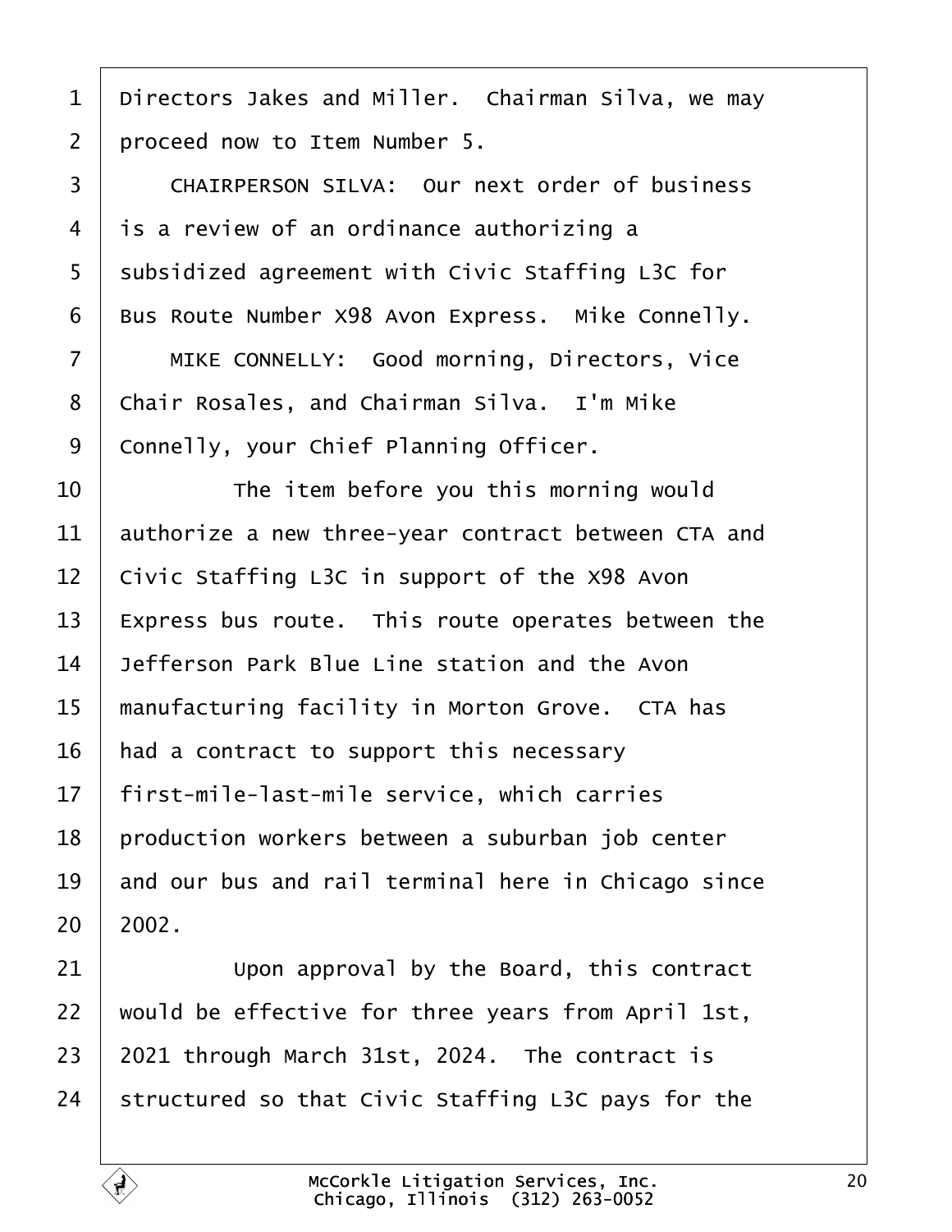Directors Jakes and Miller. Chairman Silva, we may proceed now to Item Number 5.

CHAIRPERSON SILVA: Our next order of business is a review of an ordinance authorizing a subsidized agreement with Civic Staffing L3C for Bus Route Number X98 Avon Express. Mike Connelly.

MIKE CONNELLY: Good morning, Directors, Vice Chair Rosales, and Chairman Silva. I'm Mike Connelly, your Chief Planning Officer.

The item before you this morning would authorize a new three-year contract between CTA and Civic Staffing L3C in support of the X98 Avon Express bus route. This route operates between the Jefferson Park Blue Line station and the Avon manufacturing facility in Morton Grove. CTA has had a contract to support this necessary first-mile-last-mile service, which carries production workers between a suburban job center and our bus and rail terminal here in Chicago since 2002.

Upon approval by the Board, this contract would be effective for three years from April 1st, 2021 through March 31st, 2024. The contract is structured so that Civic Staffing L3C pays for the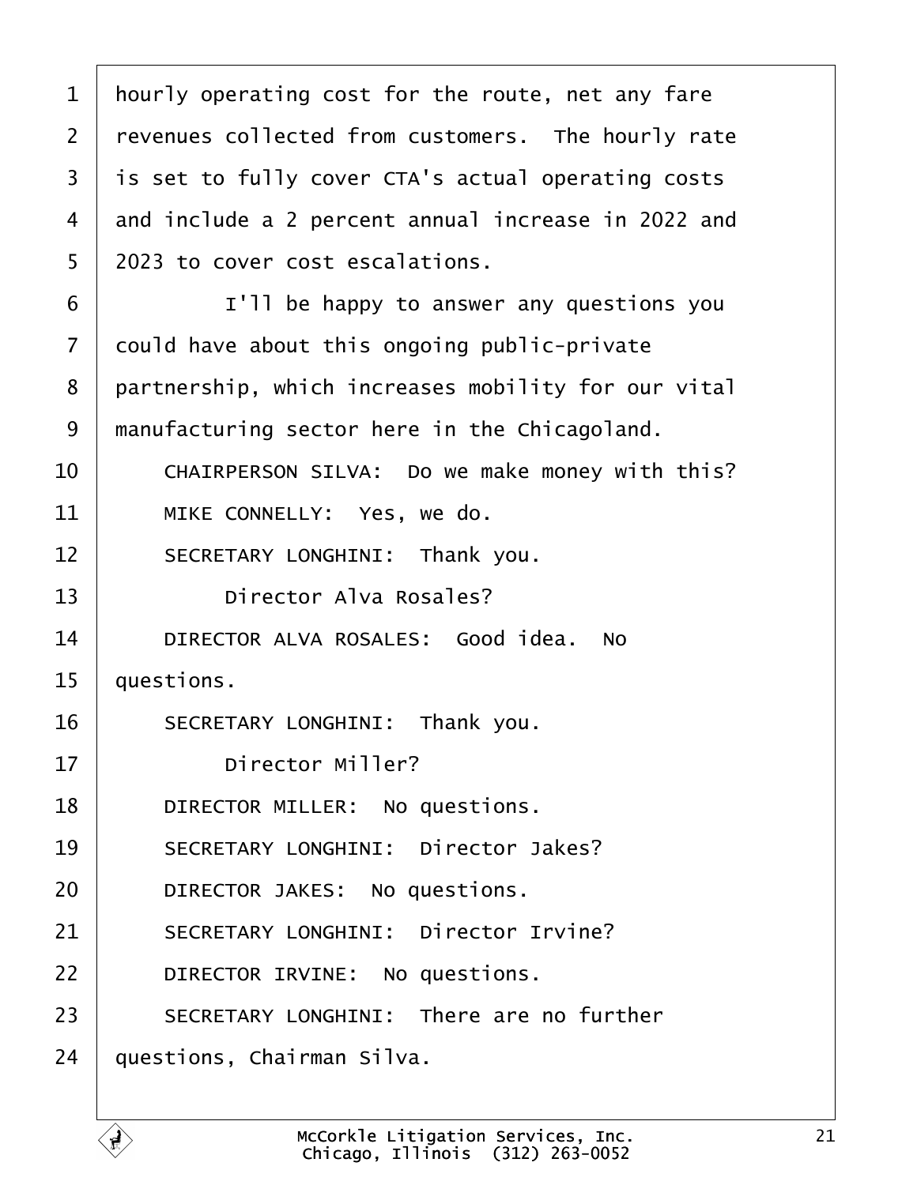hourly operating cost for the route, net any fare revenues collected from customers. The hourly rate is set to fully cover CTA's actual operating costs and include a 2 percent annual increase in 2022 and 2023 to cover cost escalations.

I'll be happy to answer any questions you could have about this ongoing public-private partnership, which increases mobility for our vital manufacturing sector here in the Chicagoland.

CHAIRPERSON SILVA: Do we make money with this?

MIKE CONNELLY: Yes, we do.

SECRETARY LONGHINI: Thank you.

Director Alva Rosales?

DIRECTOR ALVA ROSALES: Good idea. No questions.

SECRETARY LONGHINI: Thank you.

Director Miller?

DIRECTOR MILLER: No questions.

SECRETARY LONGHINI: Director Jakes?

DIRECTOR JAKES: No questions.

SECRETARY LONGHINI: Director Irvine?

DIRECTOR IRVINE: No questions.

SECRETARY LONGHINI: There are no further questions, Chairman Silva.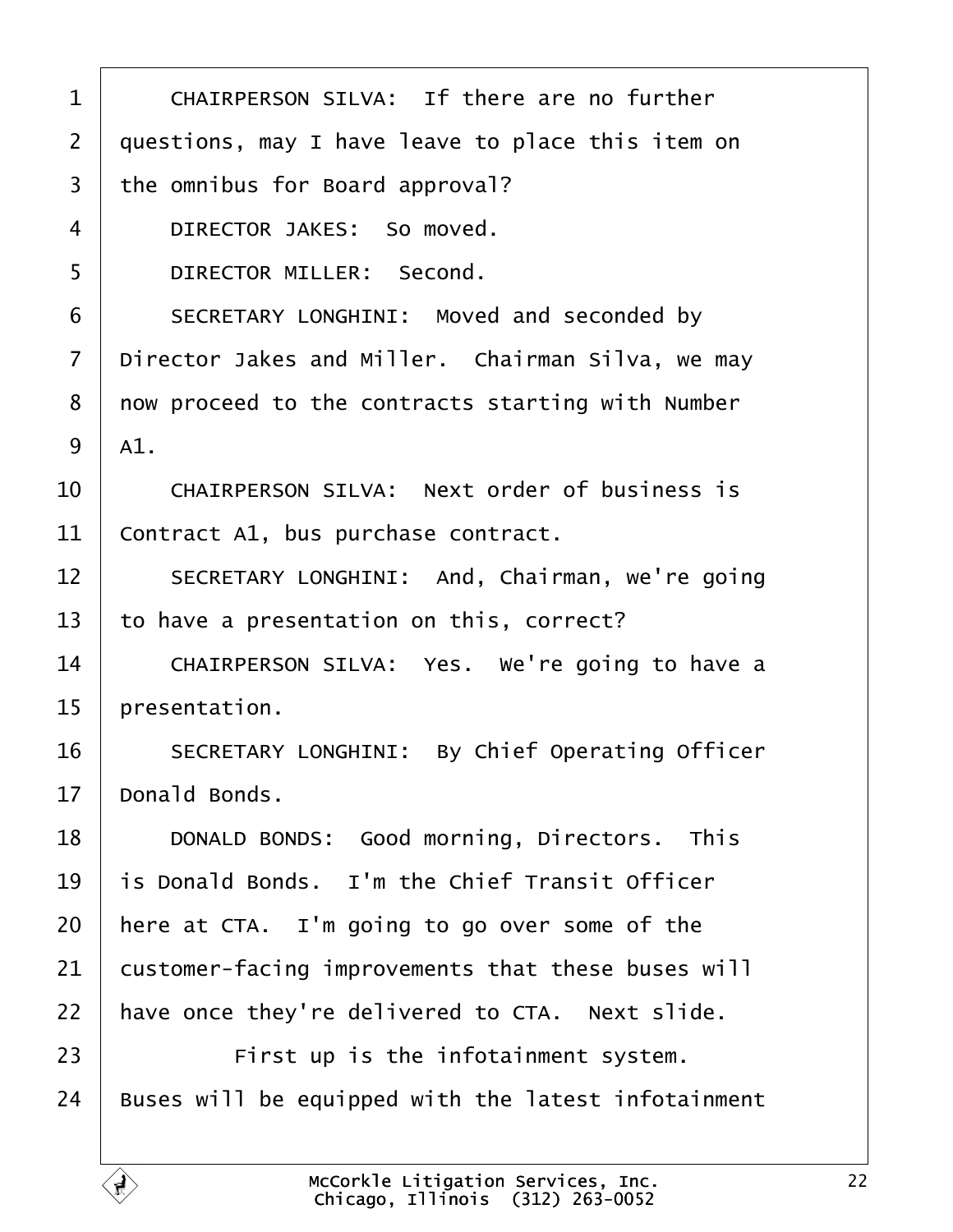CHAIRPERSON SILVA: If there are no further questions, may I have leave to place this item on the omnibus for Board approval?

DIRECTOR JAKES: So moved.

DIRECTOR MILLER: Second.

SECRETARY LONGHINI: Moved and seconded by Director Jakes and Miller. Chairman Silva, we may now proceed to the contracts starting with Number A1.

CHAIRPERSON SILVA: Next order of business is Contract A1, bus purchase contract.

SECRETARY LONGHINI: And, Chairman, we're going to have a presentation on this, correct?

CHAIRPERSON SILVA: Yes. We're going to have a presentation.

SECRETARY LONGHINI: By Chief Operating Officer Donald Bonds.

DONALD BONDS: Good morning, Directors. This is Donald Bonds. I'm the Chief Transit Officer here at CTA. I'm going to go over some of the customer-facing improvements that these buses will have once they're delivered to CTA. Next slide.

First up is the infotainment system. Buses will be equipped with the latest infotainment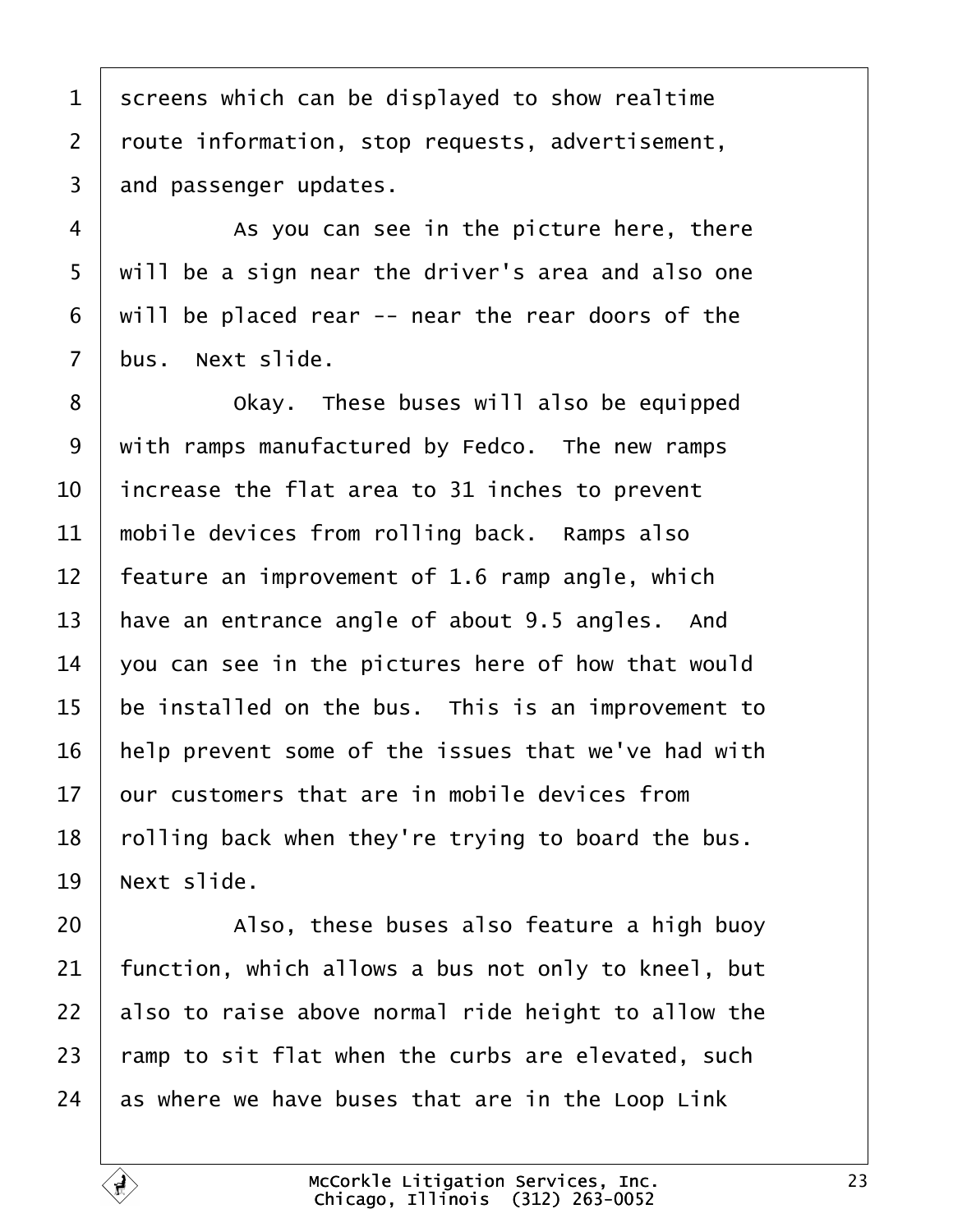screens which can be displayed to show realtime route information, stop requests, advertisement, and passenger updates.

As you can see in the picture here, there will be a sign near the driver's area and also one will be placed rear -- near the rear doors of the bus. Next slide.

Okay. These buses will also be equipped with ramps manufactured by Fedco. The new ramps increase the flat area to 31 inches to prevent mobile devices from rolling back. Ramps also feature an improvement of 1.6 ramp angle, which have an entrance angle of about 9.5 angles. And you can see in the pictures here of how that would be installed on the bus. This is an improvement to help prevent some of the issues that we've had with our customers that are in mobile devices from rolling back when they're trying to board the bus. Next slide.

Also, these buses also feature a high buoy function, which allows a bus not only to kneel, but also to raise above normal ride height to allow the ramp to sit flat when the curbs are elevated, such as where we have buses that are in the Loop Link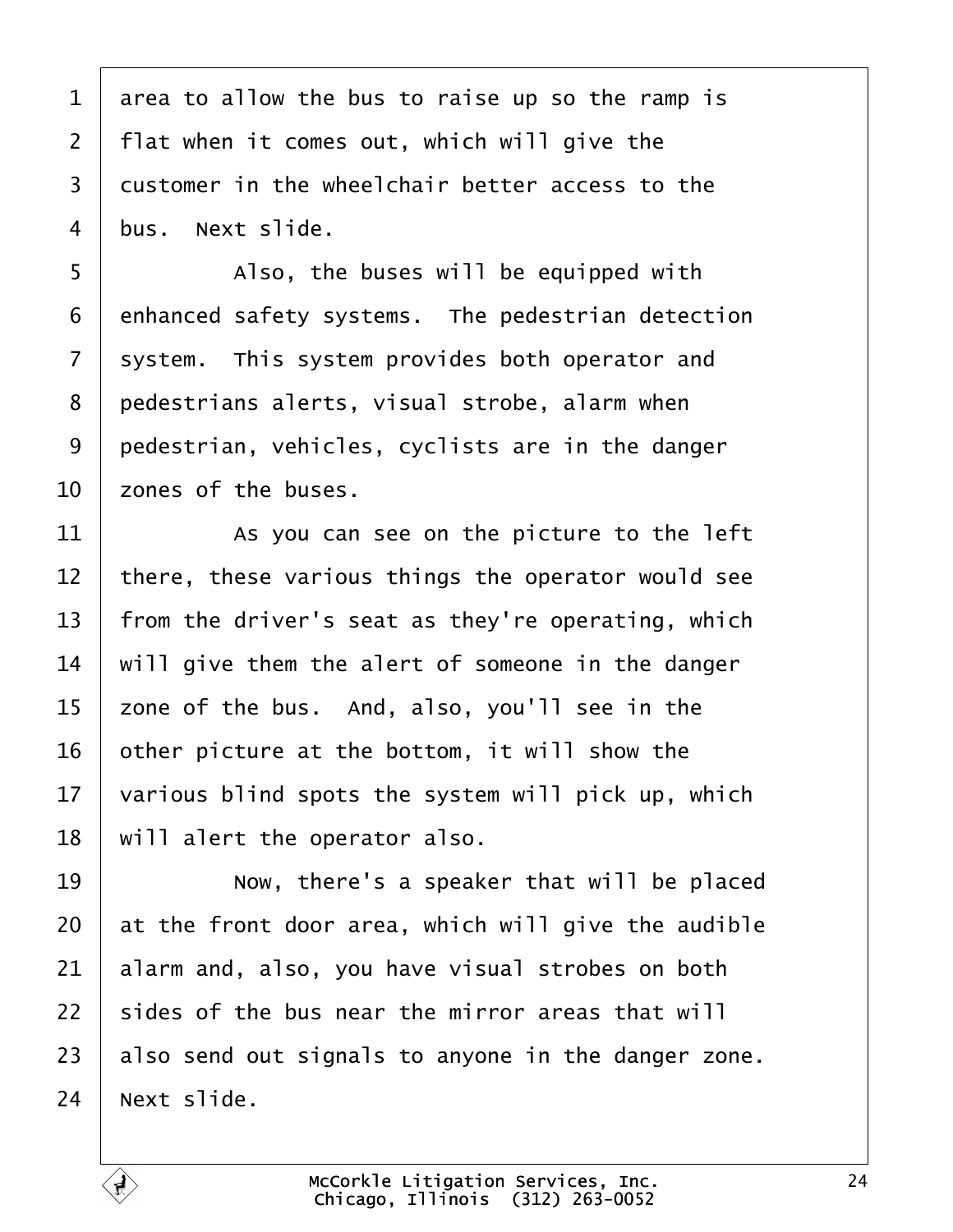area to allow the bus to raise up so the ramp is flat when it comes out, which will give the customer in the wheelchair better access to the bus. Next slide.

Also, the buses will be equipped with enhanced safety systems. The pedestrian detection system. This system provides both operator and pedestrians alerts, visual strobe, alarm when pedestrian, vehicles, cyclists are in the danger zones of the buses.

As you can see on the picture to the left there, these various things the operator would see from the driver's seat as they're operating, which will give them the alert of someone in the danger zone of the bus. And, also, you'll see in the other picture at the bottom, it will show the various blind spots the system will pick up, which will alert the operator also.

Now, there's a speaker that will be placed at the front door area, which will give the audible alarm and, also, you have visual strobes on both sides of the bus near the mirror areas that will also send out signals to anyone in the danger zone. Next slide.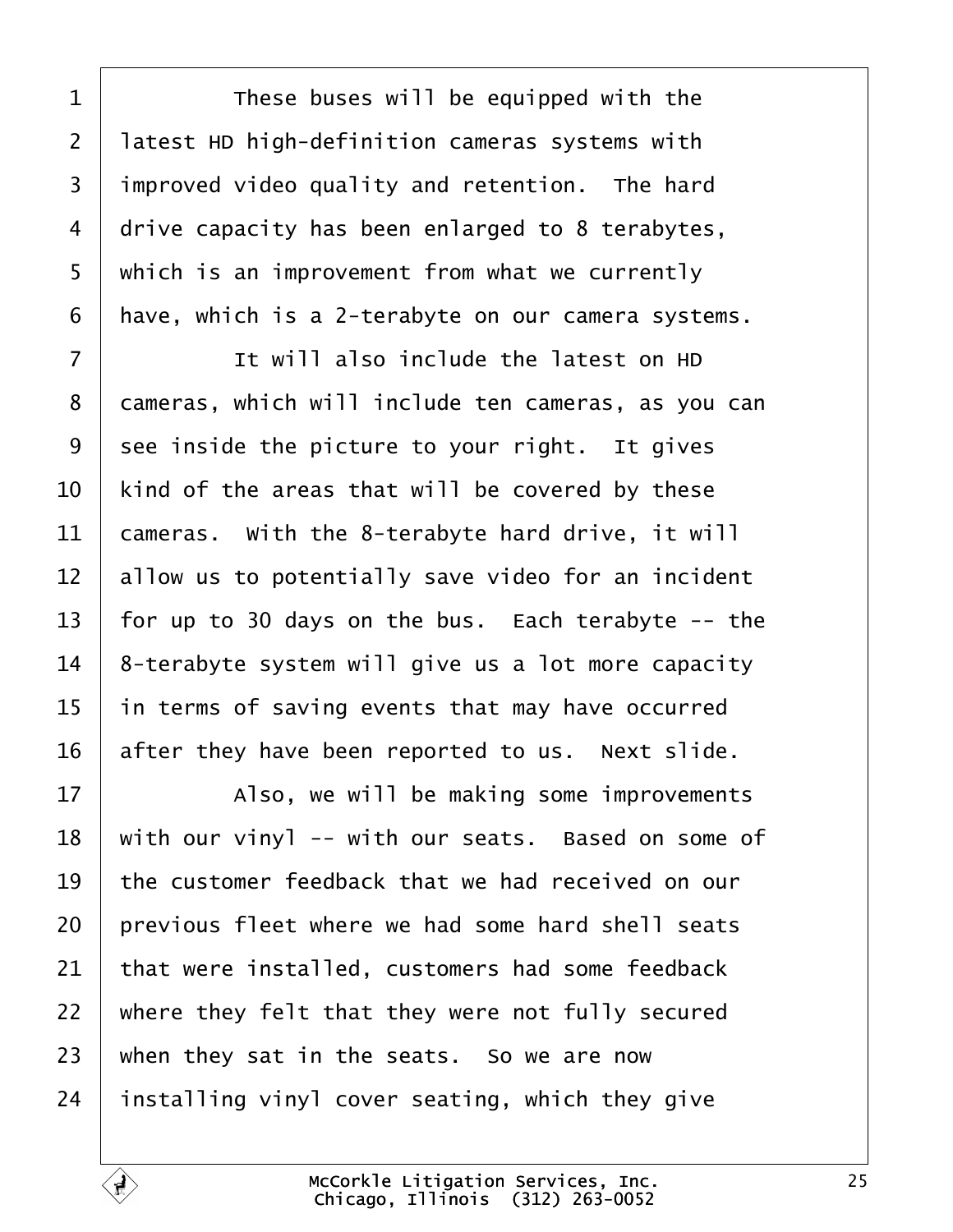1 These buses will be equipped with the
2 latest HD high-definition cameras systems with
3 improved video quality and retention. The hard
4 drive capacity has been enlarged to 8 terabytes,
5 which is an improvement from what we currently
6 have, which is a 2-terabyte on our camera systems.
7 It will also include the latest on HD
8 cameras, which will include ten cameras, as you can
9 see inside the picture to your right. It gives
10 kind of the areas that will be covered by these
11 cameras. With the 8-terabyte hard drive, it will
12 allow us to potentially save video for an incident
13 for up to 30 days on the bus. Each terabyte -- the
14 8-terabyte system will give us a lot more capacity
15 in terms of saving events that may have occurred
16 after they have been reported to us. Next slide.
17 Also, we will be making some improvements
18 with our vinyl -- with our seats. Based on some of
19 the customer feedback that we had received on our
20 previous fleet where we had some hard shell seats
21 that were installed, customers had some feedback
22 where they felt that they were not fully secured
23 when they sat in the seats. So we are now
24 installing vinyl cover seating, which they give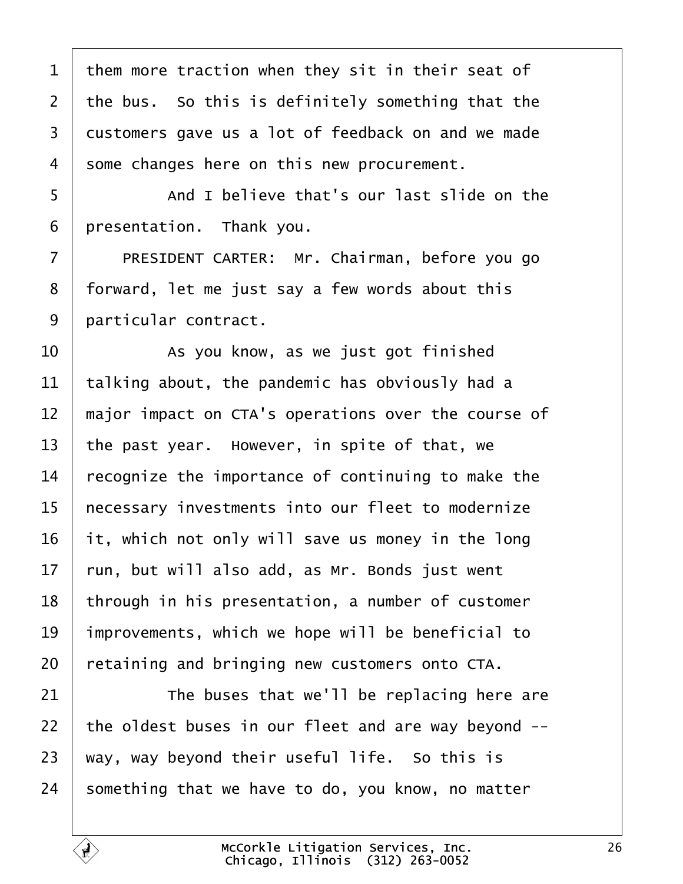1 them more traction when they sit in their seat of
2 the bus. So this is definitely something that the
3 customers gave us a lot of feedback on and we made
4 some changes here on this new procurement.

5 And I believe that's our last slide on the
6 presentation. Thank you.

7 PRESIDENT CARTER: Mr. Chairman, before you go
8 forward, let me just say a few words about this
9 particular contract.

10 As you know, as we just got finished
11 talking about, the pandemic has obviously had a
12 major impact on CTA's operations over the course of
13 the past year. However, in spite of that, we
14 recognize the importance of continuing to make the
15 necessary investments into our fleet to modernize
16 it, which not only will save us money in the long
17 run, but will also add, as Mr. Bonds just went
18 through in his presentation, a number of customer
19 improvements, which we hope will be beneficial to
20 retaining and bringing new customers onto CTA.

21 The buses that we'll be replacing here are
22 the oldest buses in our fleet and are way beyond --
23 way, way beyond their useful life. So this is
24 something that we have to do, you know, no matter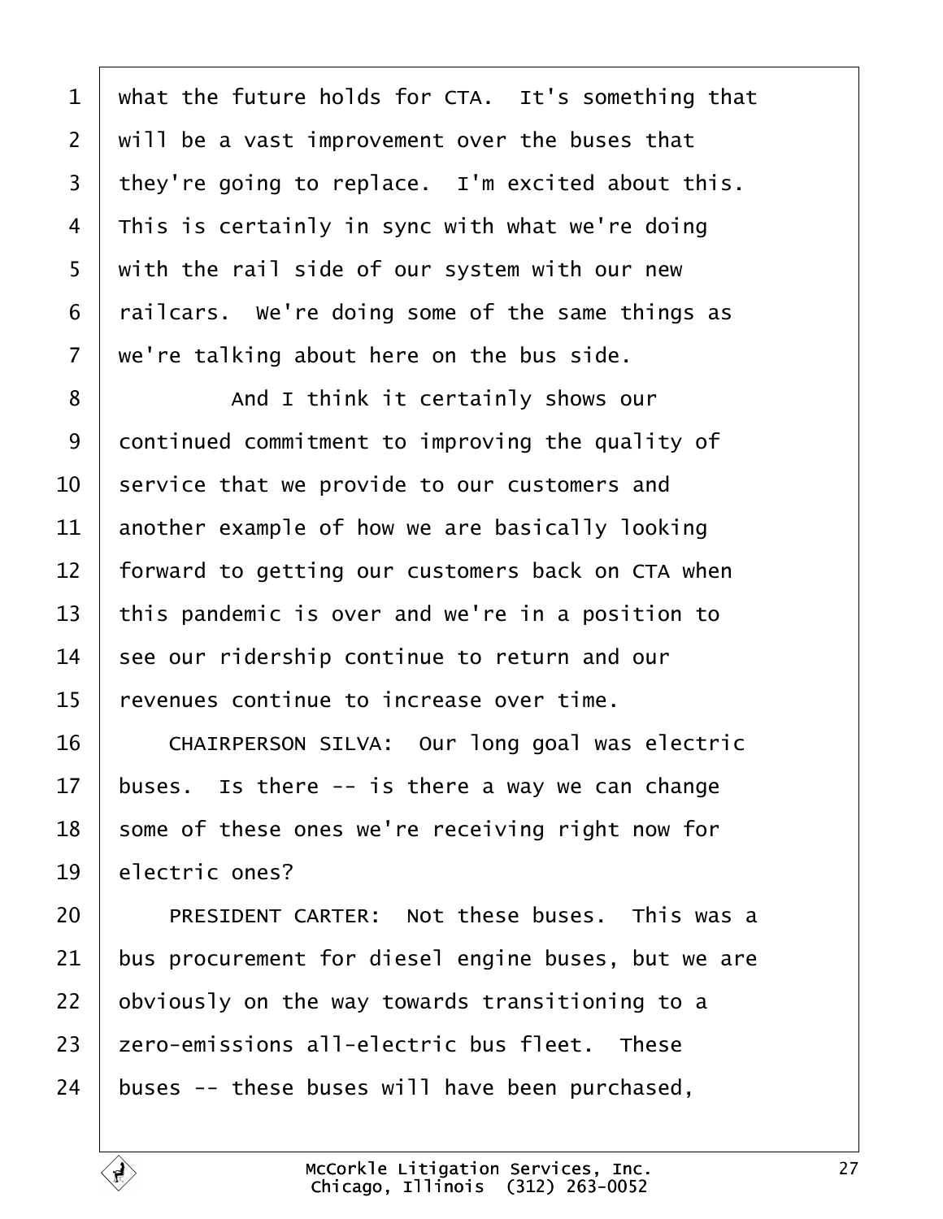what the future holds for CTA. It's something that will be a vast improvement over the buses that they're going to replace. I'm excited about this. This is certainly in sync with what we're doing with the rail side of our system with our new railcars. We're doing some of the same things as we're talking about here on the bus side.

And I think it certainly shows our continued commitment to improving the quality of service that we provide to our customers and another example of how we are basically looking forward to getting our customers back on CTA when this pandemic is over and we're in a position to see our ridership continue to return and our revenues continue to increase over time.

CHAIRPERSON SILVA: Our long goal was electric buses. Is there -- is there a way we can change some of these ones we're receiving right now for electric ones?

PRESIDENT CARTER: Not these buses. This was a bus procurement for diesel engine buses, but we are obviously on the way towards transitioning to a zero-emissions all-electric bus fleet. These buses -- these buses will have been purchased,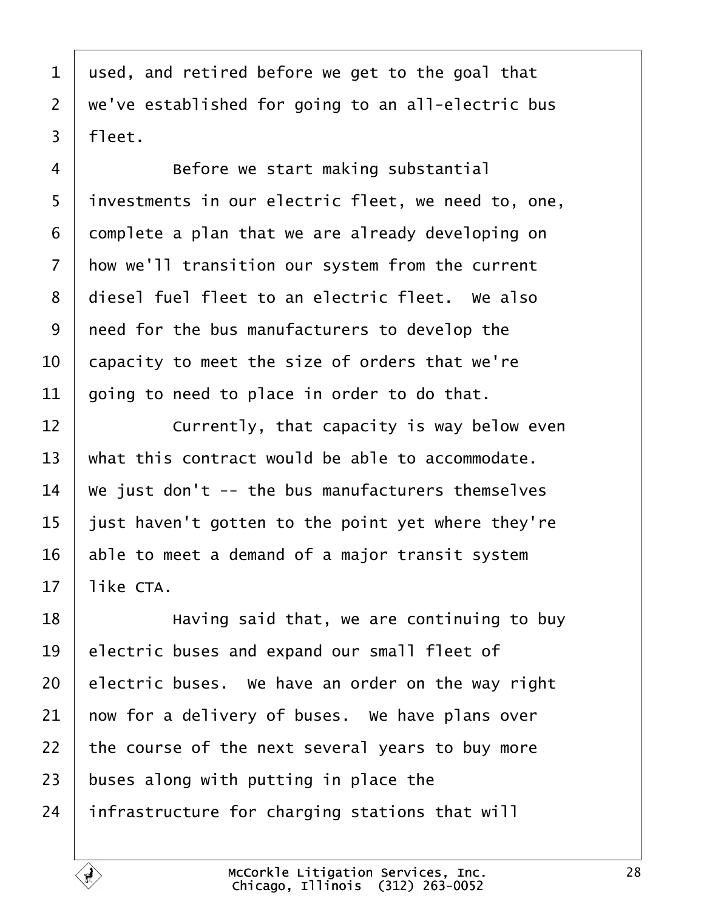used, and retired before we get to the goal that we've established for going to an all-electric bus fleet.

Before we start making substantial investments in our electric fleet, we need to, one, complete a plan that we are already developing on how we'll transition our system from the current diesel fuel fleet to an electric fleet. We also need for the bus manufacturers to develop the capacity to meet the size of orders that we're going to need to place in order to do that.

Currently, that capacity is way below even what this contract would be able to accommodate. We just don't -- the bus manufacturers themselves just haven't gotten to the point yet where they're able to meet a demand of a major transit system like CTA.

Having said that, we are continuing to buy electric buses and expand our small fleet of electric buses. We have an order on the way right now for a delivery of buses. We have plans over the course of the next several years to buy more buses along with putting in place the infrastructure for charging stations that will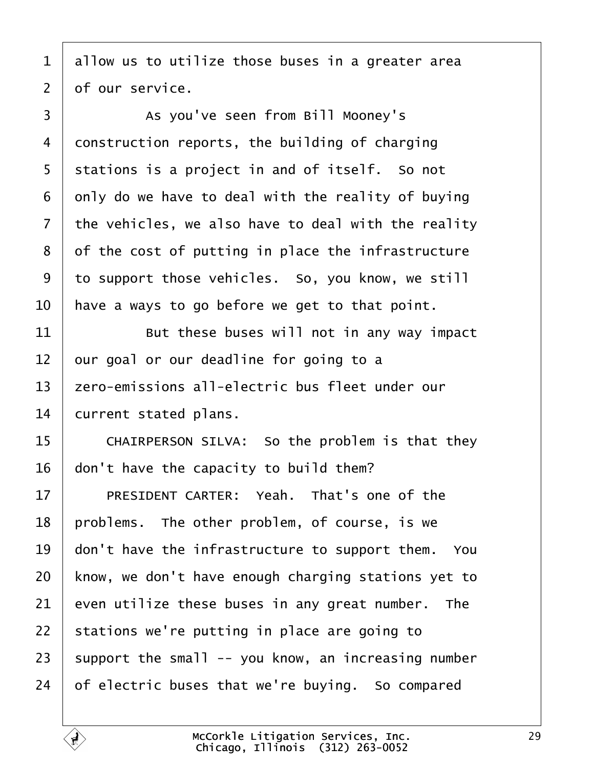allow us to utilize those buses in a greater area of our service.

As you've seen from Bill Mooney's construction reports, the building of charging stations is a project in and of itself. So not only do we have to deal with the reality of buying the vehicles, we also have to deal with the reality of the cost of putting in place the infrastructure to support those vehicles. So, you know, we still have a ways to go before we get to that point.

But these buses will not in any way impact our goal or our deadline for going to a zero-emissions all-electric bus fleet under our current stated plans.

CHAIRPERSON SILVA: So the problem is that they don't have the capacity to build them?

PRESIDENT CARTER: Yeah. That's one of the problems. The other problem, of course, is we don't have the infrastructure to support them. You know, we don't have enough charging stations yet to even utilize these buses in any great number. The stations we're putting in place are going to support the small -- you know, an increasing number of electric buses that we're buying. So compared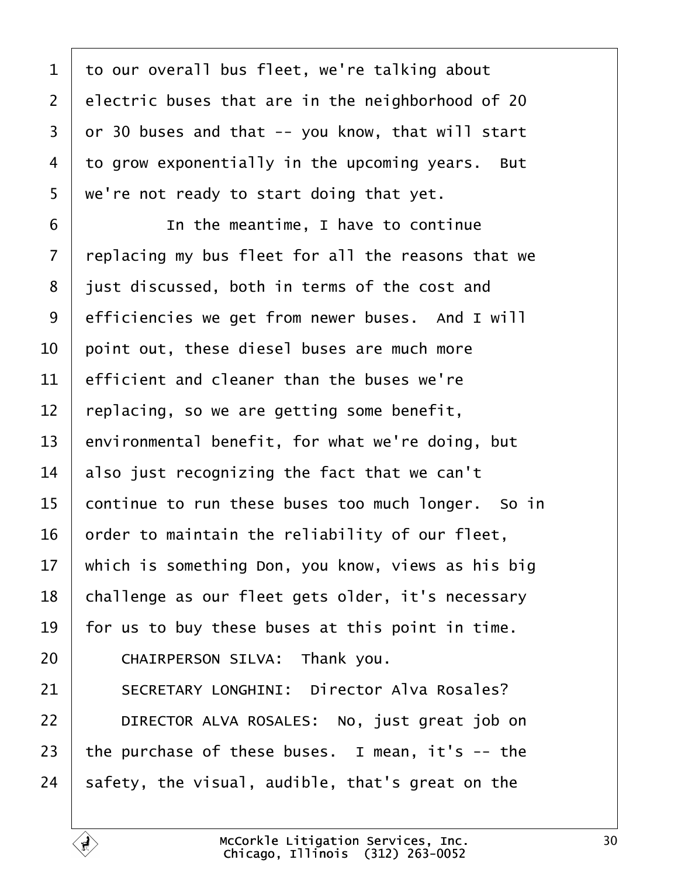to our overall bus fleet, we're talking about electric buses that are in the neighborhood of 20 or 30 buses and that -- you know, that will start to grow exponentially in the upcoming years. But we're not ready to start doing that yet.

In the meantime, I have to continue replacing my bus fleet for all the reasons that we just discussed, both in terms of the cost and efficiencies we get from newer buses. And I will point out, these diesel buses are much more efficient and cleaner than the buses we're replacing, so we are getting some benefit, environmental benefit, for what we're doing, but also just recognizing the fact that we can't continue to run these buses too much longer. So in order to maintain the reliability of our fleet, which is something Don, you know, views as his big challenge as our fleet gets older, it's necessary for us to buy these buses at this point in time.

CHAIRPERSON SILVA: Thank you.

SECRETARY LONGHINI: Director Alva Rosales?

DIRECTOR ALVA ROSALES: No, just great job on the purchase of these buses. I mean, it's -- the safety, the visual, audible, that's great on the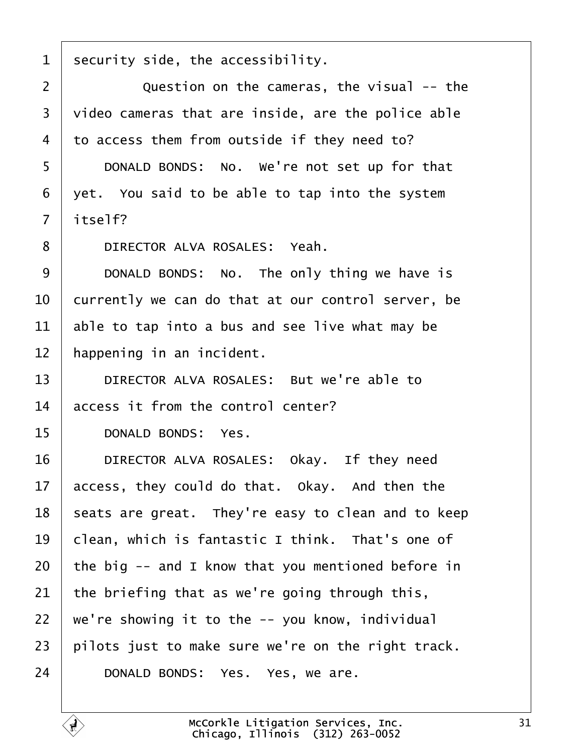1 security side, the accessibility.

2 Question on the cameras, the visual -- the

3 video cameras that are inside, are the police able

4 to access them from outside if they need to?

5 DONALD BONDS: No. We're not set up for that

6 yet. You said to be able to tap into the system

7 itself?

8 DIRECTOR ALVA ROSALES: Yeah.

9 DONALD BONDS: No. The only thing we have is

10 currently we can do that at our control server, be

11 able to tap into a bus and see live what may be

12 happening in an incident.

13 DIRECTOR ALVA ROSALES: But we're able to

14 access it from the control center?

15 DONALD BONDS: Yes.

16 DIRECTOR ALVA ROSALES: Okay. If they need

17 access, they could do that. Okay. And then the

18 seats are great. They're easy to clean and to keep

19 clean, which is fantastic I think. That's one of

20 the big -- and I know that you mentioned before in

21 the briefing that as we're going through this,

22 we're showing it to the -- you know, individual

23 pilots just to make sure we're on the right track.

24 DONALD BONDS: Yes. Yes, we are.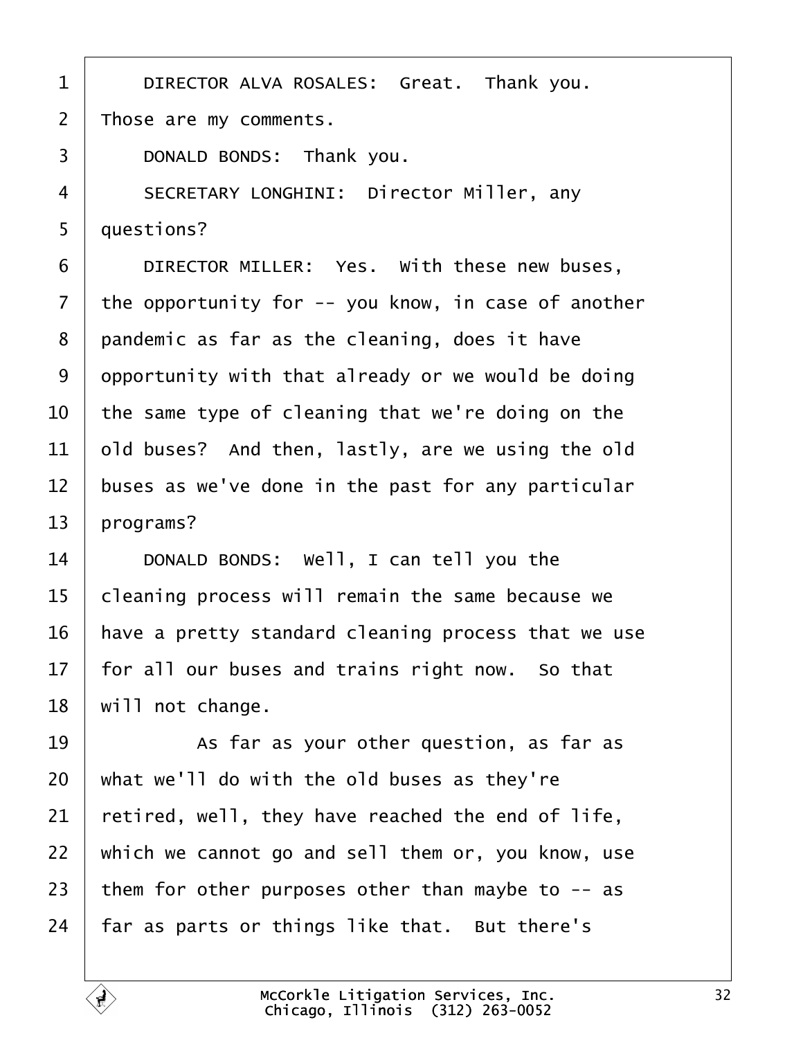DIRECTOR ALVA ROSALES: Great. Thank you. Those are my comments.

DONALD BONDS: Thank you.

SECRETARY LONGHINI: Director Miller, any questions?

DIRECTOR MILLER: Yes. With these new buses, the opportunity for -- you know, in case of another pandemic as far as the cleaning, does it have opportunity with that already or we would be doing the same type of cleaning that we're doing on the old buses? And then, lastly, are we using the old buses as we've done in the past for any particular programs?

DONALD BONDS: Well, I can tell you the cleaning process will remain the same because we have a pretty standard cleaning process that we use for all our buses and trains right now. So that will not change.

As far as your other question, as far as what we'll do with the old buses as they're retired, well, they have reached the end of life, which we cannot go and sell them or, you know, use them for other purposes other than maybe to -- as far as parts or things like that. But there's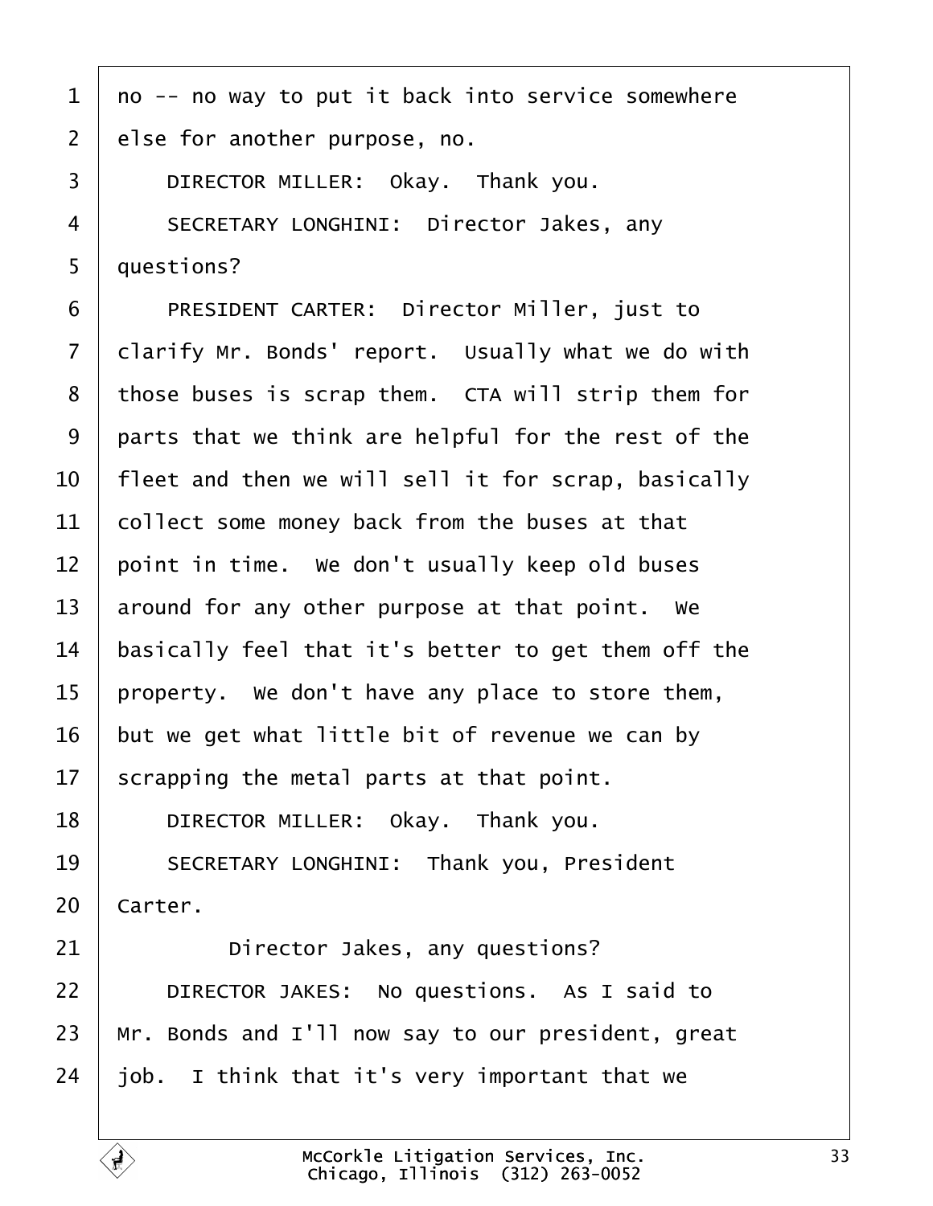no -- no way to put it back into service somewhere else for another purpose, no.

DIRECTOR MILLER: Okay. Thank you.

SECRETARY LONGHINI: Director Jakes, any questions?

PRESIDENT CARTER: Director Miller, just to clarify Mr. Bonds' report. Usually what we do with those buses is scrap them. CTA will strip them for parts that we think are helpful for the rest of the fleet and then we will sell it for scrap, basically collect some money back from the buses at that point in time. We don't usually keep old buses around for any other purpose at that point. We basically feel that it's better to get them off the property. We don't have any place to store them, but we get what little bit of revenue we can by scrapping the metal parts at that point.

DIRECTOR MILLER: Okay. Thank you.

SECRETARY LONGHINI: Thank you, President Carter.

Director Jakes, any questions?

DIRECTOR JAKES: No questions. As I said to Mr. Bonds and I'll now say to our president, great job. I think that it's very important that we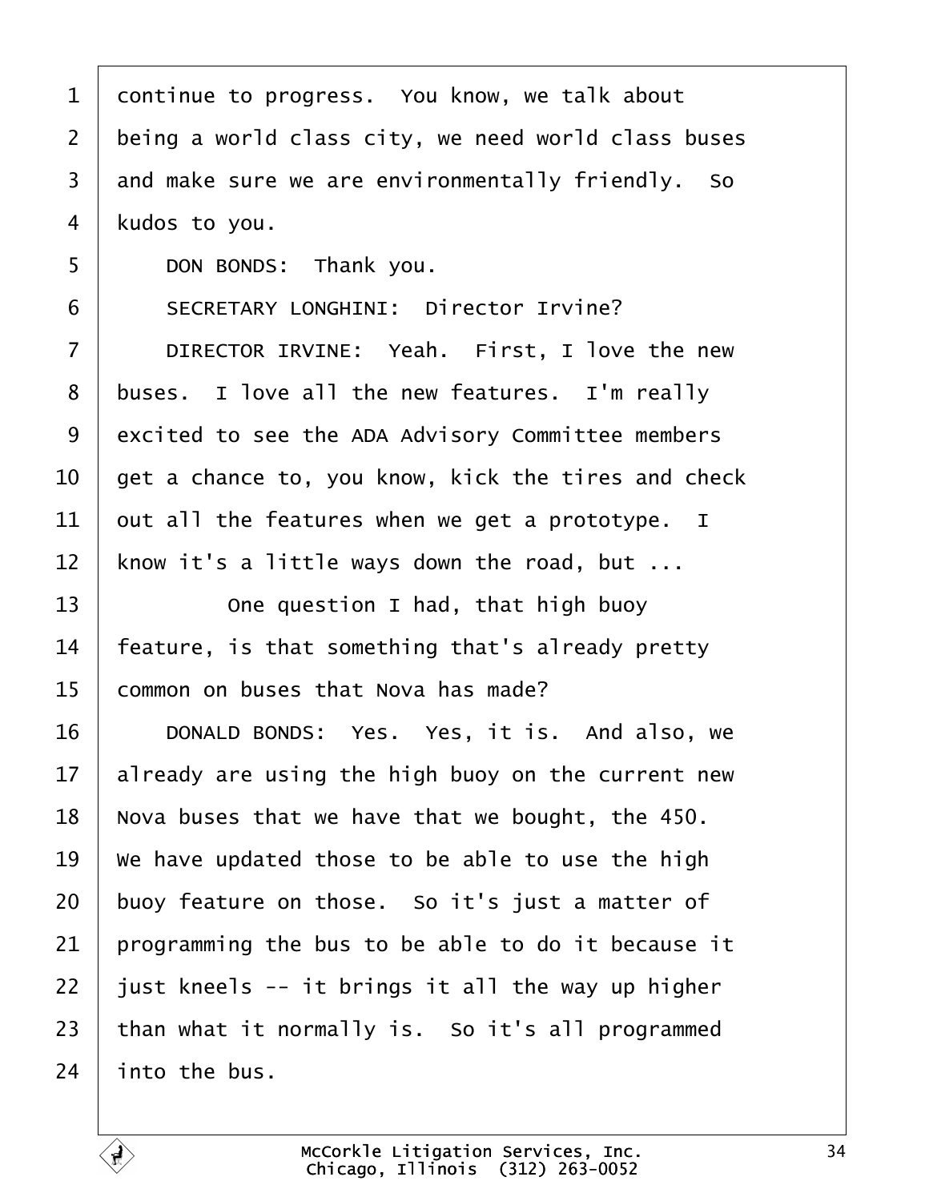1 continue to progress. You know, we talk about
2 being a world class city, we need world class buses
3 and make sure we are environmentally friendly. So
4 kudos to you.
5 DON BONDS: Thank you.
6 SECRETARY LONGHINI: Director Irvine?
7 DIRECTOR IRVINE: Yeah. First, I love the new
8 buses. I love all the new features. I'm really
9 excited to see the ADA Advisory Committee members
10 get a chance to, you know, kick the tires and check
11 out all the features when we get a prototype. I
12 know it's a little ways down the road, but ...
13 One question I had, that high buoy
14 feature, is that something that's already pretty
15 common on buses that Nova has made?
16 DONALD BONDS: Yes. Yes, it is. And also, we
17 already are using the high buoy on the current new
18 Nova buses that we have that we bought, the 450.
19 We have updated those to be able to use the high
20 buoy feature on those. So it's just a matter of
21 programming the bus to be able to do it because it
22 just kneels -- it brings it all the way up higher
23 than what it normally is. So it's all programmed
24 into the bus.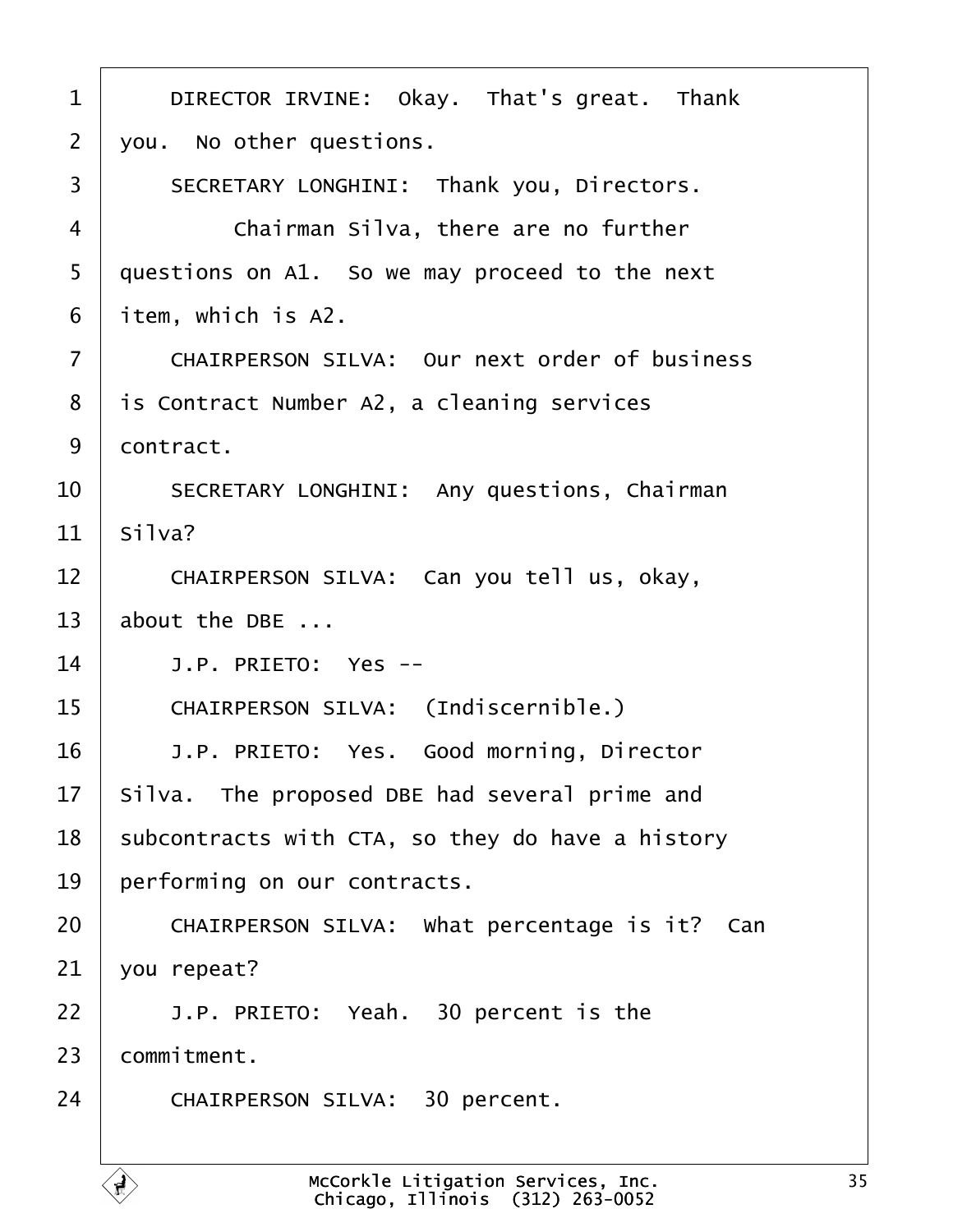1 DIRECTOR IRVINE: Okay. That's great. Thank
2 you. No other questions.
3 SECRETARY LONGHINI: Thank you, Directors.
4 Chairman Silva, there are no further
5 questions on A1. So we may proceed to the next
6 item, which is A2.
7 CHAIRPERSON SILVA: Our next order of business
8 is Contract Number A2, a cleaning services
9 contract.
10 SECRETARY LONGHINI: Any questions, Chairman
11 Silva?
12 CHAIRPERSON SILVA: Can you tell us, okay,
13 about the DBE ...
14 J.P. PRIETO: Yes --
15 CHAIRPERSON SILVA: (Indiscernible.)
16 J.P. PRIETO: Yes. Good morning, Director
17 Silva. The proposed DBE had several prime and
18 subcontracts with CTA, so they do have a history
19 performing on our contracts.
20 CHAIRPERSON SILVA: What percentage is it? Can
21 you repeat?
22 J.P. PRIETO: Yeah. 30 percent is the
23 commitment.
24 CHAIRPERSON SILVA: 30 percent.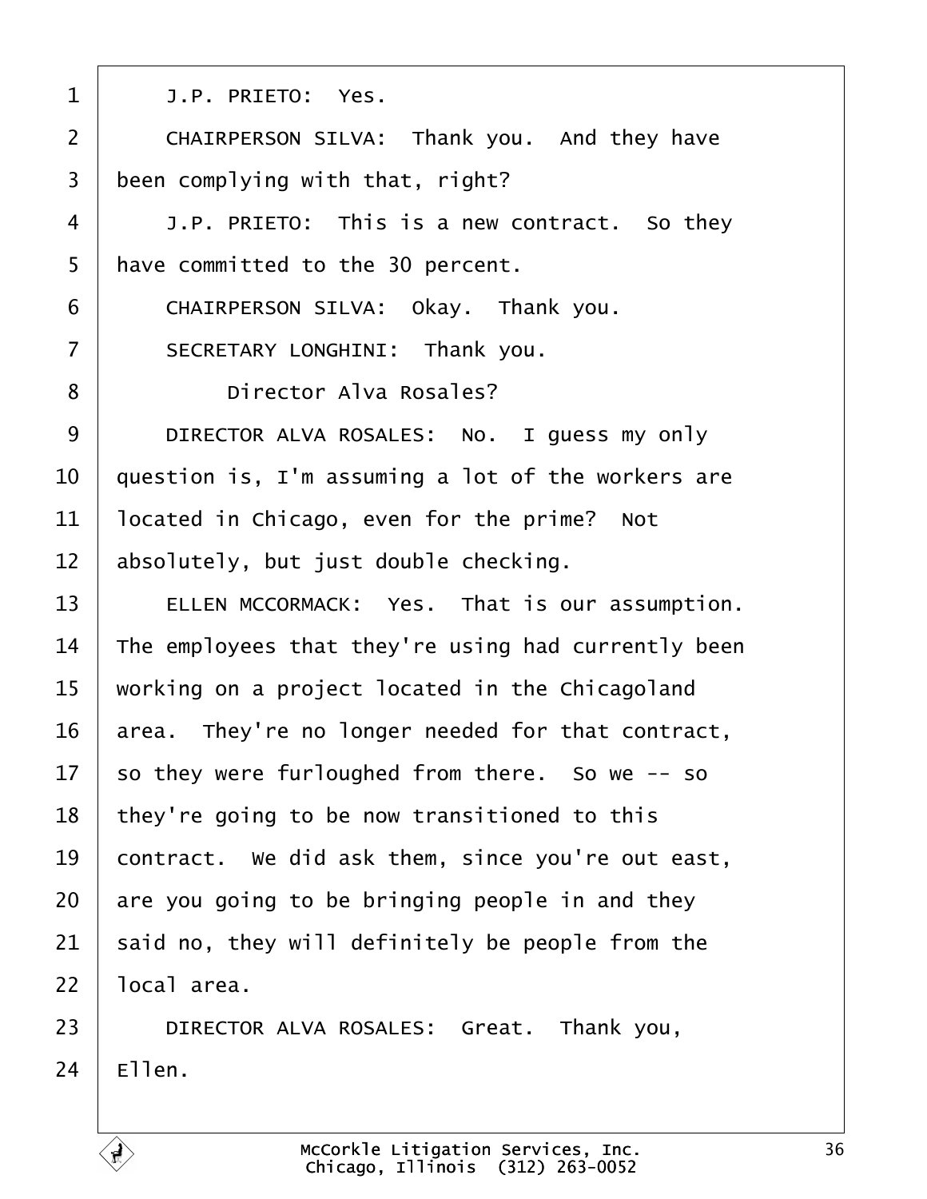J.P. PRIETO: Yes.

CHAIRPERSON SILVA: Thank you. And they have been complying with that, right?

J.P. PRIETO: This is a new contract. So they have committed to the 30 percent.

CHAIRPERSON SILVA: Okay. Thank you.

SECRETARY LONGHINI: Thank you.

Director Alva Rosales?

DIRECTOR ALVA ROSALES: No. I guess my only question is, I'm assuming a lot of the workers are located in Chicago, even for the prime? Not absolutely, but just double checking.

ELLEN MCCORMACK: Yes. That is our assumption. The employees that they're using had currently been working on a project located in the Chicagoland area. They're no longer needed for that contract, so they were furloughed from there. So we -- so they're going to be now transitioned to this contract. We did ask them, since you're out east, are you going to be bringing people in and they said no, they will definitely be people from the local area.

DIRECTOR ALVA ROSALES: Great. Thank you, Ellen.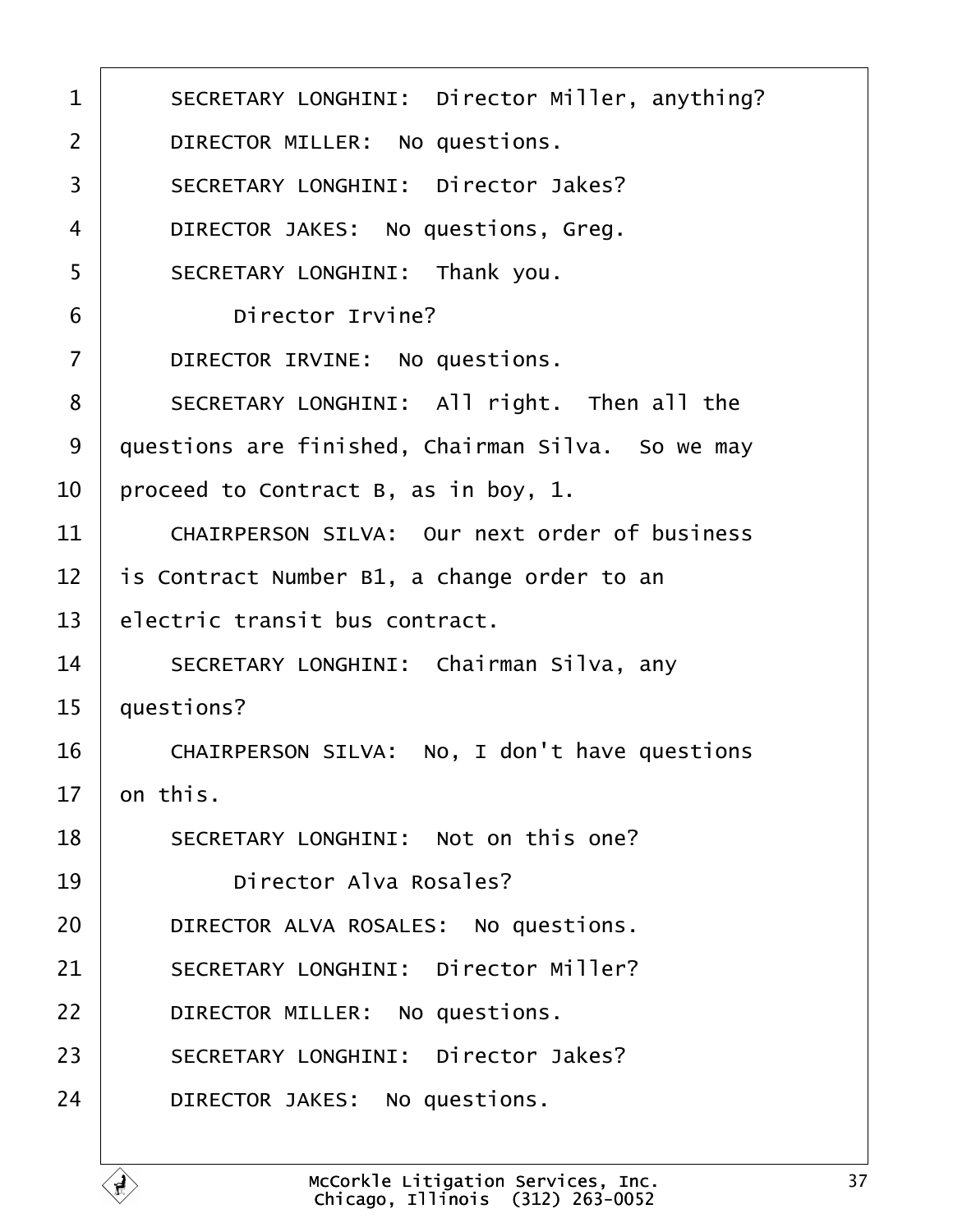SECRETARY LONGHINI: Director Miller, anything?

DIRECTOR MILLER: No questions.

SECRETARY LONGHINI: Director Jakes?

DIRECTOR JAKES: No questions, Greg.

SECRETARY LONGHINI: Thank you.

Director Irvine?

DIRECTOR IRVINE: No questions.

SECRETARY LONGHINI: All right. Then all the questions are finished, Chairman Silva. So we may proceed to Contract B, as in boy, 1.

CHAIRPERSON SILVA: Our next order of business is Contract Number B1, a change order to an electric transit bus contract.

SECRETARY LONGHINI: Chairman Silva, any questions?

CHAIRPERSON SILVA: No, I don't have questions on this.

SECRETARY LONGHINI: Not on this one?

Director Alva Rosales?

DIRECTOR ALVA ROSALES: No questions.

SECRETARY LONGHINI: Director Miller?

DIRECTOR MILLER: No questions.

SECRETARY LONGHINI: Director Jakes?

DIRECTOR JAKES: No questions.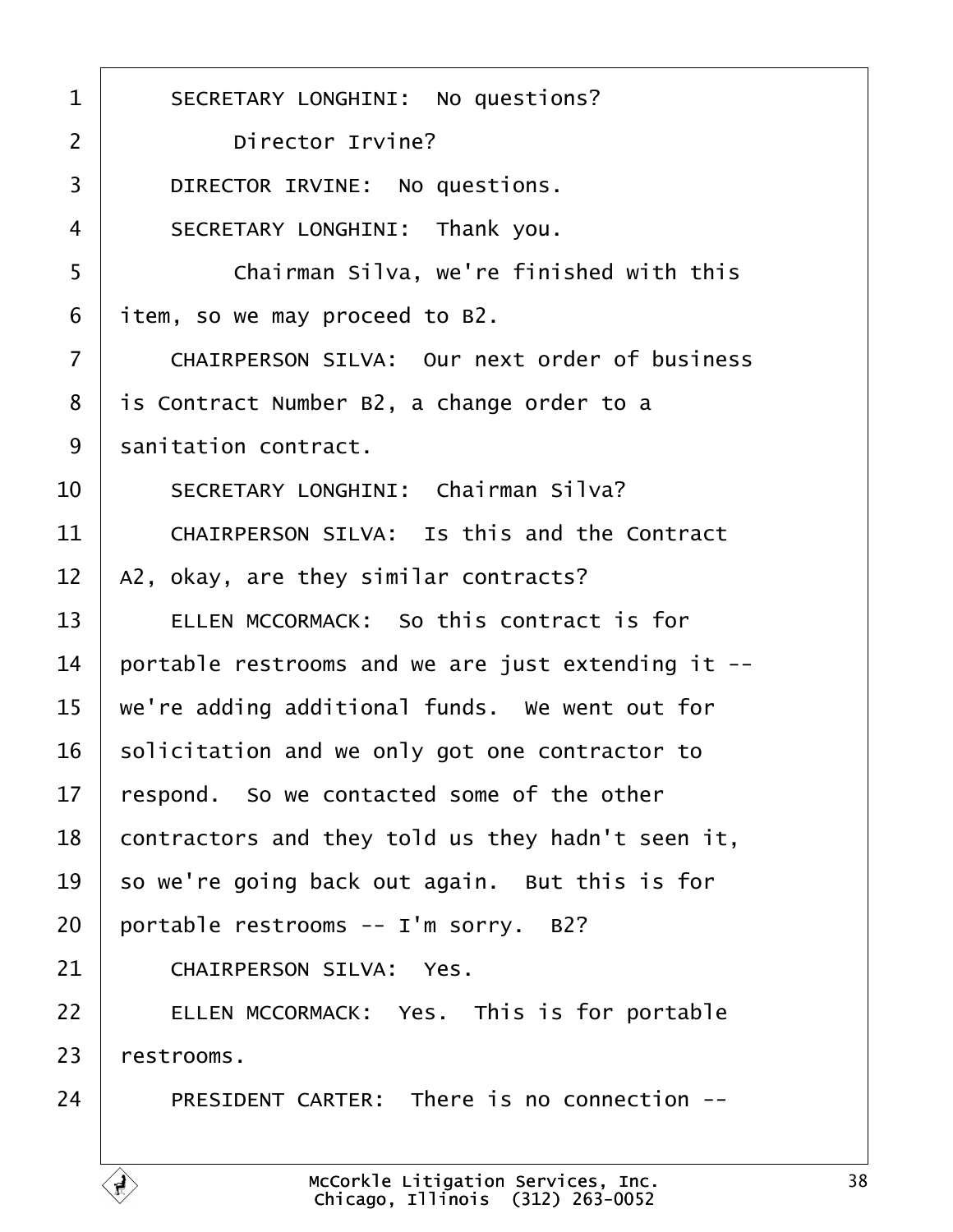SECRETARY LONGHINI: No questions?

Director Irvine?

DIRECTOR IRVINE: No questions.

SECRETARY LONGHINI: Thank you.

Chairman Silva, we're finished with this item, so we may proceed to B2.

CHAIRPERSON SILVA: Our next order of business is Contract Number B2, a change order to a sanitation contract.

SECRETARY LONGHINI: Chairman Silva?

CHAIRPERSON SILVA: Is this and the Contract A2, okay, are they similar contracts?

ELLEN MCCORMACK: So this contract is for portable restrooms and we are just extending it -- we're adding additional funds. We went out for solicitation and we only got one contractor to respond. So we contacted some of the other contractors and they told us they hadn't seen it, so we're going back out again. But this is for portable restrooms -- I'm sorry. B2?

CHAIRPERSON SILVA: Yes.

ELLEN MCCORMACK: Yes. This is for portable restrooms.

PRESIDENT CARTER: There is no connection --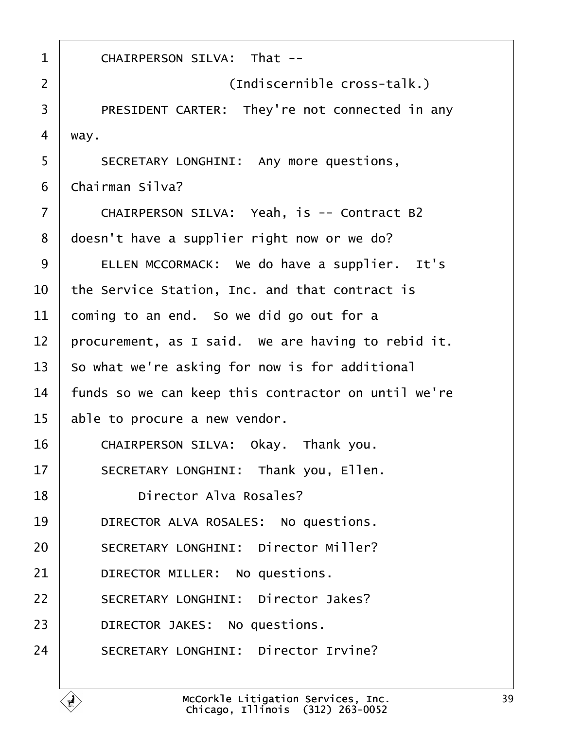CHAIRPERSON SILVA: That --

(Indiscernible cross-talk.)

PRESIDENT CARTER: They're not connected in any way.

SECRETARY LONGHINI: Any more questions, Chairman Silva?

CHAIRPERSON SILVA: Yeah, is -- Contract B2 doesn't have a supplier right now or we do?

ELLEN MCCORMACK: We do have a supplier. It's the Service Station, Inc. and that contract is coming to an end. So we did go out for a procurement, as I said. We are having to rebid it. So what we're asking for now is for additional funds so we can keep this contractor on until we're able to procure a new vendor.

CHAIRPERSON SILVA: Okay. Thank you.

SECRETARY LONGHINI: Thank you, Ellen.

Director Alva Rosales?

DIRECTOR ALVA ROSALES: No questions.

SECRETARY LONGHINI: Director Miller?

DIRECTOR MILLER: No questions.

SECRETARY LONGHINI: Director Jakes?

DIRECTOR JAKES: No questions.

SECRETARY LONGHINI: Director Irvine?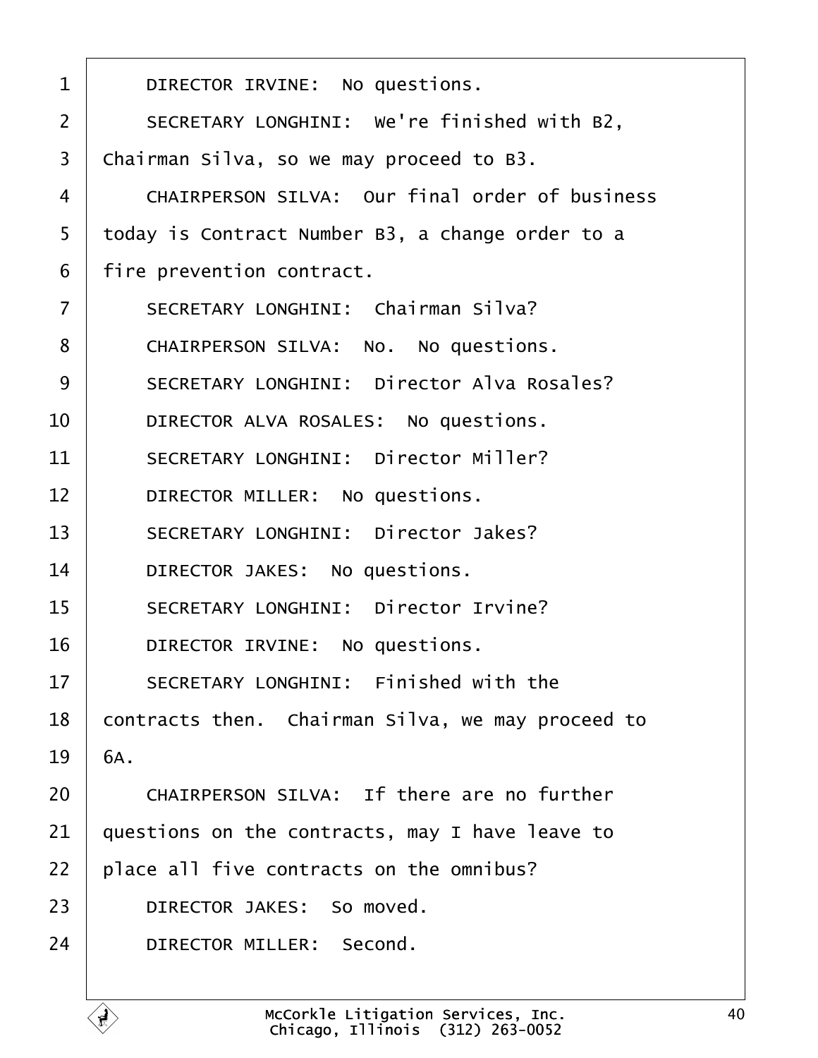1 DIRECTOR IRVINE: No questions.

2 SECRETARY LONGHINI: We're finished with B2,

3 Chairman Silva, so we may proceed to B3.

4 CHAIRPERSON SILVA: Our final order of business

5 today is Contract Number B3, a change order to a

6 fire prevention contract.

7 SECRETARY LONGHINI: Chairman Silva?

8 CHAIRPERSON SILVA: No. No questions.

9 SECRETARY LONGHINI: Director Alva Rosales?

10 DIRECTOR ALVA ROSALES: No questions.

11 SECRETARY LONGHINI: Director Miller?

12 DIRECTOR MILLER: No questions.

13 SECRETARY LONGHINI: Director Jakes?

14 DIRECTOR JAKES: No questions.

15 SECRETARY LONGHINI: Director Irvine?

16 DIRECTOR IRVINE: No questions.

17 SECRETARY LONGHINI: Finished with the

18 contracts then. Chairman Silva, we may proceed to

19 6A.

20 CHAIRPERSON SILVA: If there are no further

21 questions on the contracts, may I have leave to

22 place all five contracts on the omnibus?

23 DIRECTOR JAKES: So moved.

24 DIRECTOR MILLER: Second.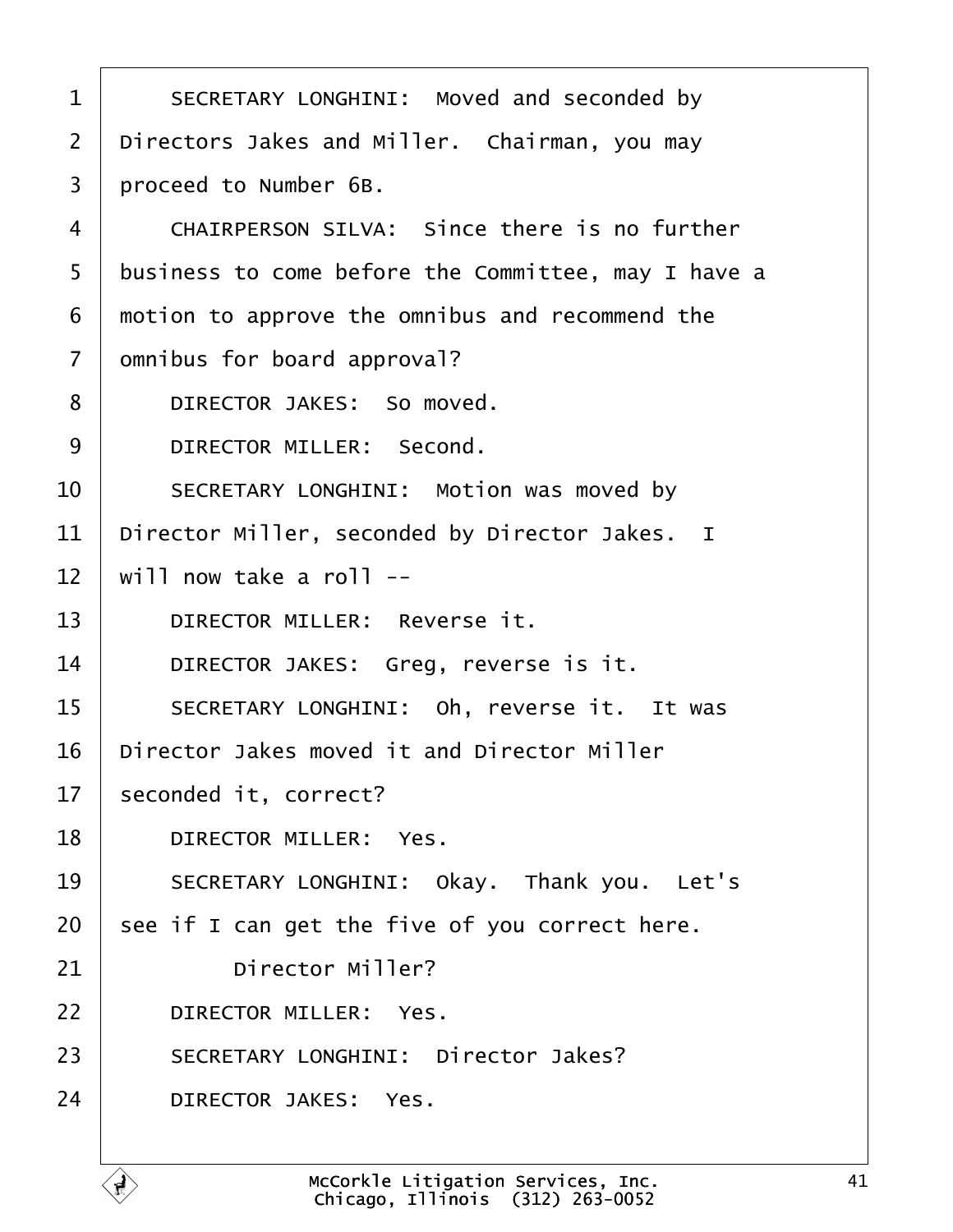1 SECRETARY LONGHINI: Moved and seconded by
2 Directors Jakes and Miller. Chairman, you may
3 proceed to Number 6B.
4 CHAIRPERSON SILVA: Since there is no further
5 business to come before the Committee, may I have a
6 motion to approve the omnibus and recommend the
7 omnibus for board approval?
8 DIRECTOR JAKES: So moved.
9 DIRECTOR MILLER: Second.
10 SECRETARY LONGHINI: Motion was moved by
11 Director Miller, seconded by Director Jakes. I
12 will now take a roll --
13 DIRECTOR MILLER: Reverse it.
14 DIRECTOR JAKES: Greg, reverse is it.
15 SECRETARY LONGHINI: Oh, reverse it. It was
16 Director Jakes moved it and Director Miller
17 seconded it, correct?
18 DIRECTOR MILLER: Yes.
19 SECRETARY LONGHINI: Okay. Thank you. Let's
20 see if I can get the five of you correct here.
21 Director Miller?
22 DIRECTOR MILLER: Yes.
23 SECRETARY LONGHINI: Director Jakes?
24 DIRECTOR JAKES: Yes.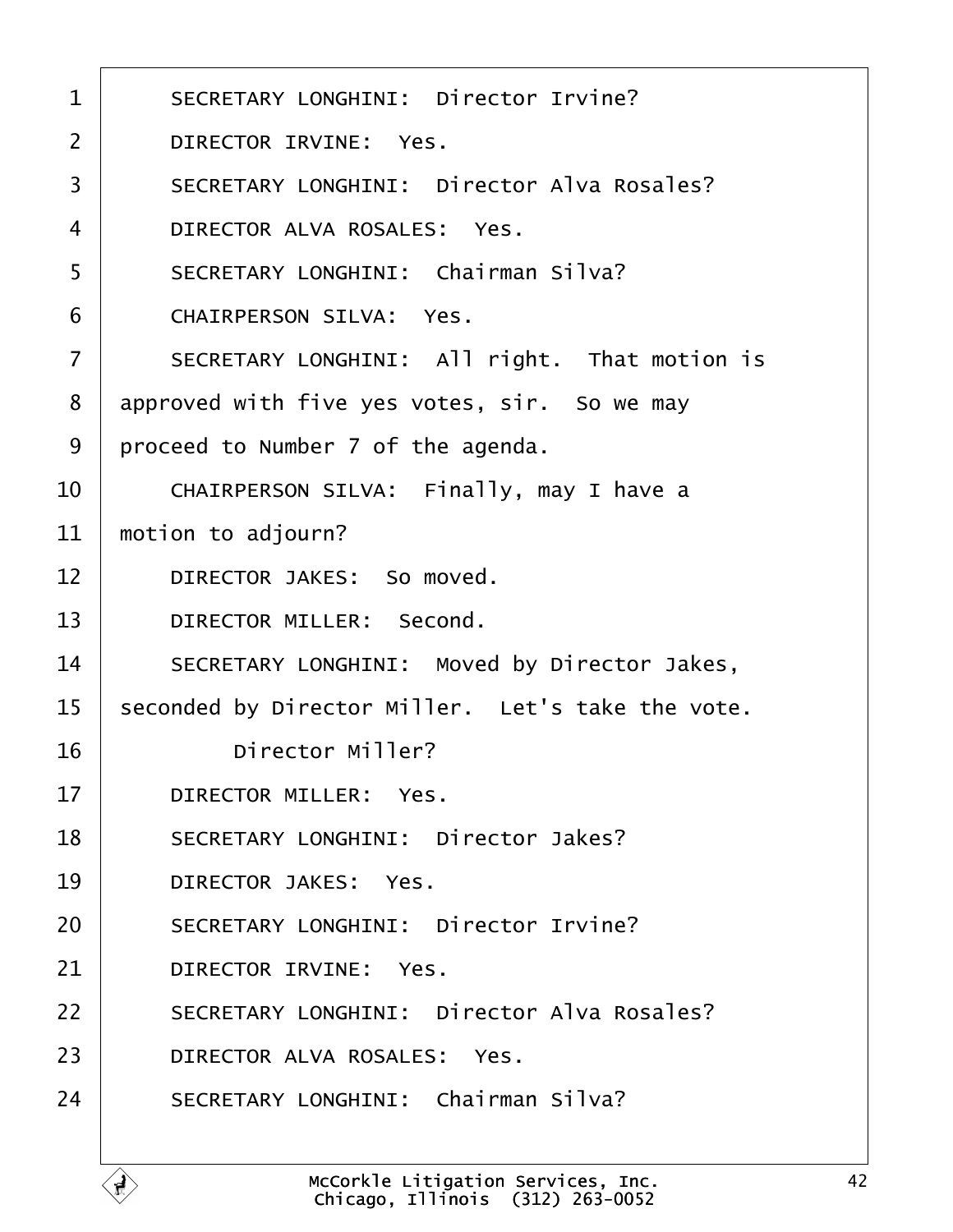SECRETARY LONGHINI: Director Irvine?

DIRECTOR IRVINE: Yes.

SECRETARY LONGHINI: Director Alva Rosales?

DIRECTOR ALVA ROSALES: Yes.

SECRETARY LONGHINI: Chairman Silva?

CHAIRPERSON SILVA: Yes.

SECRETARY LONGHINI: All right. That motion is approved with five yes votes, sir. So we may proceed to Number 7 of the agenda.

CHAIRPERSON SILVA: Finally, may I have a motion to adjourn?

DIRECTOR JAKES: So moved.

DIRECTOR MILLER: Second.

SECRETARY LONGHINI: Moved by Director Jakes, seconded by Director Miller. Let's take the vote.

Director Miller?

DIRECTOR MILLER: Yes.

SECRETARY LONGHINI: Director Jakes?

DIRECTOR JAKES: Yes.

SECRETARY LONGHINI: Director Irvine?

DIRECTOR IRVINE: Yes.

SECRETARY LONGHINI: Director Alva Rosales?

DIRECTOR ALVA ROSALES: Yes.

SECRETARY LONGHINI: Chairman Silva?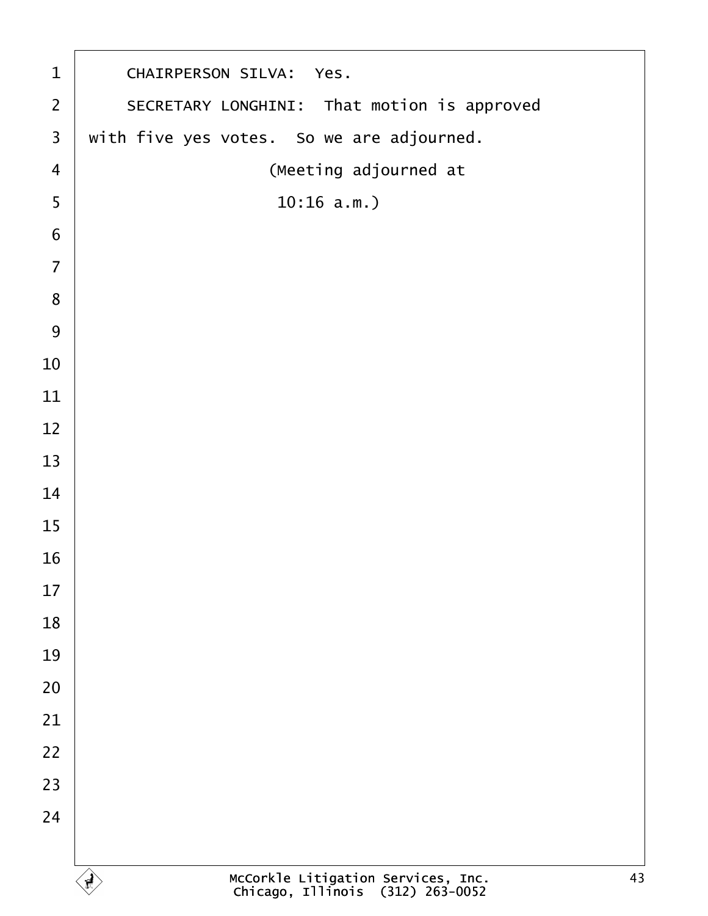CHAIRPERSON SILVA: Yes.

SECRETARY LONGHINI: That motion is approved with five yes votes. So we are adjourned.

(Meeting adjourned at 10:16 a.m.)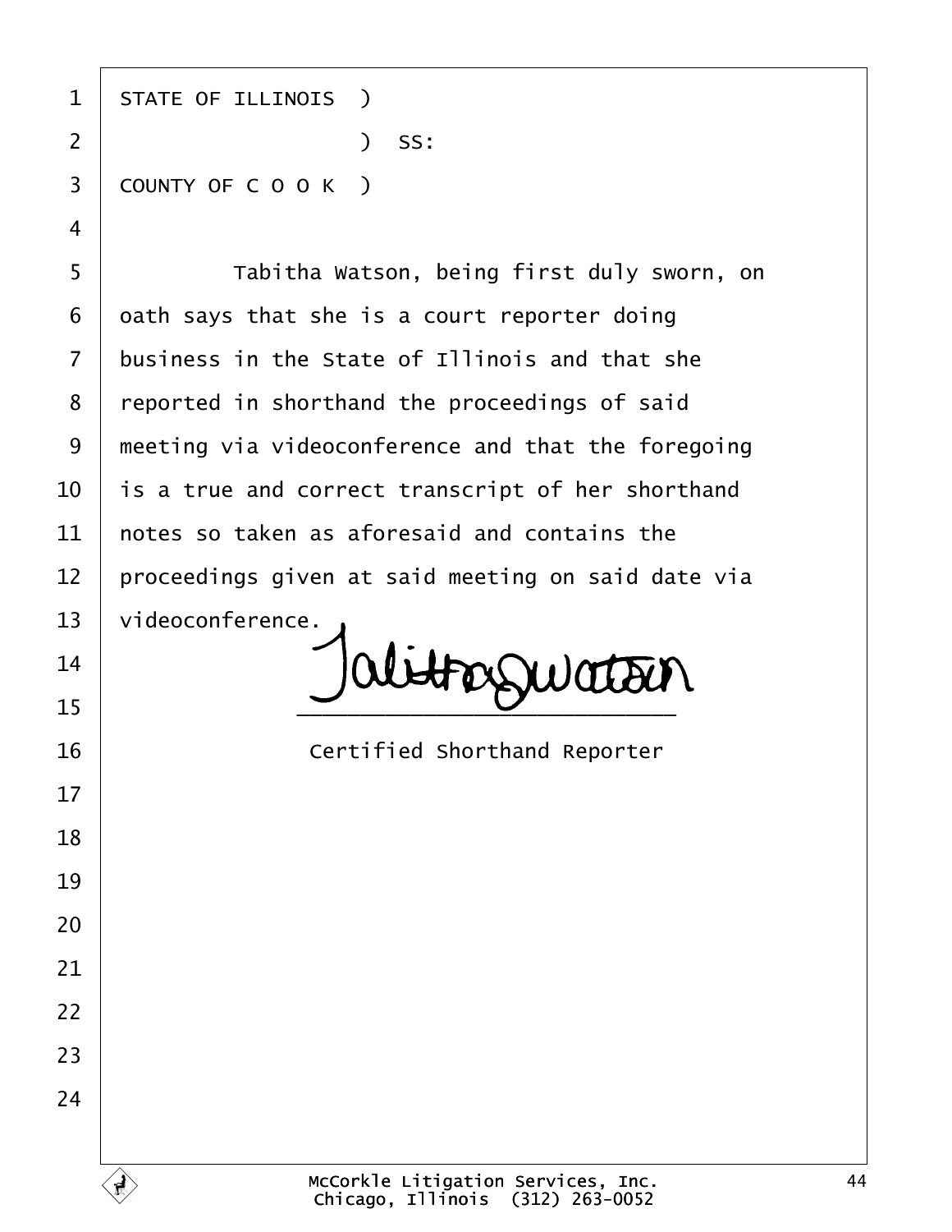STATE OF ILLINOIS )

) SS:

COUNTY OF C O O K )

Tabitha Watson, being first duly sworn, on oath says that she is a court reporter doing business in the State of Illinois and that she reported in shorthand the proceedings of said meeting via videoconference and that the foregoing is a true and correct transcript of her shorthand notes so taken as aforesaid and contains the proceedings given at said meeting on said date via videoconference.

\_\_\_\_\_\_\_\_\_\_\_\_\_\_\_\_\_\_\_\_\_\_\_\_\_

Certified Shorthand Reporter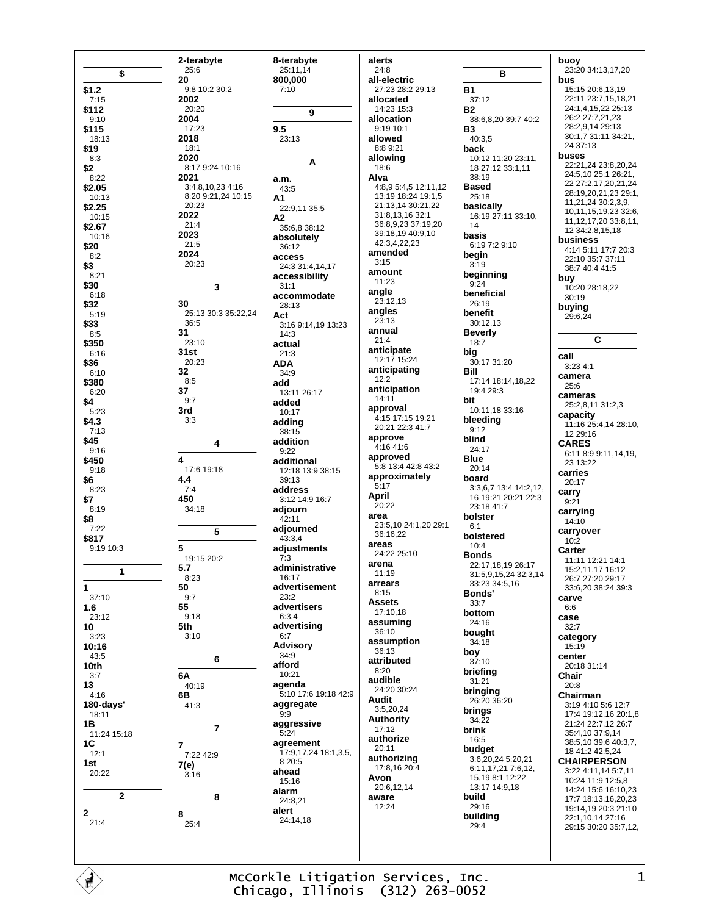## $

**$1.2**
7:15
**$112**
9:10
**$115**
18:13
**$19**
8:3
**$2**
8:22
**$2.05**
10:13
**$2.25**
10:15
**$2.67**
10:16
**$20**
8:2
**$3**
8:21
**$30**
6:18
**$32**
5:19
**$33**
8:5
**$350**
6:16
**$36**
6:10
**$380**
6:20
**$4**
5:23
**$4.3**
7:13
**$45**
9:16
**$450**
9:18
**$6**
8:23
**$7**
8:19
**$8**
7:22
**$817**
9:19 10:3

## 1

**1**
37:10
**1.6**
23:12
**10**
3:23
**10:16**
43:5
**10th**
3:7
**13**
4:16
**180-days'**
18:11
**1B**
11:24 15:18
**1C**
12:1
**1st**
20:22

## 2

**2**
21:4
**2-terabyte**
25:6
**20**
9:8 10:2 30:2
**2002**
20:20
**2004**
17:23
**2018**
18:1
**2020**
8:17 9:24 10:16
**2021**
3:4,8,10,23 4:16 8:20 9:21,24 10:15 20:23
**2022**
21:4
**2023**
21:5
**2024**
20:23

## 3

**30**
25:13 30:3 35:22,24 36:5
**31**
23:10
**31st**
20:23
**32**
8:5
**37**
9:7
**3rd**
3:3

## 4

**4**
17:6 19:18
**4.4**
7:4
**450**
34:18

## 5

**5**
19:15 20:2
**5.7**
8:23
**50**
9:7
**55**
9:18
**5th**
3:10

## 6

**6A**
40:19
**6B**
41:3

## 7

**7**
7:22 42:9
**7(e)**
3:16

## 8

**8**
25:4
**8-terabyte**
25:11,14
**800,000**
7:10

## 9

**9.5**
23:13

## A

**a.m.**
43:5
**A1**
22:9,11 35:5
**A2**
35:6,8 38:12
**absolutely**
36:12
**access**
24:3 31:4,14,17
**accessibility**
31:1
**accommodate**
28:13
**Act**
3:16 9:14,19 13:23 14:3
**actual**
21:3
**ADA**
34:9
**add**
13:11 26:17
**added**
10:17
**adding**
38:15
**addition**
9:22
**additional**
12:18 13:9 38:15 39:13
**address**
3:12 14:9 16:7
**adjourn**
42:11
**adjourned**
43:3,4
**adjustments**
7:3
**administrative**
16:17
**advertisement**
23:2
**advertisers**
6:3,4
**advertising**
6:7
**Advisory**
34:9
**afford**
10:21
**agenda**
5:10 17:6 19:18 42:9
**aggregate**
9:9
**aggressive**
5:24
**agreement**
17:9,17,24 18:1,3,5, 8 20:5
**ahead**
15:16
**alarm**
24:8,21
**alert**
24:14,18
**alerts**
24:8
**all-electric**
27:23 28:2 29:13
**allocated**
14:23 15:3
**allocation**
9:19 10:1
**allowed**
8:8 9:21
**allowing**
18:6
**Alva**
4:8,9 5:4,5 12:11,12 13:19 18:24 19:1,5 21:13,14 30:21,22 31:8,13,16 32:1 36:8,9,23 37:19,20 39:18,19 40:9,10 42:3,4,22,23
**amended**
3:15
**amount**
11:23
**angle**
23:12,13
**angles**
23:13
**annual**
21:4
**anticipate**
12:17 15:24
**anticipating**
12:2
**anticipation**
14:11
**approval**
4:15 17:15 19:21 20:21 22:3 41:7
**approve**
4:16 41:6
**approved**
5:8 13:4 42:8 43:2
**approximately**
5:17
**April**
20:22
**area**
23:5,10 24:1,20 29:1 36:16,22
**areas**
24:22 25:10
**arena**
11:19
**arrears**
8:15
**Assets**
17:10,18
**assuming**
36:10
**assumption**
36:13
**attributed**
8:20
**audible**
24:20 30:24
**Audit**
3:5,20,24
**Authority**
17:12
**authorize**
20:11
**authorizing**
17:8,16 20:4
**Avon**
20:6,12,14
**aware**
12:24

## B

**B1**
37:12
**B2**
38:6,8,20 39:7 40:2
**B3**
40:3,5
**back**
10:12 11:20 23:11, 18 27:12 33:1,11 38:19
**Based**
25:18
**basically**
16:19 27:11 33:10, 14
**basis**
6:19 7:2 9:10
**begin**
3:19
**beginning**
9:24
**beneficial**
26:19
**benefit**
30:12,13
**Beverly**
18:7
**big**
30:17 31:20
**Bill**
17:14 18:14,18,22 19:4 29:3
**bit**
10:11,18 33:16
**bleeding**
9:12
**blind**
24:17
**Blue**
20:14
**board**
3:3,6,7 13:4 14:2,12, 16 19:21 20:21 22:3 23:18 41:7
**bolster**
6:1
**bolstered**
10:4
**Bonds**
22:17,18,19 26:17 31:5,9,15,24 32:3,14 33:23 34:5,16
**Bonds'**
33:7
**bottom**
24:16
**bought**
34:18
**boy**
37:10
**briefing**
31:21
**bringing**
26:20 36:20
**brings**
34:22
**brink**
16:5
**budget**
3:6,20,24 5:20,21 6:11,17,21 7:6,12, 15,19 8:1 12:22 13:17 14:9,18
**build**
29:16
**building**
29:4
**buoy**
23:20 34:13,17,20
**bus**
15:15 20:6,13,19 22:11 23:7,15,18,21 24:1,4,15,22 25:13 26:2 27:7,21,23 28:2,9,14 29:13 30:1,7 31:11 34:21, 24 37:13
**buses**
22:21,24 23:8,20,24 24:5,10 25:1 26:21, 22 27:2,17,20,21,24 28:19,20,21,23 29:1, 11,21,24 30:2,3,9, 10,11,15,19,23 32:6, 11,12,17,20 33:8,11, 12 34:2,8,15,18
**business**
4:14 5:11 17:7 20:3 22:10 35:7 37:11 38:7 40:4 41:5
**buy**
10:20 28:18,22 30:19
**buying**
29:6,24

## C

**call**
3:23 4:1
**camera**
25:6
**cameras**
25:2,8,11 31:2,3
**capacity**
11:16 25:4,14 28:10, 12 29:16
**CARES**
6:11 8:9 9:11,14,19, 23 13:22
**carries**
20:17
**carry**
9:21
**carrying**
14:10
**carryover**
10:2
**Carter**
11:11 12:21 14:1 15:2,11,17 16:12 26:7 27:20 29:17 33:6,20 38:24 39:3
**carve**
6:6
**case**
32:7
**category**
15:19
**center**
20:18 31:14
**Chair**
20:8
**Chairman**
3:19 4:10 5:6 12:7 17:4 19:12,16 20:1,8 21:24 22:7,12 26:7 35:4,10 37:9,14 38:5,10 39:6 40:3,7, 18 41:2 42:5,24
**CHAIRPERSON**
3:22 4:11,14 5:7,11 10:24 11:9 12:5,8 14:24 15:6 16:10,23 17:7 18:13,16,20,23 19:14,19 20:3 21:10 22:1,10,14 27:16 29:15 30:20 35:7,12,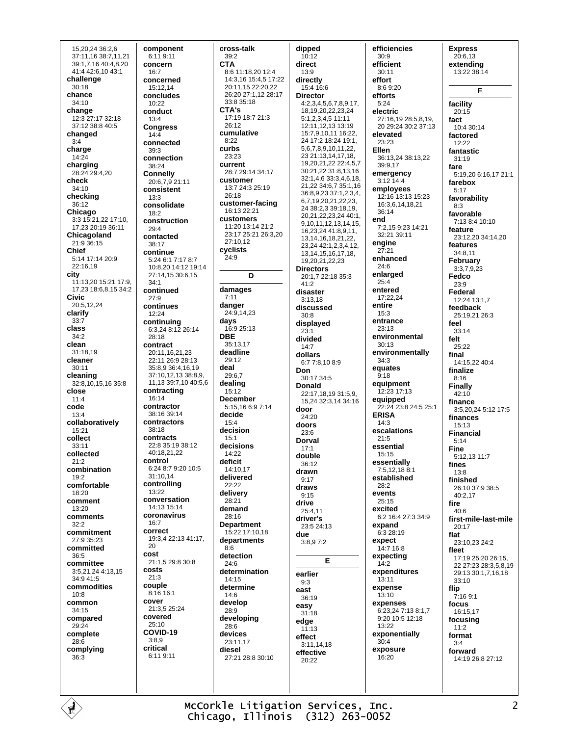15,20,24 36:2,6
37:11,16 38:7,11,21
39:1,7,16 40:4,8,20
41:4 42:6,10 43:1

**challenge**
30:18

**chance**
34:10

**change**
12:3 27:17 32:18
37:12 38:8 40:5

**changed**
3:4

**charge**
14:24

**charging**
28:24 29:4,20

**check**
34:10

**checking**
36:12

**Chicago**
3:3 15:21,22 17:10,
17,23 20:19 36:11

**Chicagoland**
21:9 36:15

**Chief**
5:14 17:14 20:9
22:16,19

**city**
11:13,20 15:21 17:9,
17,23 18:6,8,15 34:2

**Civic**
20:5,12,24

**clarify**
33:7

**class**
34:2

**clean**
31:18,19

**cleaner**
30:11

**cleaning**
32:8,10,15,16 35:8

**close**
11:4

**code**
13:4

**collaboratively**
15:21

**collect**
33:11

**collected**
21:2

**combination**
19:2

**comfortable**
18:20

**comment**
13:20

**comments**
32:2

**commitment**
27:9 35:23

**committed**
36:5

**committee**
3:5,21,24 4:13,15
34:9 41:5

**commodities**
10:8

**common**
34:15

**compared**
29:24

**complete**
28:6

**complying**
36:3

**component**
6:11 9:11

**concern**
16:7

**concerned**
15:12,14

**concludes**
10:22

**conduct**
13:4

**Congress**
14:4

**connected**
39:3

**connection**
38:24

**Connelly**
20:6,7,9 21:11

**consistent**
13:3

**consolidate**
18:2

**construction**
29:4

**contacted**
38:17

**continue**
5:24 6:1 7:17 8:7
10:8,20 14:12 19:14
27:14,15 30:6,15
34:1

**continued**
27:9

**continues**
12:24

**continuing**
6:3,24 8:12 26:14
28:18

**contract**
20:11,16,21,23
22:11 26:9 28:13
35:8,9 36:4,16,19
37:10,12,13 38:8,9,
11,13 39:7,10 40:5,6

**contracting**
16:14

**contractor**
38:16 39:14

**contractors**
38:18

**contracts**
22:8 35:19 38:12
40:18,21,22

**control**
6:24 8:7 9:20 10:5
31:10,14

**controlling**
13:22

**conversation**
14:13 15:14

**coronavirus**
16:7

**correct**
19:3,4 22:13 41:17,
20

**cost**
21:1,5 29:8 30:8

**costs**
21:3

**couple**
8:16 16:1

**cover**
21:3,5 25:24

**covered**
25:10

**COVID-19**
3:8,9

**critical**
6:11 9:11

**cross-talk**
39:2

**CTA**
8:6 11:18,20 12:4
14:3,16 15:4,5 17:22
20:11,15 22:20,22
26:20 27:1,12 28:17
33:8 35:18

**CTA's**
17:19 18:7 21:3
26:12

**cumulative**
8:22

**curbs**
23:23

**current**
28:7 29:14 34:17

**customer**
13:7 24:3 25:19
26:18

**customer-facing**
16:13 22:21

**customers**
11:20 13:14 21:2
23:17 25:21 26:3,20
27:10,12

**cyclists**
24:9

## D

**damages**
7:11

**danger**
24:9,14,23

**days**
16:9 25:13

**DBE**
35:13,17

**deadline**
29:12

**deal**
29:6,7

**dealing**
15:12

**December**
5:15,16 6:9 7:14

**decide**
15:4

**decision**
15:1

**decisions**
14:22

**deficit**
14:10,17

**delivered**
22:22

**delivery**
28:21

**demand**
28:16

**Department**
15:22 17:10,18

**departments**
8:6

**detection**
24:6

**determination**
13:15

**determine**
14:6

**develop**
28:9

**developing**
28:6

**devices**
23:11,17

**diesel**
27:21 28:8 30:10

**dipped**
10:12

**direct**
13:9

**directly**
15:4 16:6

**Director**
4:2,3,4,5,6,7,8,9,17,
18,19,20,22,23,24
5:1,2,3,4,5 11:11
12:11,12,13 13:19
15:7,9,10,11 16:22,
24 17:2 18:24 19:1,
5,6,7,8,9,10,11,22,
23 21:13,14,17,18,
19,20,21,22 22:4,5,7
30:21,22 31:8,13,16
32:1,4,6 33:3,4,6,18,
21,22 34:6,7 35:1,16
36:8,9,23 37:1,2,3,4,
6,7,19,20,21,22,23,
24 38:2,3 39:18,19,
20,21,22,23,24 40:1,
9,10,11,12,13,14,15,
16,23,24 41:8,9,11,
13,14,16,18,21,22,
23,24 42:1,2,3,4,12,
13,14,15,16,17,18,
19,20,21,22,23

**Directors**
20:1,7 22:18 35:3
41:2

**disaster**
3:13,18

**discussed**
30:8

**displayed**
23:1

**divided**
14:7

**dollars**
6:7 7:8,10 8:9

**Don**
30:17 34:5

**Donald**
22:17,18,19 31:5,9,
15,24 32:3,14 34:16

**door**
24:20

**doors**
23:6

**Dorval**
17:1

**double**
36:12

**drawn**
9:17

**draws**
9:15

**drive**
25:4,11

**driver's**
23:5 24:13

**due**
3:8,9 7:2

## E

**earlier**
9:3

**east**
36:19

**easy**
31:18

**edge**
11:13

**effect**
3:11,14,18

**effective**
20:22

**efficiencies**
30:9

**efficient**
30:11

**effort**
8:6 9:20

**efforts**
5:24

**electric**
27:16,19 28:5,8,19,
20 29:24 30:2 37:13

**elevated**
23:23

**Ellen**
36:13,24 38:13,22
39:9,17

**emergency**
3:12 14:4

**employees**
12:16 13:13 15:23
16:3,6,14,18,21
36:14

**end**
7:2,15 9:23 14:21
32:21 39:11

**engine**
27:21

**enhanced**
24:6

**enlarged**
25:4

**entered**
17:22,24

**entire**
15:3

**entrance**
23:13

**environmental**
30:13

**environmentally**
34:3

**equates**
9:18

**equipment**
12:23 17:13

**equipped**
22:24 23:8 24:5 25:1

**ERISA**
14:3

**escalations**
21:5

**essential**
15:15

**essentially**
7:5,12,18 8:1

**established**
28:2

**events**
25:15

**excited**
6:2 16:4 27:3 34:9

**expand**
6:3 28:19

**expect**
14:7 16:8

**expecting**
14:2

**expenditures**
13:11

**expense**
13:10

**expenses**
6:23,24 7:13 8:1,7
9:20 10:5 12:18
13:22

**exponentially**
30:4

**exposure**
16:20

**Express**
20:6,13

**extending**
13:22 38:14

## F

**facility**
20:15

**fact**
10:4 30:14

**factored**
12:22

**fantastic**
31:19

**fare**
5:19,20 6:16,17 21:1

**farebox**
5:17

**favorability**
8:3

**favorable**
7:13 8:4 10:10

**feature**
23:12,20 34:14,20

**features**
34:8,11

**February**
3:3,7,9,23

**Fedco**
23:9

**Federal**
12:24 13:1,7

**feedback**
25:19,21 26:3

**feel**
33:14

**felt**
25:22

**final**
14:15,22 40:4

**finalize**
8:16

**Finally**
42:10

**finance**
3:5,20,24 5:12 17:5

**finances**
15:13

**Financial**
5:14

**Fine**
5:12,13 11:7

**fines**
13:8

**finished**
26:10 37:9 38:5
40:2,17

**fire**
40:6

**first-mile-last-mile**
20:17

**flat**
23:10,23 24:2

**fleet**
17:19 25:20 26:15,
22 27:23 28:3,5,8,19
29:13 30:1,7,16,18
33:10

**flip**
7:16 9:1

**focus**
16:15,17

**focusing**
11:2

**format**
3:4

**forward**
14:19 26:8 27:12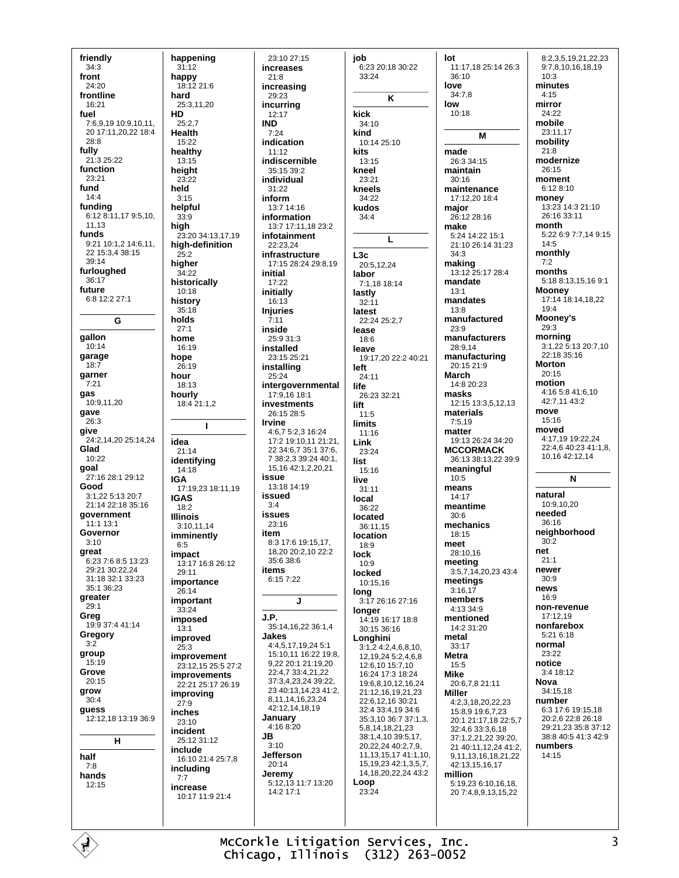**friendly**
34:3
**front**
24:20
**frontline**
16:21
**fuel**
7:6,9,19 10:9,10,11, 20 17:11,20,22 18:4 28:8
**fully**
21:3 25:22
**function**
23:21
**fund**
14:4
**funding**
6:12 8:11,17 9:5,10, 11,13
**funds**
9:21 10:1,2 14:6,11, 22 15:3,4 38:15 39:14
**furloughed**
36:17
**future**
6:8 12:2 27:1

### G

**gallon**
10:14
**garage**
18:7
**garner**
7:21
**gas**
10:9,11,20
**gave**
26:3
**give**
24:2,14,20 25:14,24
**Glad**
10:22
**goal**
27:16 28:1 29:12
**Good**
3:1,22 5:13 20:7 21:14 22:18 35:16
**government**
11:1 13:1
**Governor**
3:10
**great**
6:23 7:6 8:5 13:23 29:21 30:22,24 31:18 32:1 33:23 35:1 36:23
**greater**
29:1
**Greg**
19:9 37:4 41:14
**Gregory**
3:2
**group**
15:19
**Grove**
20:15
**grow**
30:4
**guess**
12:12,18 13:19 36:9

### H

**half**
7:8
**hands**
12:15
**happening**
31:12
**happy**
18:12 21:6
**hard**
25:3,11,20
**HD**
25:2,7
**Health**
15:22
**healthy**
13:15
**height**
23:22
**held**
3:15
**helpful**
33:9
**high**
23:20 34:13,17,19
**high-definition**
25:2
**higher**
34:22
**historically**
10:18
**history**
35:18
**holds**
27:1
**home**
16:19
**hope**
26:19
**hour**
18:13
**hourly**
18:4 21:1,2

### I

**idea**
21:14
**identifying**
14:18
**IGA**
17:19,23 18:11,19
**IGAS**
18:2
**Illinois**
3:10,11,14
**imminently**
6:5
**impact**
13:17 16:8 26:12 29:11
**importance**
26:14
**important**
33:24
**imposed**
13:1
**improved**
25:3
**improvement**
23:12,15 25:5 27:2
**improvements**
22:21 25:17 26:19
**improving**
27:9
**inches**
23:10
**incident**
25:12 31:12
**include**
16:10 21:4 25:7,8
**including**
7:7
**increase**
10:17 11:9 21:4 23:10 27:15
**increases**
21:8
**increasing**
29:23
**incurring**
12:17
**IND**
7:24
**indication**
11:12
**indiscernible**
35:15 39:2
**individual**
31:22
**inform**
13:7 14:16
**information**
13:7 17:11,18 23:2
**infotainment**
22:23,24
**infrastructure**
17:15 28:24 29:8,19
**initial**
17:22
**initially**
16:13
**Injuries**
7:11
**inside**
25:9 31:3
**installed**
23:15 25:21
**installing**
25:24
**intergovernmental**
17:9,16 18:1
**investments**
26:15 28:5
**Irvine**
4:6,7 5:2,3 16:24 17:2 19:10,11 21:21, 22 34:6,7 35:1 37:6, 7 38:2,3 39:24 40:1, 15,16 42:1,2,20,21
**issue**
13:18 14:19
**issued**
3:4
**issues**
23:16
**item**
8:3 17:6 19:15,17, 18,20 20:2,10 22:2 35:6 38:6
**items**
6:15 7:22

### J

**J.P.**
35:14,16,22 36:1,4
**Jakes**
4:4,5,17,19,24 5:1 15:10,11 16:22 19:8, 9,22 20:1 21:19,20 22:4,7 33:4,21,22 37:3,4,23,24 39:22, 23 40:13,14,23 41:2, 8,11,14,16,23,24 42:12,14,18,19
**January**
4:16 8:20
**JB**
3:10
**Jefferson**
20:14
**Jeremy**
5:12,13 11:7 13:20 14:2 17:1
**job**
6:23 20:18 30:22 33:24

### K

**kick**
34:10
**kind**
10:14 25:10
**kits**
13:15
**kneel**
23:21
**kneels**
34:22
**kudos**
34:4

### L

**L3c**
20:5,12,24
**labor**
7:1,18 18:14
**lastly**
32:11
**latest**
22:24 25:2,7
**lease**
18:6
**leave**
19:17,20 22:2 40:21
**left**
24:11
**life**
26:23 32:21
**lift**
11:5
**limits**
11:16
**Link**
23:24
**list**
15:16
**live**
31:11
**local**
36:22
**located**
36:11,15
**location**
18:9
**lock**
10:9
**locked**
10:15,16
**long**
3:17 26:16 27:16
**longer**
14:19 16:17 18:8 30:15 36:16
**Longhini**
3:1,2 4:2,4,6,8,10, 12,19,24 5:2,4,6,8 12:6,10 15:7,10 16:24 17:3 18:24 19:6,8,10,12,16,24 21:12,16,19,21,23 22:6,12,16 30:21 32:4 33:4,19 34:6 35:3,10 36:7 37:1,3, 5,8,14,18,21,23 38:1,4,10 39:5,17, 20,22,24 40:2,7,9, 11,13,15,17 41:1,10, 15,19,23 42:1,3,5,7, 14,18,20,22,24 43:2
**Loop**
23:24
**lot**
11:17,18 25:14 26:3 36:10
**love**
34:7,8
**low**
10:18

### M

**made**
26:3 34:15
**maintain**
30:16
**maintenance**
17:12,20 18:4
**major**
26:12 28:16
**make**
5:24 14:22 15:1 21:10 26:14 31:23 34:3
**making**
13:12 25:17 28:4
**mandate**
13:1
**mandates**
13:8
**manufactured**
23:9
**manufacturers**
28:9,14
**manufacturing**
20:15 21:9
**March**
14:8 20:23
**masks**
12:15 13:3,5,12,13
**materials**
7:5,19
**matter**
19:13 26:24 34:20
**MCCORMACK**
36:13 38:13,22 39:9
**meaningful**
10:5
**means**
14:17
**meantime**
30:6
**mechanics**
18:15
**meet**
28:10,16
**meeting**
3:5,7,14,20,23 43:4
**meetings**
3:16,17
**members**
4:13 34:9
**mentioned**
14:2 31:20
**metal**
33:17
**Metra**
15:5
**Mike**
20:6,7,8 21:11
**Miller**
4:2,3,18,20,22,23 15:8,9 19:6,7,23 20:1 21:17,18 22:5,7 32:4,6 33:3,6,18 37:1,2,21,22 39:20, 21 40:11,12,24 41:2, 9,11,13,16,18,21,22 42:13,15,16,17
**million**
5:19,23 6:10,16,18, 20 7:4,8,9,13,15,22 8:2,3,5,19,21,22,23 9:7,8,10,16,18,19 10:3
**minutes**
4:15
**mirror**
24:22
**mobile**
23:11,17
**mobility**
21:8
**modernize**
26:15
**moment**
6:12 8:10
**money**
13:23 14:3 21:10 26:16 33:11
**month**
5:22 6:9 7:7,14 9:15 14:5
**monthly**
7:2
**months**
5:18 8:13,15,16 9:1
**Mooney**
17:14 18:14,18,22 19:4
**Mooney's**
29:3
**morning**
3:1,22 5:13 20:7,10 22:18 35:16
**Morton**
20:15
**motion**
4:16 5:8 41:6,10 42:7,11 43:2
**move**
15:16
**moved**
4:17,19 19:22,24 22:4,6 40:23 41:1,8, 10,16 42:12,14

### N

**natural**
10:9,10,20
**needed**
36:16
**neighborhood**
30:2
**net**
21:1
**newer**
30:9
**news**
16:9
**non-revenue**
17:12,19
**nonfarebox**
5:21 6:18
**normal**
23:22
**notice**
3:4 18:12
**Nova**
34:15,18
**number**
6:3 17:6 19:15,18 20:2,6 22:8 26:18 29:21,23 35:8 37:12 38:8 40:5 41:3 42:9
**numbers**
14:15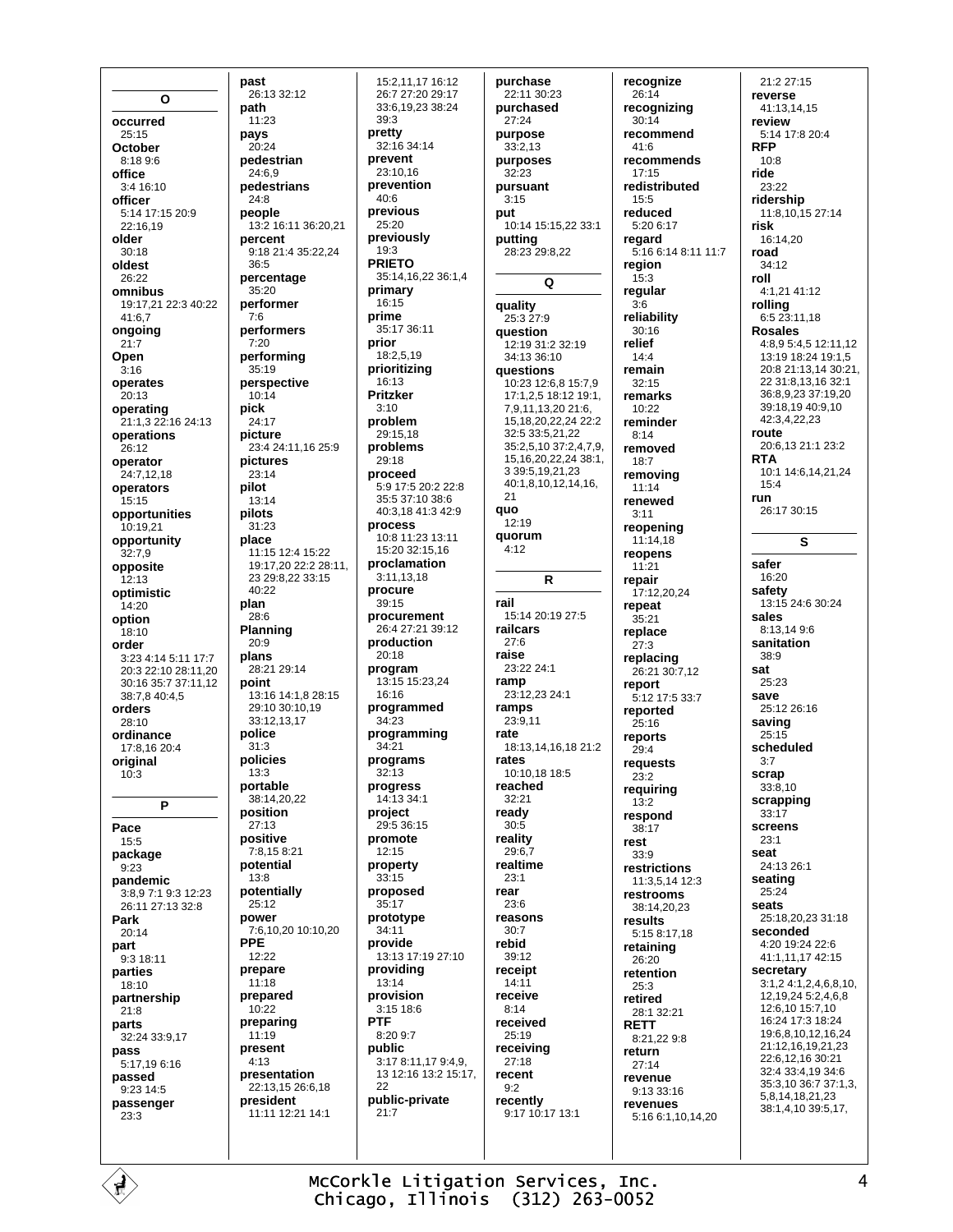## O

**occurred**
25:15
**October**
8:18 9:6
**office**
3:4 16:10
**officer**
5:14 17:15 20:9 22:16,19
**older**
30:18
**oldest**
26:22
**omnibus**
19:17,21 22:3 40:22 41:6,7
**ongoing**
21:7
**Open**
3:16
**operates**
20:13
**operating**
21:1,3 22:16 24:13
**operations**
26:12
**operator**
24:7,12,18
**operators**
15:15
**opportunities**
10:19,21
**opportunity**
32:7,9
**opposite**
12:13
**optimistic**
14:20
**option**
18:10
**order**
3:23 4:14 5:11 17:7 20:3 22:10 28:11,20 30:16 35:7 37:11,12 38:7,8 40:4,5
**orders**
28:10
**ordinance**
17:8,16 20:4
**original**
10:3

## P

**Pace**
15:5
**package**
9:23
**pandemic**
3:8,9 7:1 9:3 12:23 26:11 27:13 32:8
**Park**
20:14
**part**
9:3 18:11
**parties**
18:10
**partnership**
21:8
**parts**
32:24 33:9,17
**pass**
5:17,19 6:16
**passed**
9:23 14:5
**passenger**
23:3
**past**
26:13 32:12
**path**
11:23
**pays**
20:24
**pedestrian**
24:6,9
**pedestrians**
24:8
**people**
13:2 16:11 36:20,21
**percent**
9:18 21:4 35:22,24 36:5
**percentage**
35:20
**performer**
7:6
**performers**
7:20
**performing**
35:19
**perspective**
10:14
**pick**
24:17
**picture**
23:4 24:11,16 25:9
**pictures**
23:14
**pilot**
13:14
**pilots**
31:23
**place**
11:15 12:4 15:22 19:17,20 22:2 28:11, 23 29:8,22 33:15 40:22
**plan**
28:6
**Planning**
20:9
**plans**
28:21 29:14
**point**
13:16 14:1,8 28:15 29:10 30:10,19 33:12,13,17
**police**
31:3
**policies**
13:3
**portable**
38:14,20,22
**position**
27:13
**positive**
7:8,15 8:21
**potential**
13:8
**potentially**
25:12
**power**
7:6,10,20 10:10,20
**PPE**
12:22
**prepare**
11:18
**prepared**
10:22
**preparing**
11:19
**present**
4:13
**presentation**
22:13,15 26:6,18
**president**
11:11 12:21 14:1
15:2,11,17 16:12 26:7 27:20 29:17 33:6,19,23 38:24 39:3
**pretty**
32:16 34:14
**prevent**
23:10,16
**prevention**
40:6
**previous**
25:20
**previously**
19:3
**PRIETO**
35:14,16,22 36:1,4
**primary**
16:15
**prime**
35:17 36:11
**prior**
18:2,5,19
**prioritizing**
16:13
**Pritzker**
3:10
**problem**
29:15,18
**problems**
29:18
**proceed**
5:9 17:5 20:2 22:8 35:5 37:10 38:6 40:3,18 41:3 42:9
**process**
10:8 11:23 13:11 15:20 32:15,16
**proclamation**
3:11,13,18
**procure**
39:15
**procurement**
26:4 27:21 39:12
**production**
20:18
**program**
13:15 15:23,24 16:16
**programmed**
34:23
**programming**
34:21
**programs**
32:13
**progress**
14:13 34:1
**project**
29:5 36:15
**promote**
12:15
**property**
33:15
**proposed**
35:17
**prototype**
34:11
**provide**
13:13 17:19 27:10
**providing**
13:14
**provision**
3:15 18:6
**PTF**
8:20 9:7
**public**
3:17 8:11,17 9:4,9, 13 12:16 13:2 15:17, 22
**public-private**
21:7
**purchase**
22:11 30:23
**purchased**
27:24
**purpose**
33:2,13
**purposes**
32:23
**pursuant**
3:15
**put**
10:14 15:15,22 33:1
**putting**
28:23 29:8,22

## Q

**quality**
25:3 27:9
**question**
12:19 31:2 32:19 34:13 36:10
**questions**
10:23 12:6,8 15:7,9 17:1,2,5 18:12 19:1, 7,9,11,13,20 21:6, 15,18,20,22,24 22:2 32:5 33:5,21,22 35:2,5,10 37:2,4,7,9, 15,16,20,22,24 38:1, 3 39:5,19,21,23 40:1,8,10,12,14,16, 21
**quo**
12:19
**quorum**
4:12

## R

**rail**
15:14 20:19 27:5
**railcars**
27:6
**raise**
23:22 24:1
**ramp**
23:12,23 24:1
**ramps**
23:9,11
**rate**
18:13,14,16,18 21:2
**rates**
10:10,18 18:5
**reached**
32:21
**ready**
30:5
**reality**
29:6,7
**realtime**
23:1
**rear**
23:6
**reasons**
30:7
**rebid**
39:12
**receipt**
14:11
**receive**
8:14
**received**
25:19
**receiving**
27:18
**recent**
9:2
**recently**
9:17 10:17 13:1
**recognize**
26:14
**recognizing**
30:14
**recommend**
41:6
**recommends**
17:15
**redistributed**
15:5
**reduced**
5:20 6:17
**regard**
5:16 6:14 8:11 11:7
**region**
15:3
**regular**
3:6
**reliability**
30:16
**relief**
14:4
**remain**
32:15
**remarks**
10:22
**reminder**
8:14
**removed**
18:7
**removing**
11:14
**renewed**
3:11
**reopening**
11:14,18
**reopens**
11:21
**repair**
17:12,20,24
**repeat**
35:21
**replace**
27:3
**replacing**
26:21 30:7,12
**report**
5:12 17:5 33:7
**reported**
25:16
**reports**
29:4
**requests**
23:2
**requiring**
13:2
**respond**
38:17
**rest**
33:9
**restrictions**
11:3,5,14 12:3
**restrooms**
38:14,20,23
**results**
5:15 8:17,18
**retaining**
26:20
**retention**
25:3
**retired**
28:1 32:21
**RETT**
8:21,22 9:8
**return**
27:14
**revenue**
9:13 33:16
**revenues**
5:16 6:1,10,14,20
21:2 27:15
**reverse**
41:13,14,15
**review**
5:14 17:8 20:4
**RFP**
10:8
**ride**
23:22
**ridership**
11:8,10,15 27:14
**risk**
16:14,20
**road**
34:12
**roll**
4:1,21 41:12
**rolling**
6:5 23:11,18
**Rosales**
4:8,9 5:4,5 12:11,12 13:19 18:24 19:1,5 20:8 21:13,14 30:21, 22 31:8,13,16 32:1 36:8,9,23 37:19,20 39:18,19 40:9,10 42:3,4,22,23
**route**
20:6,13 21:1 23:2
**RTA**
10:1 14:6,14,21,24 15:4
**run**
26:17 30:15

## S

**safer**
16:20
**safety**
13:15 24:6 30:24
**sales**
8:13,14 9:6
**sanitation**
38:9
**sat**
25:23
**save**
25:12 26:16
**saving**
25:15
**scheduled**
3:7
**scrap**
33:8,10
**scrapping**
33:17
**screens**
23:1
**seat**
24:13 26:1
**seating**
25:24
**seats**
25:18,20,23 31:18
**seconded**
4:20 19:24 22:6 41:1,11,17 42:15
**secretary**
3:1,2 4:1,2,4,6,8,10, 12,19,24 5:2,4,6,8 12:6,10 15:7,10 16:24 17:3 18:24 19:6,8,10,12,16,24 21:12,16,19,21,23 22:6,12,16 30:21 32:4 33:4,19 34:6 35:3,10 36:7 37:1,3, 5,8,14,18,21,23 38:1,4,10 39:5,17,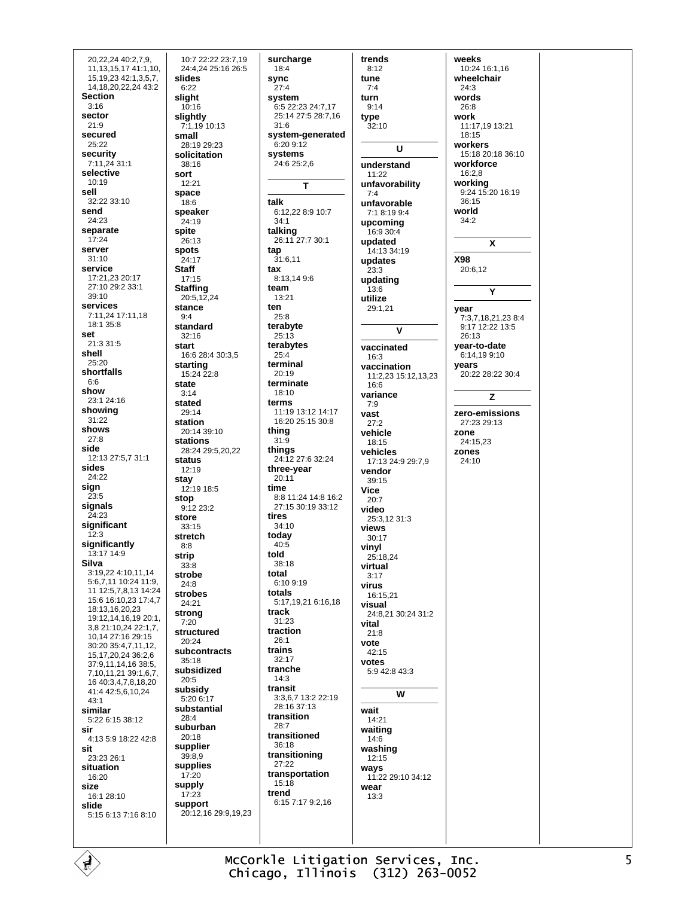20,22,24 40:2,7,9, 11,13,15,17 41:1,10, 15,19,23 42:1,3,5,7, 14,18,20,22,24 43:2

**Section**
3:16

**sector**
21:9

**secured**
25:22

**security**
7:11,24 31:1

**selective**
10:19

**sell**
32:22 33:10

**send**
24:23

**separate**
17:24

**server**
31:10

**service**
17:21,23 20:17 27:10 29:2 33:1 39:10

**services**
7:11,24 17:11,18 18:1 35:8

**set**
21:3 31:5

**shell**
25:20

**shortfalls**
6:6

**show**
23:1 24:16

**showing**
31:22

**shows**
27:8

**side**
12:13 27:5,7 31:1

**sides**
24:22

**sign**
23:5

**signals**
24:23

**significant**
12:3

**significantly**
13:17 14:9

**Silva**
3:19,22 4:10,11,14 5:6,7,11 10:24 11:9, 11 12:5,7,8,13 14:24 15:6 16:10,23 17:4,7 18:13,16,20,23 19:12,14,16,19 20:1, 3,8 21:10,24 22:1,7, 10,14 27:16 29:15 30:20 35:4,7,11,12, 15,17,20,24 36:2,6 37:9,11,14,16 38:5, 7,10,11,21 39:1,6,7, 16 40:3,4,7,8,18,20 41:4 42:5,6,10,24 43:1

**similar**
5:22 6:15 38:12

**sir**
4:13 5:9 18:22 42:8

**sit**
23:23 26:1

**situation**
16:20

**size**
16:1 28:10

**slide**
5:15 6:13 7:16 8:10

10:7 22:22 23:7,19 24:4,24 25:16 26:5

**slides**
6:22

**slight**
10:16

**slightly**
7:1,19 10:13

**small**
28:19 29:23

**solicitation**
38:16

**sort**
12:21

**space**
18:6

**speaker**
24:19

**spite**
26:13

**spots**
24:17

**Staff**
17:15

**Staffing**
20:5,12,24

**stance**
9:4

**standard**
32:16

**start**
16:6 28:4 30:3,5

**starting**
15:24 22:8

**state**
3:14

**stated**
29:14

**station**
20:14 39:10

**stations**
28:24 29:5,20,22

**status**
12:19

**stay**
12:19 18:5

**stop**
9:12 23:2

**store**
33:15

**stretch**
8:8

**strip**
33:8

**strobe**
24:8

**strobes**
24:21

**strong**
7:20

**structured**
20:24

**subcontracts**
35:18

**subsidized**
20:5

**subsidy**
5:20 6:17

**substantial**
28:4

**suburban**
20:18

**supplier**
39:8,9

**supplies**
17:20

**supply**
17:23

**support**
20:12,16 29:9,19,23

**surcharge**
18:4

**sync**
27:4

**system**
6:5 22:23 24:7,17 25:14 27:5 28:7,16 31:6

**system-generated**
6:20 9:12

**systems**
24:6 25:2,6

## T

**talk**
6:12,22 8:9 10:7 34:1

**talking**
26:11 27:7 30:1

**tap**
31:6,11

**tax**
8:13,14 9:6

**team**
13:21

**ten**
25:8

**terabyte**
25:13

**terabytes**
25:4

**terminal**
20:19

**terminate**
18:10

**terms**
11:19 13:12 14:17 16:20 25:15 30:8

**thing**
31:9

**things**
24:12 27:6 32:24

**three-year**
20:11

**time**
8:8 11:24 14:8 16:2 27:15 30:19 33:12

**tires**
34:10

**today**
40:5

**told**
38:18

**total**
6:10 9:19

**totals**
5:17,19,21 6:16,18

**track**
31:23

**traction**
26:1

**trains**
32:17

**tranche**
14:3

**transit**
3:3,6,7 13:2 22:19 28:16 37:13

**transition**
28:7

**transitioned**
36:18

**transitioning**
27:22

**transportation**
15:18

**trend**
6:15 7:17 9:2,16

**trends**
8:12

**tune**
7:4

**turn**
9:14

**type**
32:10

## U

**understand**
11:22

**unfavorability**
7:4

**unfavorable**
7:1 8:19 9:4

**upcoming**
16:9 30:4

**updated**
14:13 34:19

**updates**
23:3

**updating**
13:6

**utilize**
29:1,21

## V

**vaccinated**
16:3

**vaccination**
11:2,23 15:12,13,23 16:6

**variance**
7:9

**vast**
27:2

**vehicle**
18:15

**vehicles**
17:13 24:9 29:7,9

**vendor**
39:15

**Vice**
20:7

**video**
25:3,12 31:3

**views**
30:17

**vinyl**
25:18,24

**virtual**
3:17

**virus**
16:15,21

**visual**
24:8,21 30:24 31:2

**vital**
21:8

**vote**
42:15

**votes**
5:9 42:8 43:3

## W

**wait**
14:21

**waiting**
14:6

**washing**
12:15

**ways**
11:22 29:10 34:12

**wear**
13:3

**weeks**
10:24 16:1,16

**wheelchair**
24:3

**words**
26:8

**work**
11:17,19 13:21 18:15

**workers**
15:18 20:18 36:10

**workforce**
16:2,8

**working**
9:24 15:20 16:19 36:15

**world**
34:2

## X

**X98**
20:6,12

## Y

**year**
7:3,7,18,21,23 8:4 9:17 12:22 13:5 26:13

**year-to-date**
6:14,19 9:10

**years**
20:22 28:22 30:4

## Z

**zero-emissions**
27:23 29:13

**zone**
24:15,23

**zones**
24:10

McCorkle Litigation Services, Inc.
Chicago, Illinois (312) 263-0052